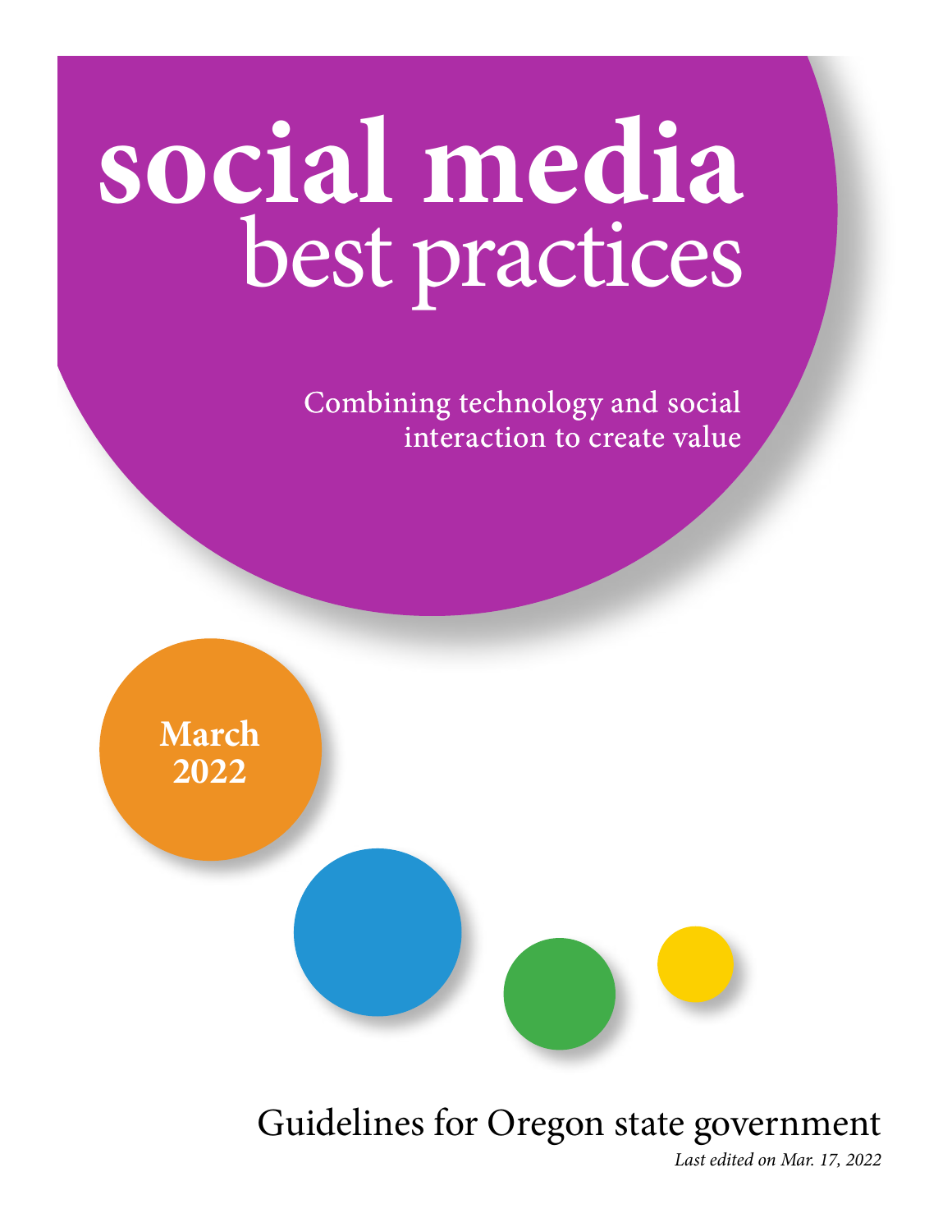# social media best practices

Combining technology and social interaction to create value

**March 2022**

Guidelines for Oregon state government

*Last edited on Mar. 17, 2022*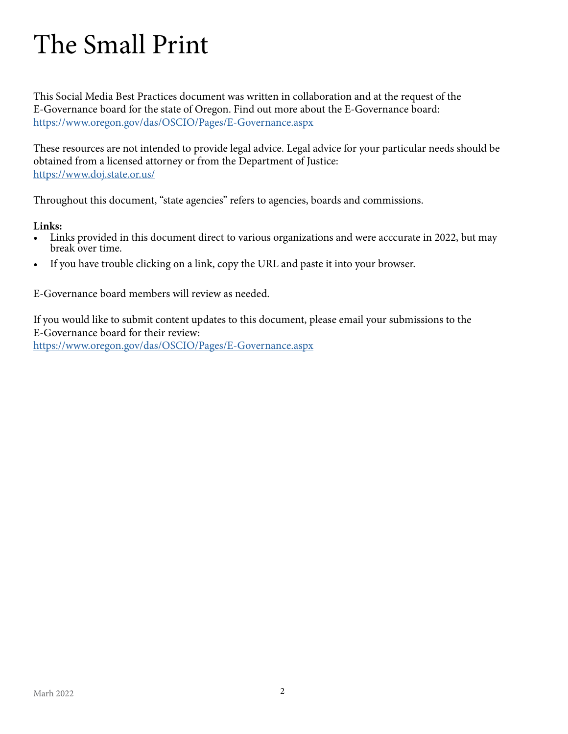# The Small Print

This Social Media Best Practices document was written in collaboration and at the request of the E-Governance board for the state of Oregon. Find out more about the E-Governance board: https://www.oregon.gov/das/OSCIO/Pages/E-Governance.aspx

These resources are not intended to provide legal advice. Legal advice for your particular needs should be obtained from a licensed attorney or from the Department of Justice: https://www.doj.state.or.us/

Throughout this document, "state agencies" refers to agencies, boards and commissions.

**Links:**

- Links provided in this document direct to various organizations and were acccurate in 2022, but may break over time.
- If you have trouble clicking on a link, copy the URL and paste it into your browser.

E-Governance board members will review as needed.

If you would like to submit content updates to this document, please email your submissions to the E-Governance board for their review: https://www.oregon.gov/das/OSCIO/Pages/E-Governance.aspx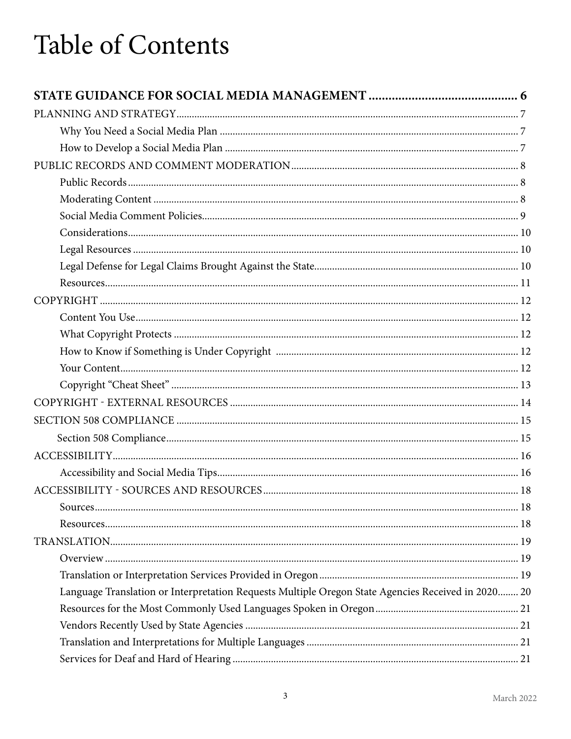# Table of Contents

**STATE GUIDANCE FOR SOCIAL MEDIA MANAGEMENT ..... 6**

PLANNING AND STRATEGY ..... 7
- Why You Need a Social Media Plan ..... 7
- How to Develop a Social Media Plan ..... 7

PUBLIC RECORDS AND COMMENT MODERATION ..... 8
- Public Records ..... 8
- Moderating Content ..... 8
- Social Media Comment Policies ..... 9
- Considerations ..... 10
- Legal Resources ..... 10
- Legal Defense for Legal Claims Brought Against the State ..... 10
- Resources ..... 11

COPYRIGHT ..... 12
- Content You Use ..... 12
- What Copyright Protects ..... 12
- How to Know if Something is Under Copyright ..... 12
- Your Content ..... 12
- Copyright “Cheat Sheet” ..... 13

COPYRIGHT - EXTERNAL RESOURCES ..... 14

SECTION 508 COMPLIANCE ..... 15
- Section 508 Compliance ..... 15

ACCESSIBILITY ..... 16
- Accessibility and Social Media Tips ..... 16

ACCESSIBILITY - SOURCES AND RESOURCES ..... 18
- Sources ..... 18
- Resources ..... 18

TRANSLATION ..... 19
- Overview ..... 19
- Translation or Interpretation Services Provided in Oregon ..... 19
- Language Translation or Interpretation Requests Multiple Oregon State Agencies Received in 2020 ..... 20
- Resources for the Most Commonly Used Languages Spoken in Oregon ..... 21
- Vendors Recently Used by State Agencies ..... 21
- Translation and Interpretations for Multiple Languages ..... 21
- Services for Deaf and Hard of Hearing ..... 21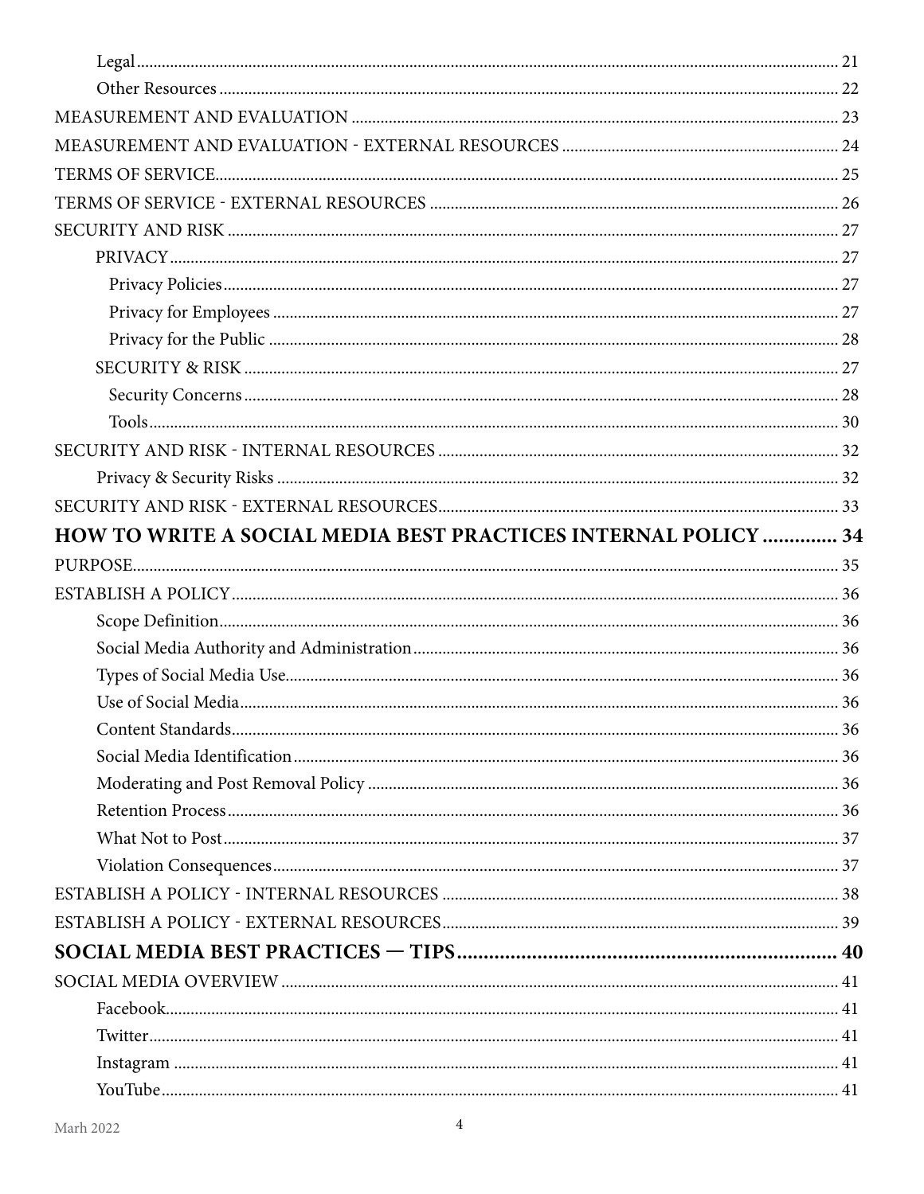- Legal ... 21
- Other Resources ... 22

MEASUREMENT AND EVALUATION ... 23

MEASUREMENT AND EVALUATION - EXTERNAL RESOURCES ... 24

TERMS OF SERVICE ... 25

TERMS OF SERVICE - EXTERNAL RESOURCES ... 26

SECURITY AND RISK ... 27

- PRIVACY ... 27
  - Privacy Policies ... 27
  - Privacy for Employees ... 27
  - Privacy for the Public ... 28
- SECURITY & RISK ... 27
  - Security Concerns ... 28
  - Tools ... 30

SECURITY AND RISK - INTERNAL RESOURCES ... 32

- Privacy & Security Risks ... 32

SECURITY AND RISK - EXTERNAL RESOURCES ... 33

**HOW TO WRITE A SOCIAL MEDIA BEST PRACTICES INTERNAL POLICY ... 34**

PURPOSE ... 35

ESTABLISH A POLICY ... 36

- Scope Definition ... 36
- Social Media Authority and Administration ... 36
- Types of Social Media Use ... 36
- Use of Social Media ... 36
- Content Standards ... 36
- Social Media Identification ... 36
- Moderating and Post Removal Policy ... 36
- Retention Process ... 36
- What Not to Post ... 37
- Violation Consequences ... 37

ESTABLISH A POLICY - INTERNAL RESOURCES ... 38

ESTABLISH A POLICY - EXTERNAL RESOURCES ... 39

**SOCIAL MEDIA BEST PRACTICES — TIPS ... 40**

SOCIAL MEDIA OVERVIEW ... 41

- Facebook ... 41
- Twitter ... 41
- Instagram ... 41
- YouTube ... 41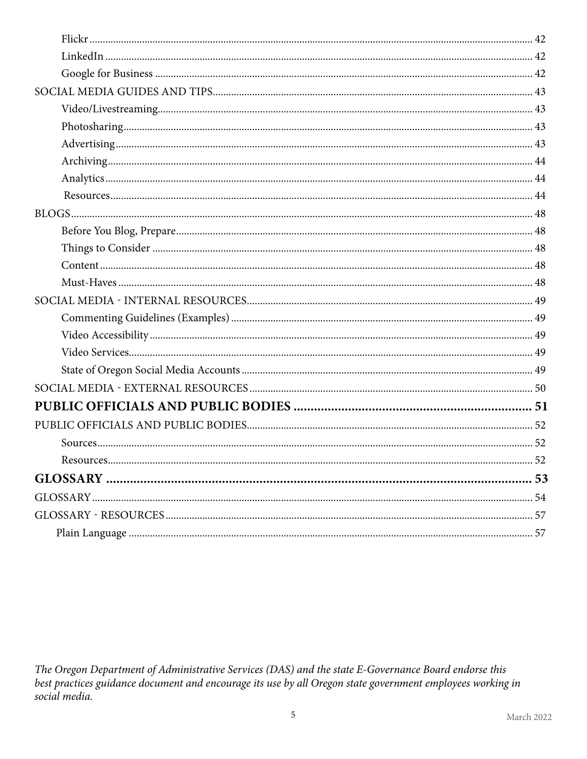Flickr ..... 42
LinkedIn ..... 42
Google for Business ..... 42

SOCIAL MEDIA GUIDES AND TIPS ..... 43
Video/Livestreaming ..... 43
Photosharing ..... 43
Advertising ..... 43
Archiving ..... 44
Analytics ..... 44
Resources ..... 44

BLOGS ..... 48
Before You Blog, Prepare ..... 48
Things to Consider ..... 48
Content ..... 48
Must-Haves ..... 48

SOCIAL MEDIA - INTERNAL RESOURCES ..... 49
Commenting Guidelines (Examples) ..... 49
Video Accessibility ..... 49
Video Services ..... 49
State of Oregon Social Media Accounts ..... 49

SOCIAL MEDIA - EXTERNAL RESOURCES ..... 50

**PUBLIC OFFICIALS AND PUBLIC BODIES ..... 51**

PUBLIC OFFICIALS AND PUBLIC BODIES ..... 52
Sources ..... 52
Resources ..... 52

**GLOSSARY ..... 53**

GLOSSARY ..... 54

GLOSSARY - RESOURCES ..... 57
Plain Language ..... 57

*The Oregon Department of Administrative Services (DAS) and the state E-Governance Board endorse this best practices guidance document and encourage its use by all Oregon state government employees working in social media.*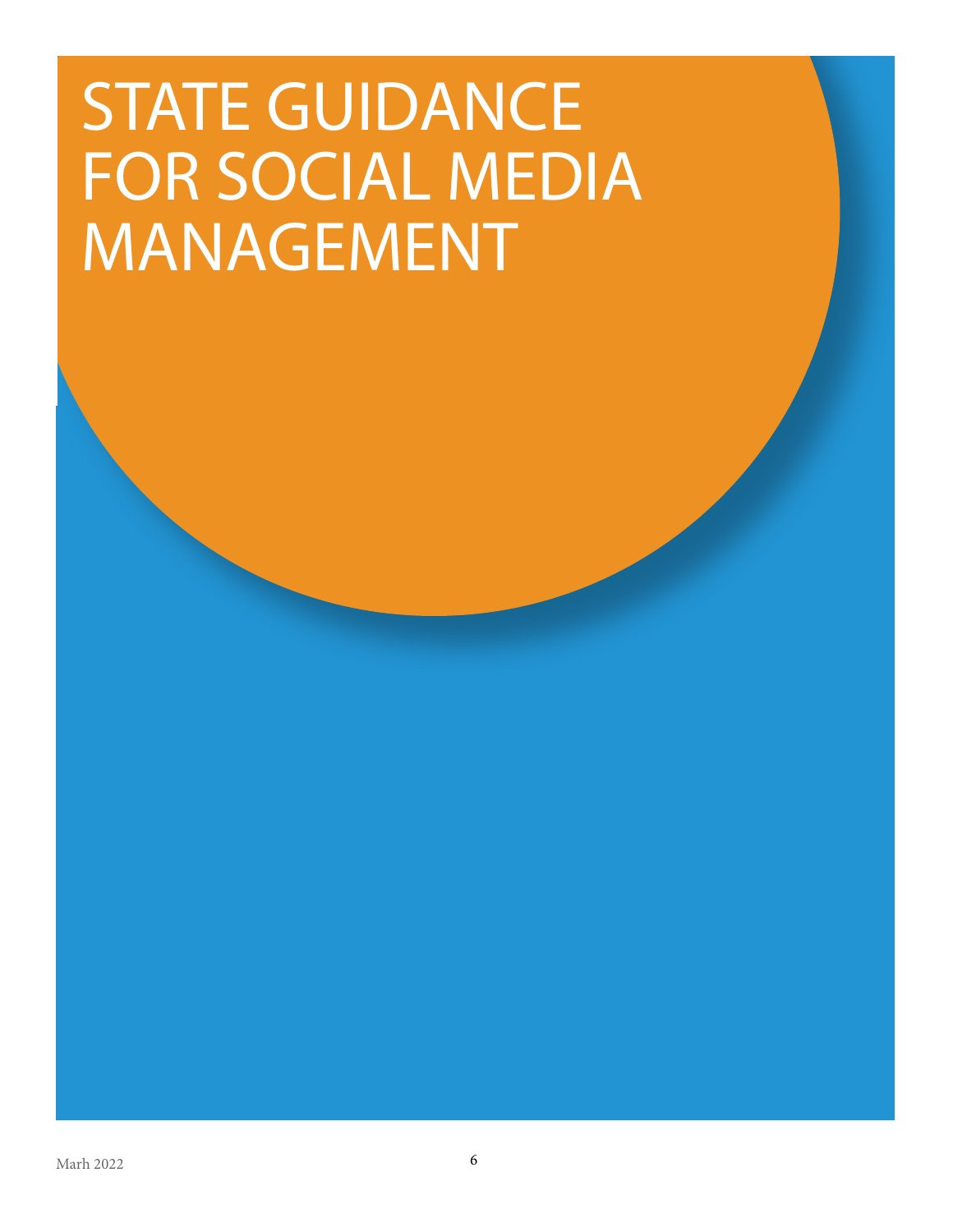# STATE GUIDANCE FOR SOCIAL MEDIA MANAGEMENT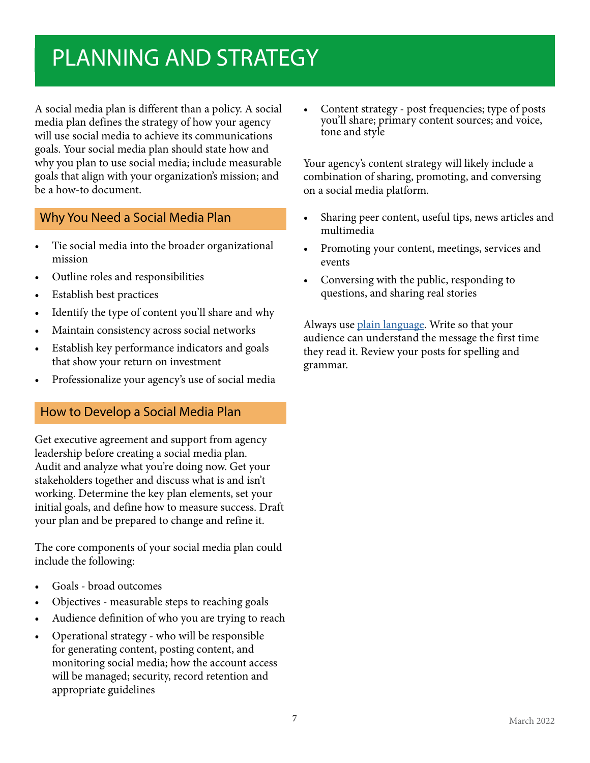# PLANNING AND STRATEGY

A social media plan is different than a policy. A social media plan defines the strategy of how your agency will use social media to achieve its communications goals. Your social media plan should state how and why you plan to use social media; include measurable goals that align with your organization's mission; and be a how-to document.

## Why You Need a Social Media Plan

- Tie social media into the broader organizational mission
- Outline roles and responsibilities
- Establish best practices
- Identify the type of content you'll share and why
- Maintain consistency across social networks
- Establish key performance indicators and goals that show your return on investment
- Professionalize your agency's use of social media

## How to Develop a Social Media Plan

Get executive agreement and support from agency leadership before creating a social media plan. Audit and analyze what you're doing now. Get your stakeholders together and discuss what is and isn't working. Determine the key plan elements, set your initial goals, and define how to measure success. Draft your plan and be prepared to change and refine it.

The core components of your social media plan could include the following:

- Goals - broad outcomes
- Objectives - measurable steps to reaching goals
- Audience definition of who you are trying to reach
- Operational strategy - who will be responsible for generating content, posting content, and monitoring social media; how the account access will be managed; security, record retention and appropriate guidelines
- Content strategy - post frequencies; type of posts you'll share; primary content sources; and voice, tone and style

Your agency's content strategy will likely include a combination of sharing, promoting, and conversing on a social media platform.

- Sharing peer content, useful tips, news articles and multimedia
- Promoting your content, meetings, services and events
- Conversing with the public, responding to questions, and sharing real stories

Always use plain language. Write so that your audience can understand the message the first time they read it. Review your posts for spelling and grammar.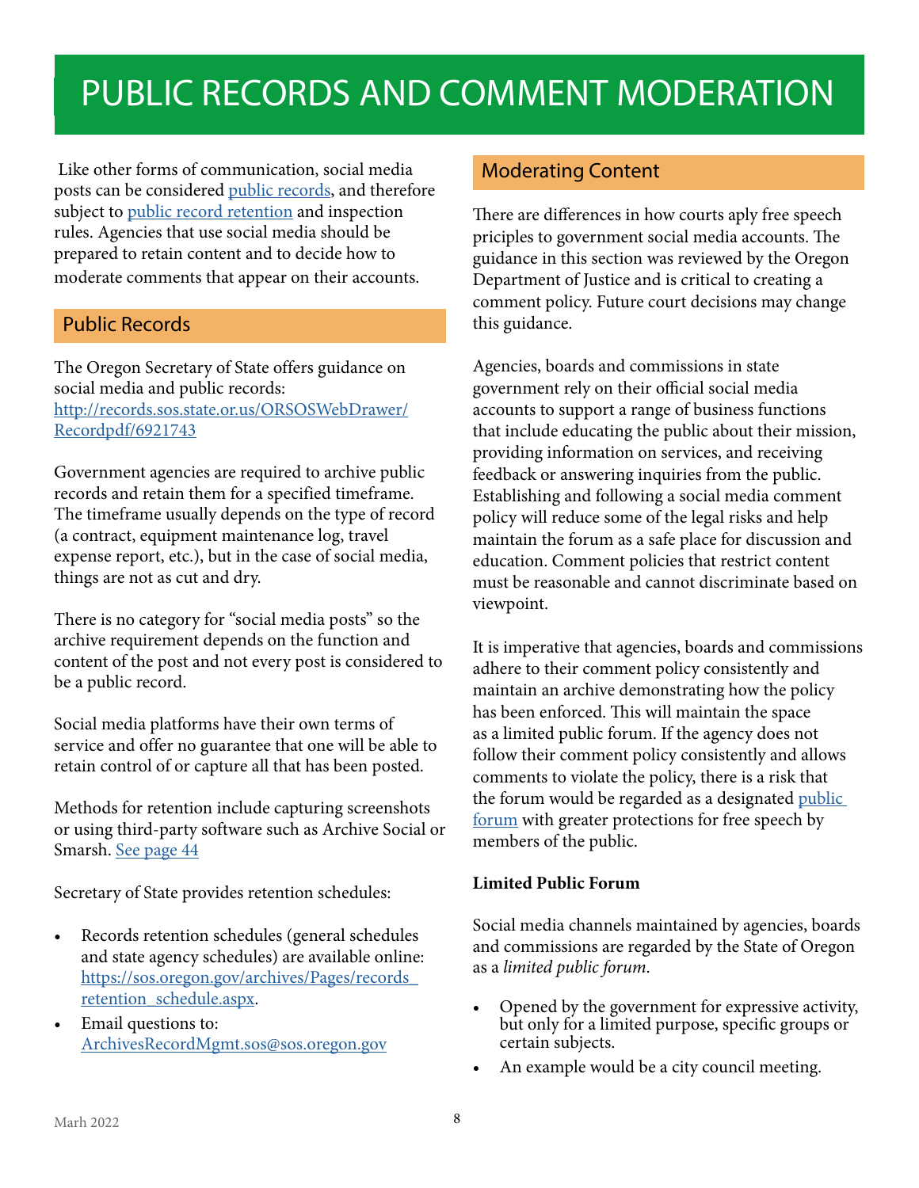# PUBLIC RECORDS AND COMMENT MODERATION

Like other forms of communication, social media posts can be considered [public records](), and therefore subject to [public record retention]() and inspection rules. Agencies that use social media should be prepared to retain content and to decide how to moderate comments that appear on their accounts.

## Public Records

The Oregon Secretary of State offers guidance on social media and public records: [http://records.sos.state.or.us/ORSOSWebDrawer/Recordpdf/6921743](http://records.sos.state.or.us/ORSOSWebDrawer/Recordpdf/6921743)

Government agencies are required to archive public records and retain them for a specified timeframe. The timeframe usually depends on the type of record (a contract, equipment maintenance log, travel expense report, etc.), but in the case of social media, things are not as cut and dry.

There is no category for "social media posts" so the archive requirement depends on the function and content of the post and not every post is considered to be a public record.

Social media platforms have their own terms of service and offer no guarantee that one will be able to retain control of or capture all that has been posted.

Methods for retention include capturing screenshots or using third-party software such as Archive Social or Smarsh. [See page 44]()

Secretary of State provides retention schedules:

- Records retention schedules (general schedules and state agency schedules) are available online: [https://sos.oregon.gov/archives/Pages/records_retention_schedule.aspx](https://sos.oregon.gov/archives/Pages/records_retention_schedule.aspx).
- Email questions to: [ArchivesRecordMgmt.sos@sos.oregon.gov](mailto:ArchivesRecordMgmt.sos@sos.oregon.gov)

## Moderating Content

There are differences in how courts aply free speech priciples to government social media accounts. The guidance in this section was reviewed by the Oregon Department of Justice and is critical to creating a comment policy. Future court decisions may change this guidance.

Agencies, boards and commissions in state government rely on their official social media accounts to support a range of business functions that include educating the public about their mission, providing information on services, and receiving feedback or answering inquiries from the public. Establishing and following a social media comment policy will reduce some of the legal risks and help maintain the forum as a safe place for discussion and education. Comment policies that restrict content must be reasonable and cannot discriminate based on viewpoint.

It is imperative that agencies, boards and commissions adhere to their comment policy consistently and maintain an archive demonstrating how the policy has been enforced. This will maintain the space as a limited public forum. If the agency does not follow their comment policy consistently and allows comments to violate the policy, there is a risk that the forum would be regarded as a designated [public forum]() with greater protections for free speech by members of the public.

**Limited Public Forum**

Social media channels maintained by agencies, boards and commissions are regarded by the State of Oregon as a *limited public forum*.

- Opened by the government for expressive activity, but only for a limited purpose, specific groups or certain subjects.
- An example would be a city council meeting.

Marh 2022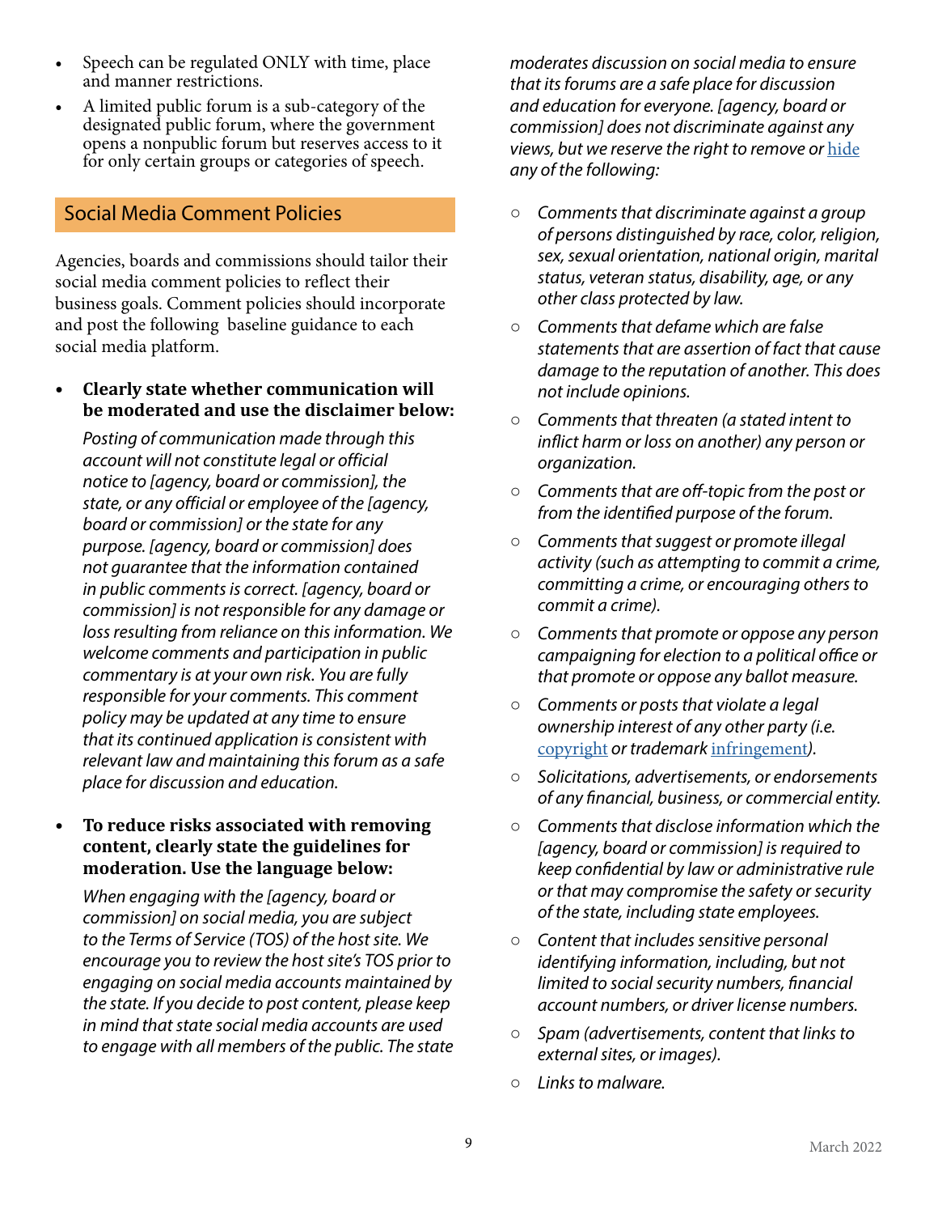- Speech can be regulated ONLY with time, place and manner restrictions.
- A limited public forum is a sub-category of the designated public forum, where the government opens a nonpublic forum but reserves access to it for only certain groups or categories of speech.

## Social Media Comment Policies

Agencies, boards and commissions should tailor their social media comment policies to reflect their business goals. Comment policies should incorporate and post the following baseline guidance to each social media platform.

- **Clearly state whether communication will be moderated and use the disclaimer below:**

  *Posting of communication made through this account will not constitute legal or official notice to [agency, board or commission], the state, or any official or employee of the [agency, board or commission] or the state for any purpose. [agency, board or commission] does not guarantee that the information contained in public comments is correct. [agency, board or commission] is not responsible for any damage or loss resulting from reliance on this information. We welcome comments and participation in public commentary is at your own risk. You are fully responsible for your comments. This comment policy may be updated at any time to ensure that its continued application is consistent with relevant law and maintaining this forum as a safe place for discussion and education.*

- **To reduce risks associated with removing content, clearly state the guidelines for moderation. Use the language below:**

  *When engaging with the [agency, board or commission] on social media, you are subject to the Terms of Service (TOS) of the host site. We encourage you to review the host site's TOS prior to engaging on social media accounts maintained by the state. If you decide to post content, please keep in mind that state social media accounts are used to engage with all members of the public. The state moderates discussion on social media to ensure that its forums are a safe place for discussion and education for everyone. [agency, board or commission] does not discriminate against any views, but we reserve the right to remove or* hide *any of the following:*

  - *Comments that discriminate against a group of persons distinguished by race, color, religion, sex, sexual orientation, national origin, marital status, veteran status, disability, age, or any other class protected by law.*
  - *Comments that defame which are false statements that are assertion of fact that cause damage to the reputation of another. This does not include opinions.*
  - *Comments that threaten (a stated intent to inflict harm or loss on another) any person or organization.*
  - *Comments that are off-topic from the post or from the identified purpose of the forum.*
  - *Comments that suggest or promote illegal activity (such as attempting to commit a crime, committing a crime, or encouraging others to commit a crime).*
  - *Comments that promote or oppose any person campaigning for election to a political office or that promote or oppose any ballot measure.*
  - *Comments or posts that violate a legal ownership interest of any other party (i.e.* copyright *or trademark* infringement*).*
  - *Solicitations, advertisements, or endorsements of any financial, business, or commercial entity.*
  - *Comments that disclose information which the [agency, board or commission] is required to keep confidential by law or administrative rule or that may compromise the safety or security of the state, including state employees.*
  - *Content that includes sensitive personal identifying information, including, but not limited to social security numbers, financial account numbers, or driver license numbers.*
  - *Spam (advertisements, content that links to external sites, or images).*
  - *Links to malware.*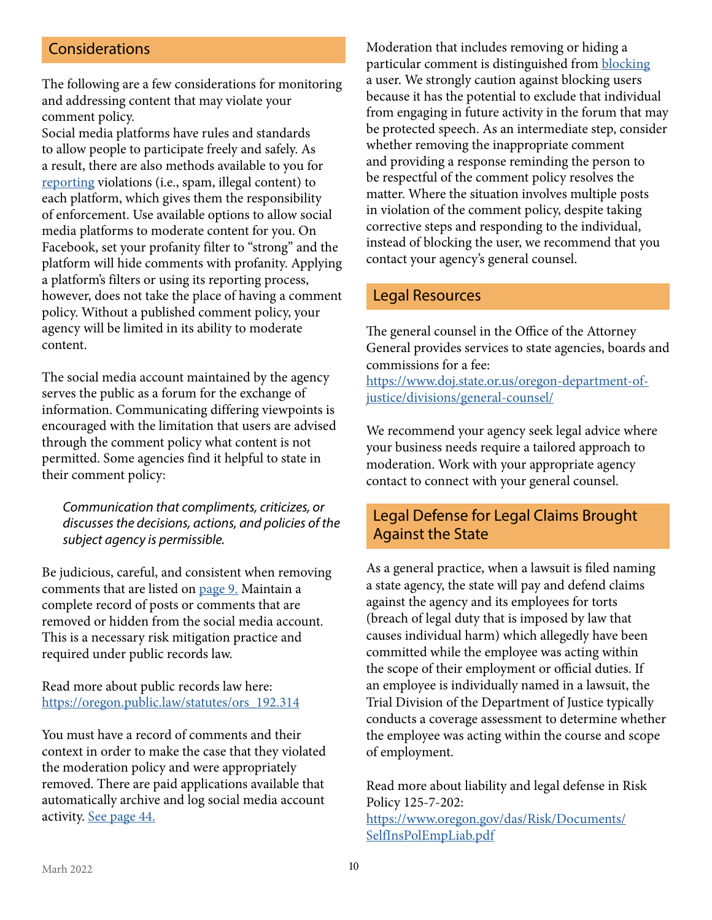## Considerations

The following are a few considerations for monitoring and addressing content that may violate your comment policy.
Social media platforms have rules and standards to allow people to participate freely and safely. As a result, there are also methods available to you for [reporting](reporting) violations (i.e., spam, illegal content) to each platform, which gives them the responsibility of enforcement. Use available options to allow social media platforms to moderate content for you. On Facebook, set your profanity filter to "strong" and the platform will hide comments with profanity. Applying a platform's filters or using its reporting process, however, does not take the place of having a comment policy. Without a published comment policy, your agency will be limited in its ability to moderate content.

The social media account maintained by the agency serves the public as a forum for the exchange of information. Communicating differing viewpoints is encouraged with the limitation that users are advised through the comment policy what content is not permitted. Some agencies find it helpful to state in their comment policy:

> *Communication that compliments, criticizes, or discusses the decisions, actions, and policies of the subject agency is permissible.*

Be judicious, careful, and consistent when removing comments that are listed on page 9. Maintain a complete record of posts or comments that are removed or hidden from the social media account. This is a necessary risk mitigation practice and required under public records law.

Read more about public records law here: https://oregon.public.law/statutes/ors_192.314

You must have a record of comments and their context in order to make the case that they violated the moderation policy and were appropriately removed. There are paid applications available that automatically archive and log social media account activity. See page 44.

Moderation that includes removing or hiding a particular comment is distinguished from blocking a user. We strongly caution against blocking users because it has the potential to exclude that individual from engaging in future activity in the forum that may be protected speech. As an intermediate step, consider whether removing the inappropriate comment and providing a response reminding the person to be respectful of the comment policy resolves the matter. Where the situation involves multiple posts in violation of the comment policy, despite taking corrective steps and responding to the individual, instead of blocking the user, we recommend that you contact your agency's general counsel.

## Legal Resources

The general counsel in the Office of the Attorney General provides services to state agencies, boards and commissions for a fee:
https://www.doj.state.or.us/oregon-department-of-justice/divisions/general-counsel/

We recommend your agency seek legal advice where your business needs require a tailored approach to moderation. Work with your appropriate agency contact to connect with your general counsel.

## Legal Defense for Legal Claims Brought Against the State

As a general practice, when a lawsuit is filed naming a state agency, the state will pay and defend claims against the agency and its employees for torts (breach of legal duty that is imposed by law that causes individual harm) which allegedly have been committed while the employee was acting within the scope of their employment or official duties. If an employee is individually named in a lawsuit, the Trial Division of the Department of Justice typically conducts a coverage assessment to determine whether the employee was acting within the course and scope of employment.

Read more about liability and legal defense in Risk Policy 125-7-202:
https://www.oregon.gov/das/Risk/Documents/SelfInsPolEmpLiab.pdf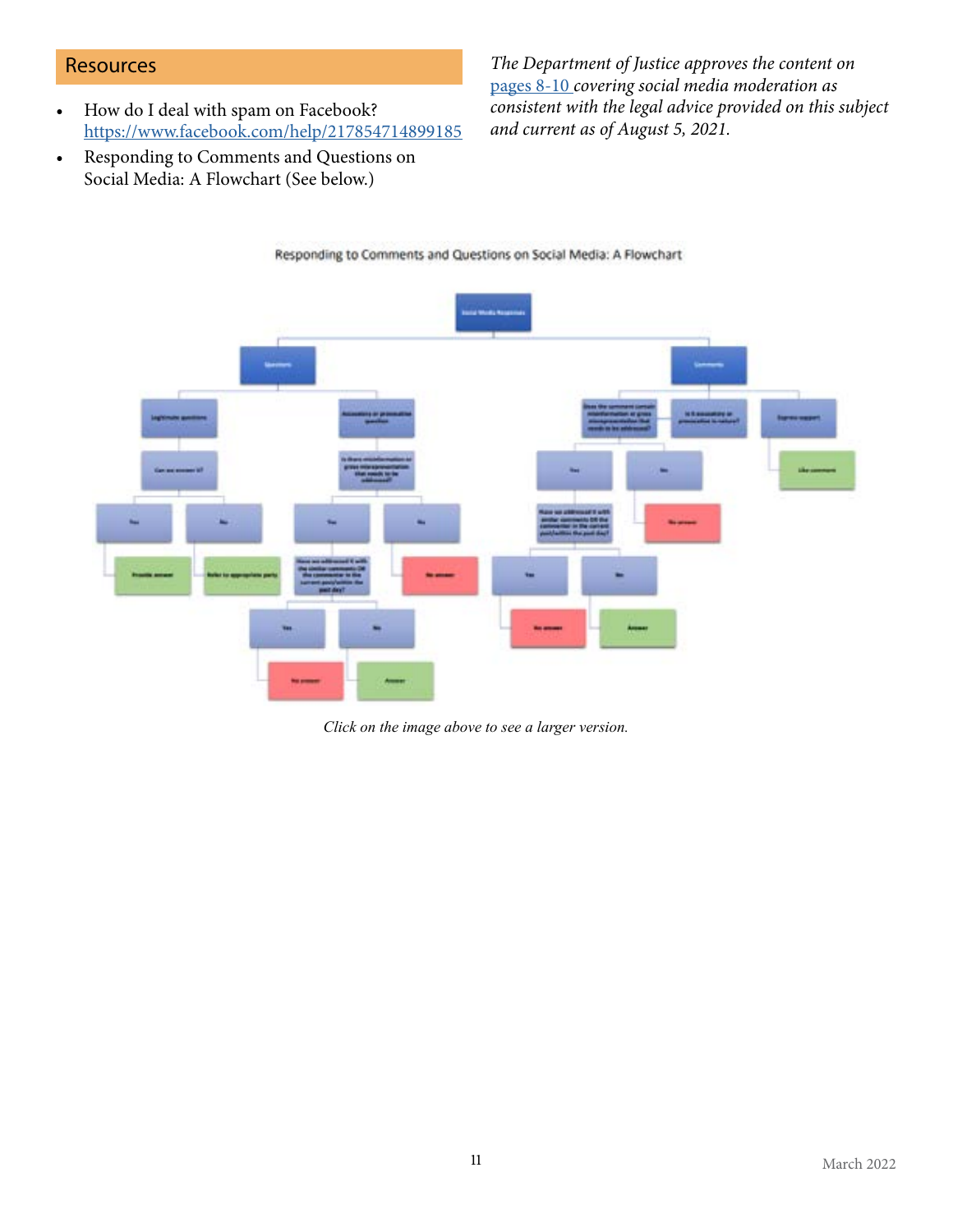## Resources

- How do I deal with spam on Facebook? [https://www.facebook.com/help/217854714899185](https://www.facebook.com/help/217854714899185)
- Responding to Comments and Questions on Social Media: A Flowchart (See below.)

*The Department of Justice approves the content on [pages 8-10](#) covering social media moderation as consistent with the legal advice provided on this subject and current as of August 5, 2021.*

Responding to Comments and Questions on Social Media: A Flowchart

*Click on the image above to see a larger version.*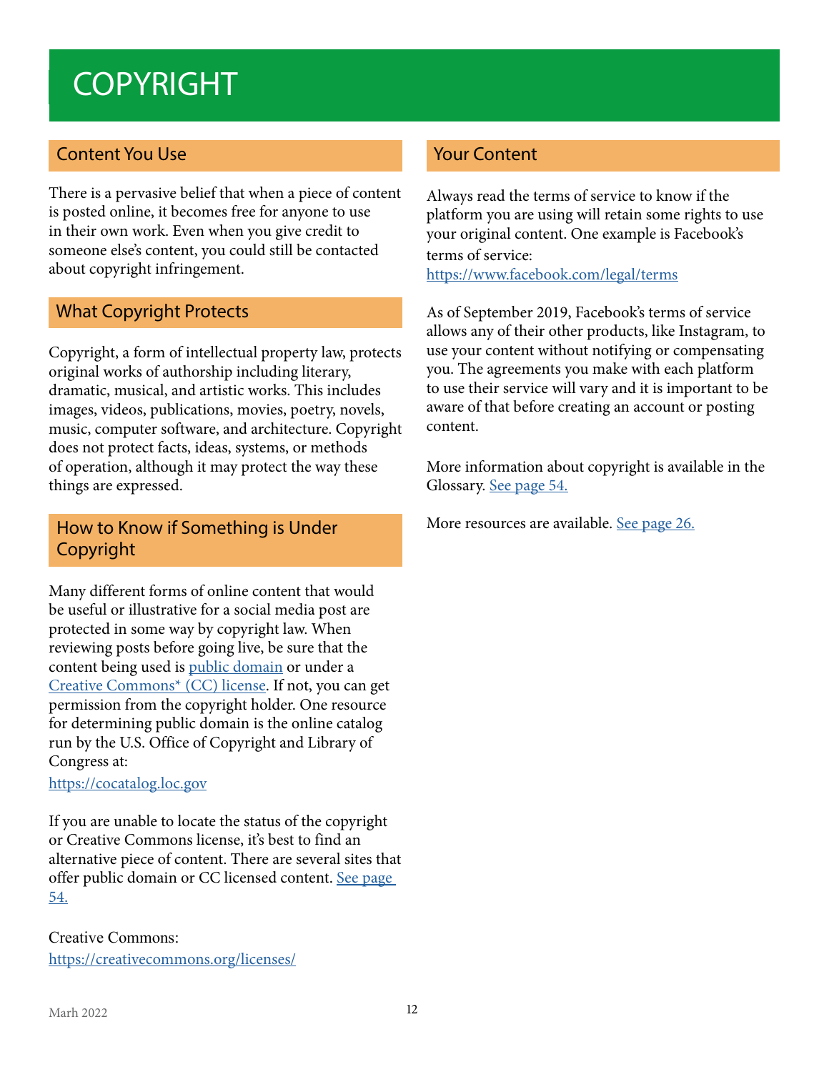# COPYRIGHT

## Content You Use

There is a pervasive belief that when a piece of content is posted online, it becomes free for anyone to use in their own work. Even when you give credit to someone else's content, you could still be contacted about copyright infringement.

## What Copyright Protects

Copyright, a form of intellectual property law, protects original works of authorship including literary, dramatic, musical, and artistic works. This includes images, videos, publications, movies, poetry, novels, music, computer software, and architecture. Copyright does not protect facts, ideas, systems, or methods of operation, although it may protect the way these things are expressed.

## How to Know if Something is Under Copyright

Many different forms of online content that would be useful or illustrative for a social media post are protected in some way by copyright law. When reviewing posts before going live, be sure that the content being used is [public domain]() or under a [Creative Commons* (CC) license](). If not, you can get permission from the copyright holder. One resource for determining public domain is the online catalog run by the U.S. Office of Copyright and Library of Congress at:
[https://cocatalog.loc.gov](https://cocatalog.loc.gov)

If you are unable to locate the status of the copyright or Creative Commons license, it's best to find an alternative piece of content. There are several sites that offer public domain or CC licensed content. [See page 54.]()

Creative Commons:
[https://creativecommons.org/licenses/](https://creativecommons.org/licenses/)

## Your Content

Always read the terms of service to know if the platform you are using will retain some rights to use your original content. One example is Facebook's terms of service:
[https://www.facebook.com/legal/terms](https://www.facebook.com/legal/terms)

As of September 2019, Facebook's terms of service allows any of their other products, like Instagram, to use your content without notifying or compensating you. The agreements you make with each platform to use their service will vary and it is important to be aware of that before creating an account or posting content.

More information about copyright is available in the Glossary. [See page 54.]()

More resources are available. [See page 26.]()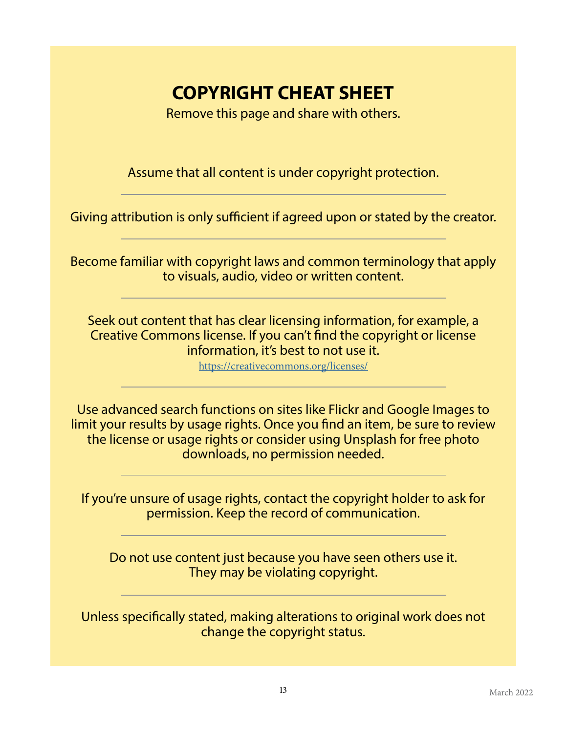# COPYRIGHT CHEAT SHEET

Remove this page and share with others.

Assume that all content is under copyright protection.

---

Giving attribution is only sufficient if agreed upon or stated by the creator.

---

Become familiar with copyright laws and common terminology that apply to visuals, audio, video or written content.

---

Seek out content that has clear licensing information, for example, a Creative Commons license. If you can't find the copyright or license information, it's best to not use it.

https://creativecommons.org/licenses/

---

Use advanced search functions on sites like Flickr and Google Images to limit your results by usage rights. Once you find an item, be sure to review the license or usage rights or consider using Unsplash for free photo downloads, no permission needed.

---

If you're unsure of usage rights, contact the copyright holder to ask for permission. Keep the record of communication.

---

Do not use content just because you have seen others use it. They may be violating copyright.

---

Unless specifically stated, making alterations to original work does not change the copyright status.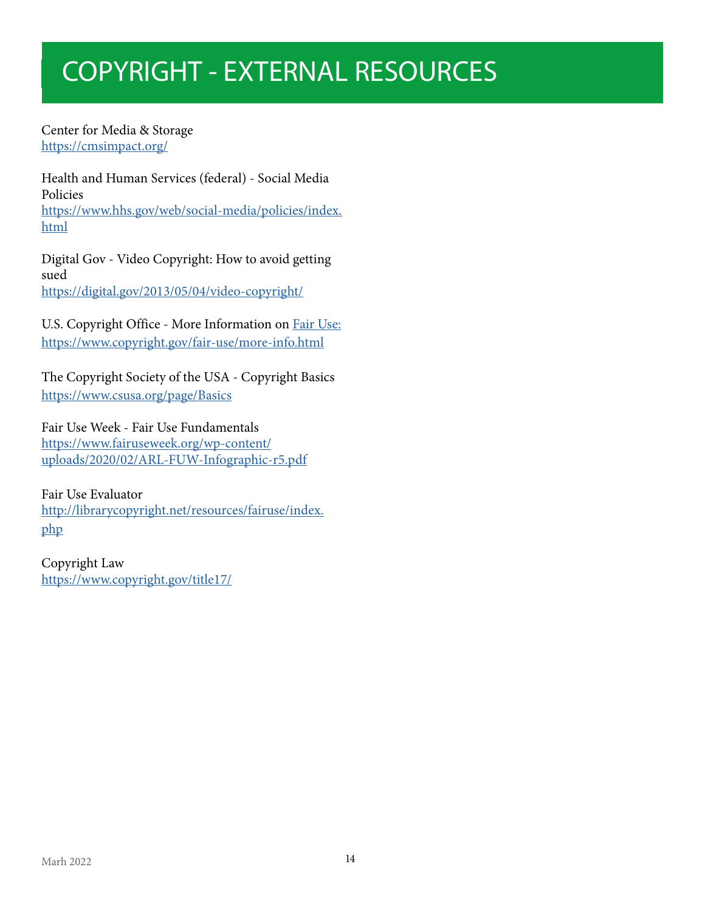# COPYRIGHT - EXTERNAL RESOURCES

Center for Media & Storage
https://cmsimpact.org/

Health and Human Services (federal) - Social Media Policies
https://www.hhs.gov/web/social-media/policies/index.html

Digital Gov - Video Copyright: How to avoid getting sued
https://digital.gov/2013/05/04/video-copyright/

U.S. Copyright Office - More Information on Fair Use:
https://www.copyright.gov/fair-use/more-info.html

The Copyright Society of the USA - Copyright Basics
https://www.csusa.org/page/Basics

Fair Use Week - Fair Use Fundamentals
https://www.fairuseweek.org/wp-content/uploads/2020/02/ARL-FUW-Infographic-r5.pdf

Fair Use Evaluator
http://librarycopyright.net/resources/fairuse/index.php

Copyright Law
https://www.copyright.gov/title17/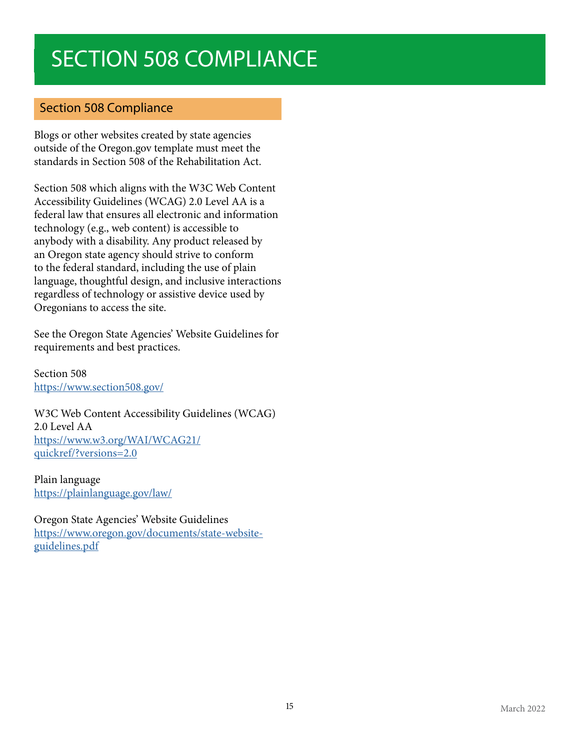# SECTION 508 COMPLIANCE

## Section 508 Compliance

Blogs or other websites created by state agencies outside of the Oregon.gov template must meet the standards in Section 508 of the Rehabilitation Act.

Section 508 which aligns with the W3C Web Content Accessibility Guidelines (WCAG) 2.0 Level AA is a federal law that ensures all electronic and information technology (e.g., web content) is accessible to anybody with a disability. Any product released by an Oregon state agency should strive to conform to the federal standard, including the use of plain language, thoughtful design, and inclusive interactions regardless of technology or assistive device used by Oregonians to access the site.

See the Oregon State Agencies' Website Guidelines for requirements and best practices.

Section 508
[https://www.section508.gov/](https://www.section508.gov/)

W3C Web Content Accessibility Guidelines (WCAG) 2.0 Level AA
[https://www.w3.org/WAI/WCAG21/quickref/?versions=2.0](https://www.w3.org/WAI/WCAG21/quickref/?versions=2.0)

Plain language
[https://plainlanguage.gov/law/](https://plainlanguage.gov/law/)

Oregon State Agencies' Website Guidelines
[https://www.oregon.gov/documents/state-website-guidelines.pdf](https://www.oregon.gov/documents/state-website-guidelines.pdf)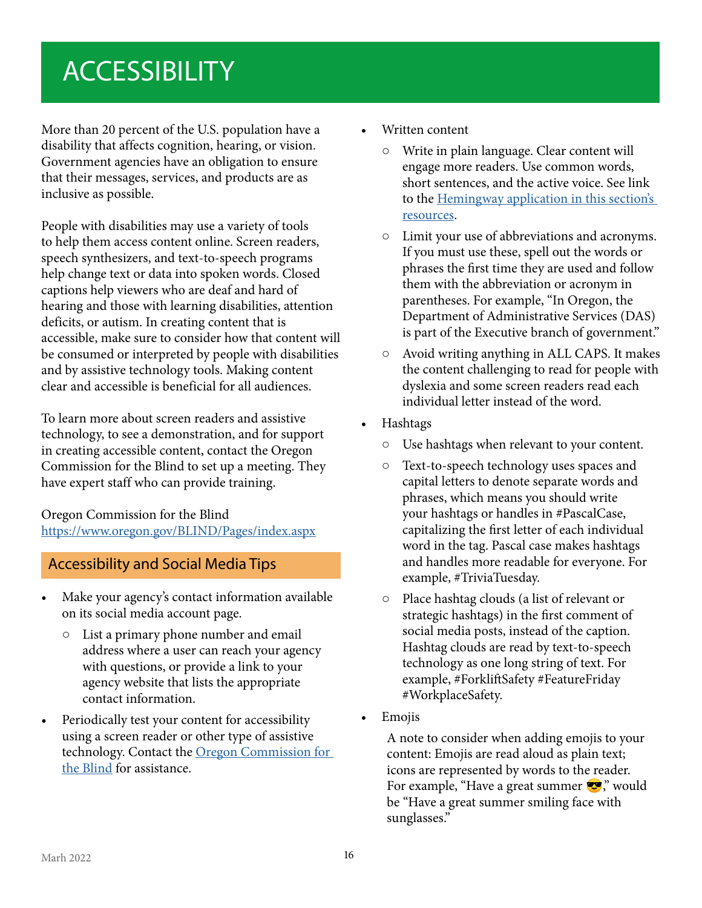# ACCESSIBILITY

More than 20 percent of the U.S. population have a disability that affects cognition, hearing, or vision. Government agencies have an obligation to ensure that their messages, services, and products are as inclusive as possible.

People with disabilities may use a variety of tools to help them access content online. Screen readers, speech synthesizers, and text-to-speech programs help change text or data into spoken words. Closed captions help viewers who are deaf and hard of hearing and those with learning disabilities, attention deficits, or autism. In creating content that is accessible, make sure to consider how that content will be consumed or interpreted by people with disabilities and by assistive technology tools. Making content clear and accessible is beneficial for all audiences.

To learn more about screen readers and assistive technology, to see a demonstration, and for support in creating accessible content, contact the Oregon Commission for the Blind to set up a meeting. They have expert staff who can provide training.

Oregon Commission for the Blind
[https://www.oregon.gov/BLIND/Pages/index.aspx](https://www.oregon.gov/BLIND/Pages/index.aspx)

## Accessibility and Social Media Tips

- Make your agency's contact information available on its social media account page.
  - List a primary phone number and email address where a user can reach your agency with questions, or provide a link to your agency website that lists the appropriate contact information.
- Periodically test your content for accessibility using a screen reader or other type of assistive technology. Contact the Oregon Commission for the Blind for assistance.
- Written content
  - Write in plain language. Clear content will engage more readers. Use common words, short sentences, and the active voice. See link to the Hemingway application in this section's resources.
  - Limit your use of abbreviations and acronyms. If you must use these, spell out the words or phrases the first time they are used and follow them with the abbreviation or acronym in parentheses. For example, "In Oregon, the Department of Administrative Services (DAS) is part of the Executive branch of government."
  - Avoid writing anything in ALL CAPS. It makes the content challenging to read for people with dyslexia and some screen readers read each individual letter instead of the word.
- Hashtags
  - Use hashtags when relevant to your content.
  - Text-to-speech technology uses spaces and capital letters to denote separate words and phrases, which means you should write your hashtags or handles in #PascalCase, capitalizing the first letter of each individual word in the tag. Pascal case makes hashtags and handles more readable for everyone. For example, #TriviaTuesday.
  - Place hashtag clouds (a list of relevant or strategic hashtags) in the first comment of social media posts, instead of the caption. Hashtag clouds are read by text-to-speech technology as one long string of text. For example, #ForkliftSafety #FeatureFriday #WorkplaceSafety.
- Emojis

  A note to consider when adding emojis to your content: Emojis are read aloud as plain text; icons are represented by words to the reader. For example, "Have a great summer 😎," would be "Have a great summer smiling face with sunglasses."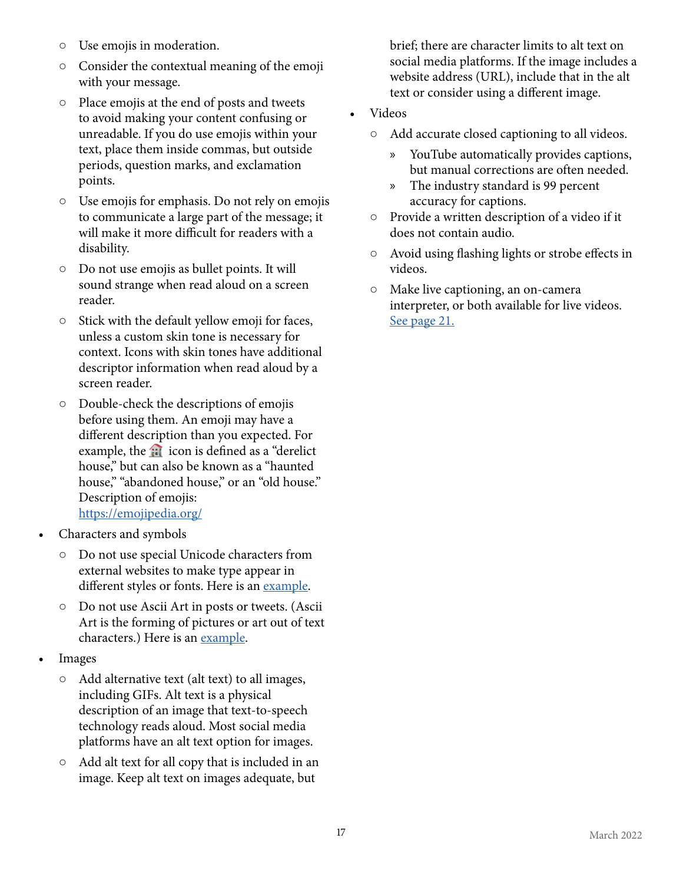- Use emojis in moderation.
    - Consider the contextual meaning of the emoji with your message.
    - Place emojis at the end of posts and tweets to avoid making your content confusing or unreadable. If you do use emojis within your text, place them inside commas, but outside periods, question marks, and exclamation points.
    - Use emojis for emphasis. Do not rely on emojis to communicate a large part of the message; it will make it more difficult for readers with a disability.
    - Do not use emojis as bullet points. It will sound strange when read aloud on a screen reader.
    - Stick with the default yellow emoji for faces, unless a custom skin tone is necessary for context. Icons with skin tones have additional descriptor information when read aloud by a screen reader.
    - Double-check the descriptions of emojis before using them. An emoji may have a different description than you expected. For example, the 🏚 icon is defined as a "derelict house," but can also be known as a "haunted house," "abandoned house," or an "old house." Description of emojis: [https://emojipedia.org/](https://emojipedia.org/)
- Characters and symbols
    - Do not use special Unicode characters from external websites to make type appear in different styles or fonts. Here is an [example](#).
    - Do not use Ascii Art in posts or tweets. (Ascii Art is the forming of pictures or art out of text characters.) Here is an [example](#).
- Images
    - Add alternative text (alt text) to all images, including GIFs. Alt text is a physical description of an image that text-to-speech technology reads aloud. Most social media platforms have an alt text option for images.
    - Add alt text for all copy that is included in an image. Keep alt text on images adequate, but brief; there are character limits to alt text on social media platforms. If the image includes a website address (URL), include that in the alt text or consider using a different image.
- Videos
    - Add accurate closed captioning to all videos.
        - YouTube automatically provides captions, but manual corrections are often needed.
        - The industry standard is 99 percent accuracy for captions.
    - Provide a written description of a video if it does not contain audio.
    - Avoid using flashing lights or strobe effects in videos.
    - Make live captioning, an on-camera interpreter, or both available for live videos. [See page 21.](#)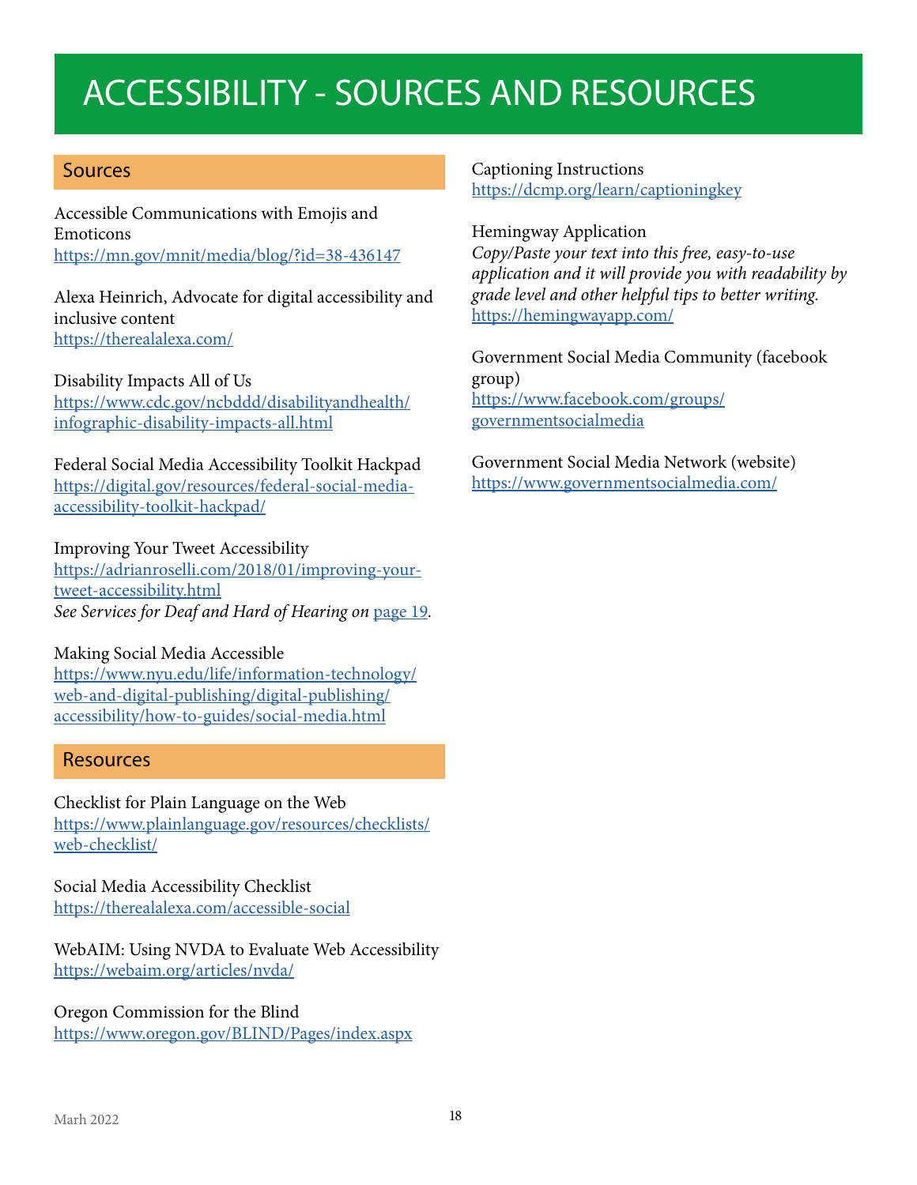# ACCESSIBILITY - SOURCES AND RESOURCES

## Sources

Accessible Communications with Emojis and Emoticons
https://mn.gov/mnit/media/blog/?id=38-436147

Alexa Heinrich, Advocate for digital accessibility and inclusive content
https://therealalexa.com/

Disability Impacts All of Us
https://www.cdc.gov/ncbddd/disabilityandhealth/infographic-disability-impacts-all.html

Federal Social Media Accessibility Toolkit Hackpad
https://digital.gov/resources/federal-social-media-accessibility-toolkit-hackpad/

Improving Your Tweet Accessibility
https://adrianroselli.com/2018/01/improving-your-tweet-accessibility.html
*See Services for Deaf and Hard of Hearing on* page 19.

Making Social Media Accessible
https://www.nyu.edu/life/information-technology/web-and-digital-publishing/digital-publishing/accessibility/how-to-guides/social-media.html

## Resources

Checklist for Plain Language on the Web
https://www.plainlanguage.gov/resources/checklists/web-checklist/

Social Media Accessibility Checklist
https://therealalexa.com/accessible-social

WebAIM: Using NVDA to Evaluate Web Accessibility
https://webaim.org/articles/nvda/

Oregon Commission for the Blind
https://www.oregon.gov/BLIND/Pages/index.aspx

Captioning Instructions
https://dcmp.org/learn/captioningkey

Hemingway Application
*Copy/Paste your text into this free, easy-to-use application and it will provide you with readability by grade level and other helpful tips to better writing.*
https://hemingwayapp.com/

Government Social Media Community (facebook group)
https://www.facebook.com/groups/governmentsocialmedia

Government Social Media Network (website)
https://www.governmentsocialmedia.com/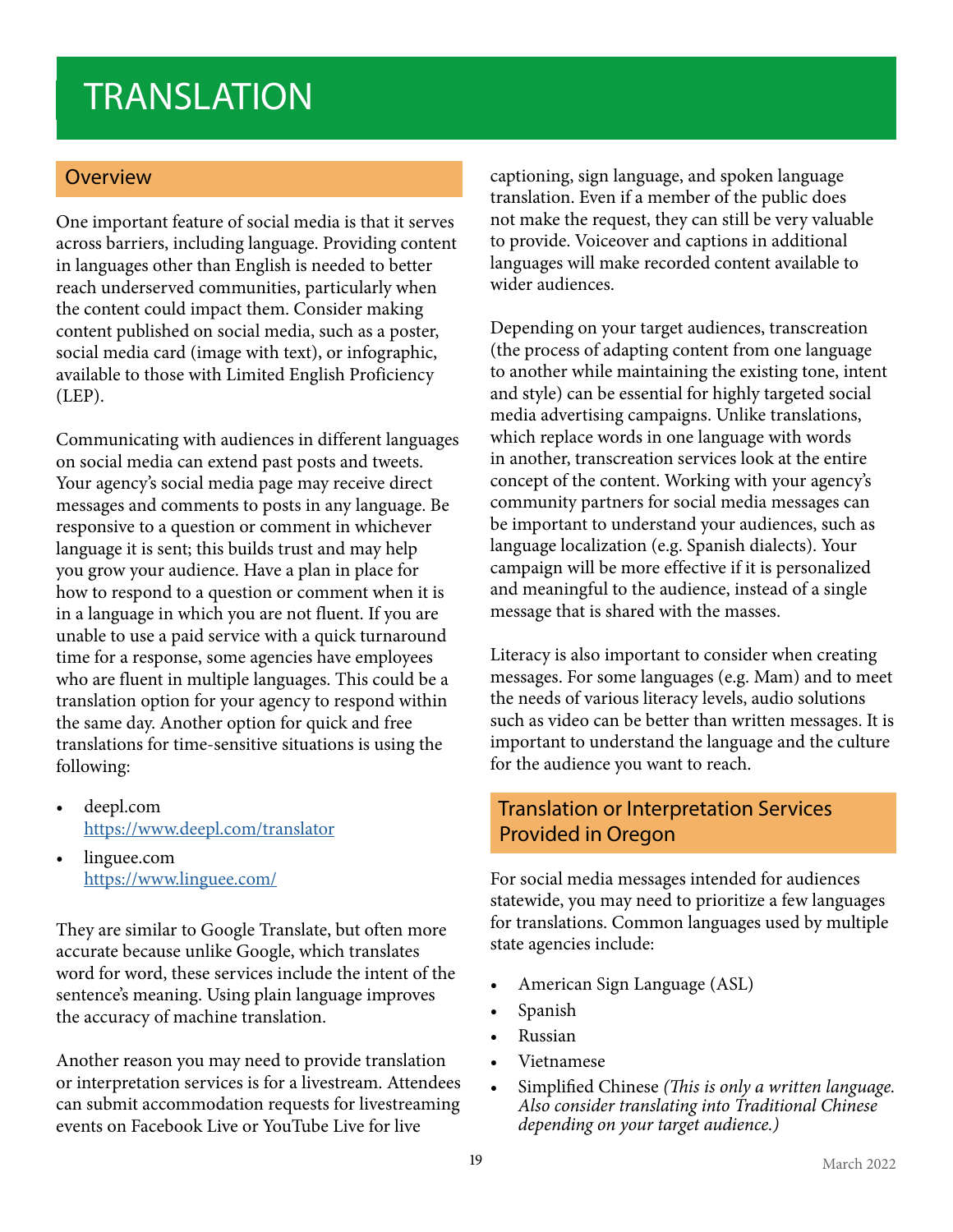# TRANSLATION

## Overview

One important feature of social media is that it serves across barriers, including language. Providing content in languages other than English is needed to better reach underserved communities, particularly when the content could impact them. Consider making content published on social media, such as a poster, social media card (image with text), or infographic, available to those with Limited English Proficiency (LEP).

Communicating with audiences in different languages on social media can extend past posts and tweets. Your agency's social media page may receive direct messages and comments to posts in any language. Be responsive to a question or comment in whichever language it is sent; this builds trust and may help you grow your audience. Have a plan in place for how to respond to a question or comment when it is in a language in which you are not fluent. If you are unable to use a paid service with a quick turnaround time for a response, some agencies have employees who are fluent in multiple languages. This could be a translation option for your agency to respond within the same day. Another option for quick and free translations for time-sensitive situations is using the following:

- deepl.com
  [https://www.deepl.com/translator](https://www.deepl.com/translator)
- linguee.com
  [https://www.linguee.com/](https://www.linguee.com/)

They are similar to Google Translate, but often more accurate because unlike Google, which translates word for word, these services include the intent of the sentence's meaning. Using plain language improves the accuracy of machine translation.

Another reason you may need to provide translation or interpretation services is for a livestream. Attendees can submit accommodation requests for livestreaming events on Facebook Live or YouTube Live for live captioning, sign language, and spoken language translation. Even if a member of the public does not make the request, they can still be very valuable to provide. Voiceover and captions in additional languages will make recorded content available to wider audiences.

Depending on your target audiences, transcreation (the process of adapting content from one language to another while maintaining the existing tone, intent and style) can be essential for highly targeted social media advertising campaigns. Unlike translations, which replace words in one language with words in another, transcreation services look at the entire concept of the content. Working with your agency's community partners for social media messages can be important to understand your audiences, such as language localization (e.g. Spanish dialects). Your campaign will be more effective if it is personalized and meaningful to the audience, instead of a single message that is shared with the masses.

Literacy is also important to consider when creating messages. For some languages (e.g. Mam) and to meet the needs of various literacy levels, audio solutions such as video can be better than written messages. It is important to understand the language and the culture for the audience you want to reach.

## Translation or Interpretation Services Provided in Oregon

For social media messages intended for audiences statewide, you may need to prioritize a few languages for translations. Common languages used by multiple state agencies include:

- American Sign Language (ASL)
- Spanish
- Russian
- Vietnamese
- Simplified Chinese *(This is only a written language. Also consider translating into Traditional Chinese depending on your target audience.)*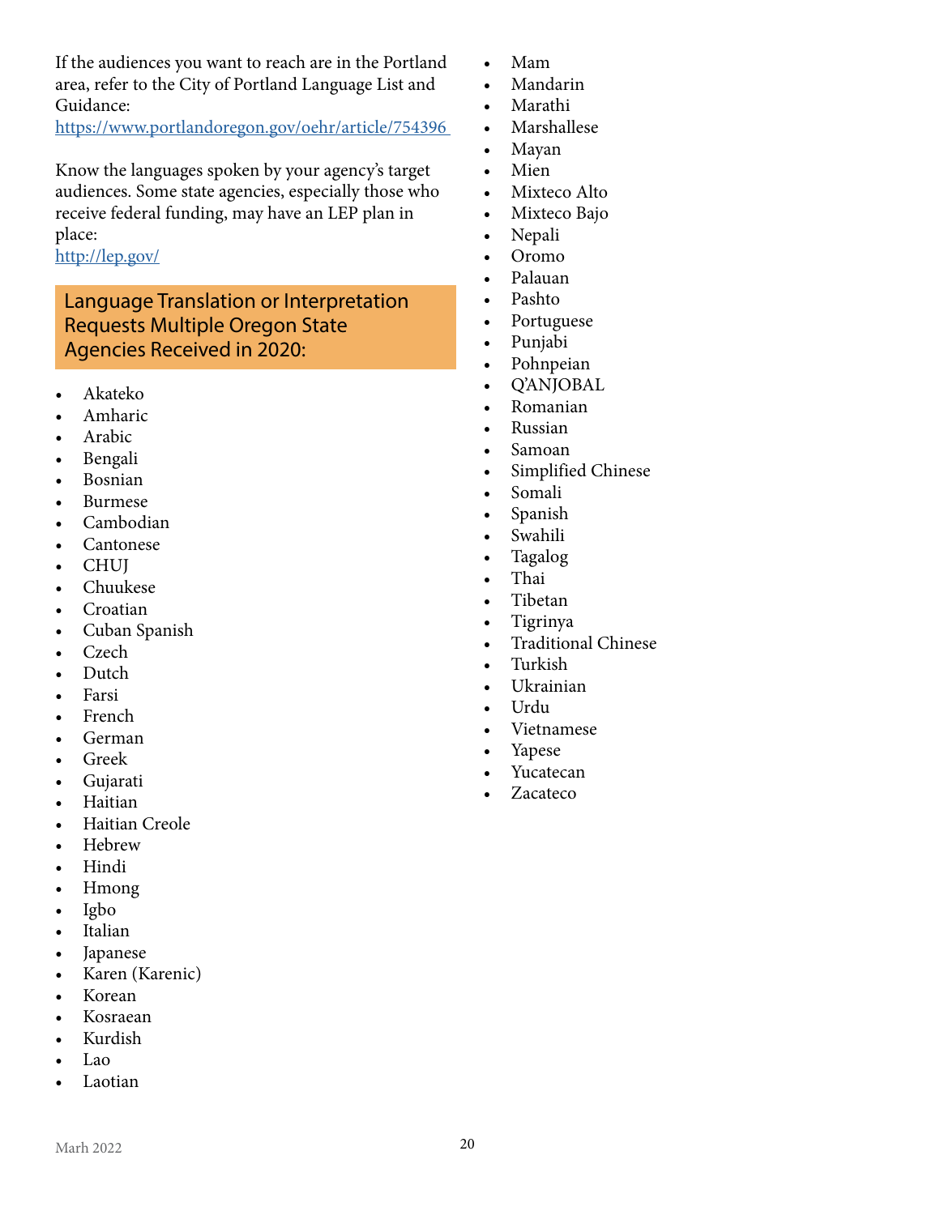If the audiences you want to reach are in the Portland area, refer to the City of Portland Language List and Guidance:
[https://www.portlandoregon.gov/oehr/article/754396](https://www.portlandoregon.gov/oehr/article/754396)

Know the languages spoken by your agency's target audiences. Some state agencies, especially those who receive federal funding, may have an LEP plan in place:
[http://lep.gov/](http://lep.gov/)

## Language Translation or Interpretation Requests Multiple Oregon State Agencies Received in 2020:

- Akateko
- Amharic
- Arabic
- Bengali
- Bosnian
- Burmese
- Cambodian
- Cantonese
- CHUJ
- Chuukese
- Croatian
- Cuban Spanish
- Czech
- Dutch
- Farsi
- French
- German
- Greek
- Gujarati
- Haitian
- Haitian Creole
- Hebrew
- Hindi
- Hmong
- Igbo
- Italian
- Japanese
- Karen (Karenic)
- Korean
- Kosraean
- Kurdish
- Lao
- Laotian
- Mam
- Mandarin
- Marathi
- Marshallese
- Mayan
- Mien
- Mixteco Alto
- Mixteco Bajo
- Nepali
- Oromo
- Palauan
- Pashto
- Portuguese
- Punjabi
- Pohnpeian
- Q'ANJOBAL
- Romanian
- Russian
- Samoan
- Simplified Chinese
- Somali
- Spanish
- Swahili
- Tagalog
- Thai
- Tibetan
- Tigrinya
- Traditional Chinese
- Turkish
- Ukrainian
- Urdu
- Vietnamese
- Yapese
- Yucatecan
- Zacateco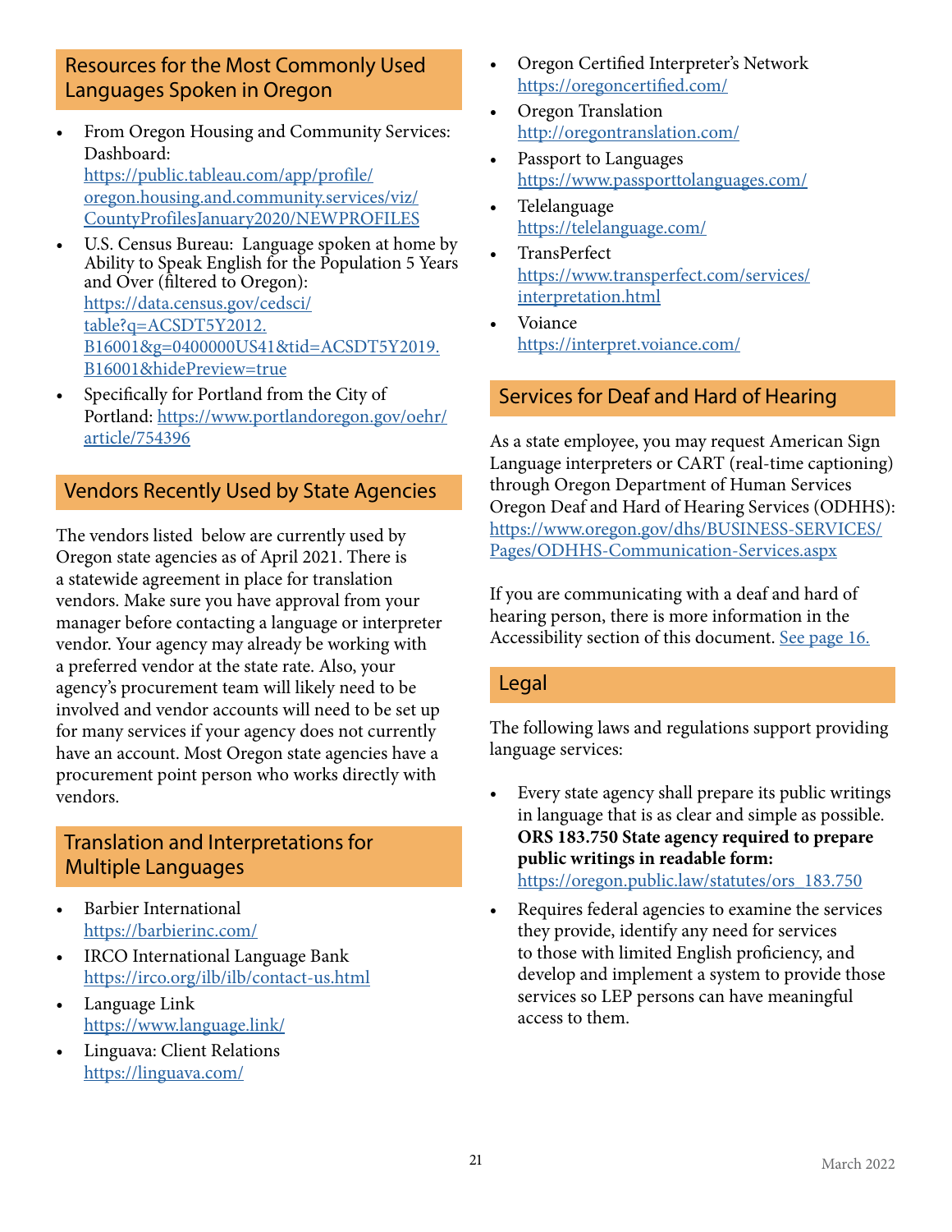## Resources for the Most Commonly Used Languages Spoken in Oregon

- From Oregon Housing and Community Services: Dashboard: https://public.tableau.com/app/profile/oregon.housing.and.community.services/viz/CountyProfilesJanuary2020/NEWPROFILES
- U.S. Census Bureau: Language spoken at home by Ability to Speak English for the Population 5 Years and Over (filtered to Oregon): https://data.census.gov/cedsci/table?q=ACSDT5Y2012.B16001&g=0400000US41&tid=ACSDT5Y2019.B16001&hidePreview=true
- Specifically for Portland from the City of Portland: https://www.portlandoregon.gov/oehr/article/754396

## Vendors Recently Used by State Agencies

The vendors listed below are currently used by Oregon state agencies as of April 2021. There is a statewide agreement in place for translation vendors. Make sure you have approval from your manager before contacting a language or interpreter vendor. Your agency may already be working with a preferred vendor at the state rate. Also, your agency's procurement team will likely need to be involved and vendor accounts will need to be set up for many services if your agency does not currently have an account. Most Oregon state agencies have a procurement point person who works directly with vendors.

## Translation and Interpretations for Multiple Languages

- Barbier International
  https://barbierinc.com/
- IRCO International Language Bank
  https://irco.org/ilb/ilb/contact-us.html
- Language Link
  https://www.language.link/
- Linguava: Client Relations
  https://linguava.com/
- Oregon Certified Interpreter's Network
  https://oregoncertified.com/
- Oregon Translation
  http://oregontranslation.com/
- Passport to Languages
  https://www.passporttolanguages.com/
- Telelanguage
  https://telelanguage.com/
- TransPerfect
  https://www.transperfect.com/services/interpretation.html
- Voiance
  https://interpret.voiance.com/

## Services for Deaf and Hard of Hearing

As a state employee, you may request American Sign Language interpreters or CART (real-time captioning) through Oregon Department of Human Services Oregon Deaf and Hard of Hearing Services (ODHHS): https://www.oregon.gov/dhs/BUSINESS-SERVICES/Pages/ODHHS-Communication-Services.aspx

If you are communicating with a deaf and hard of hearing person, there is more information in the Accessibility section of this document. See page 16.

## Legal

The following laws and regulations support providing language services:

- Every state agency shall prepare its public writings in language that is as clear and simple as possible. **ORS 183.750 State agency required to prepare public writings in readable form:** https://oregon.public.law/statutes/ors_183.750
- Requires federal agencies to examine the services they provide, identify any need for services to those with limited English proficiency, and develop and implement a system to provide those services so LEP persons can have meaningful access to them.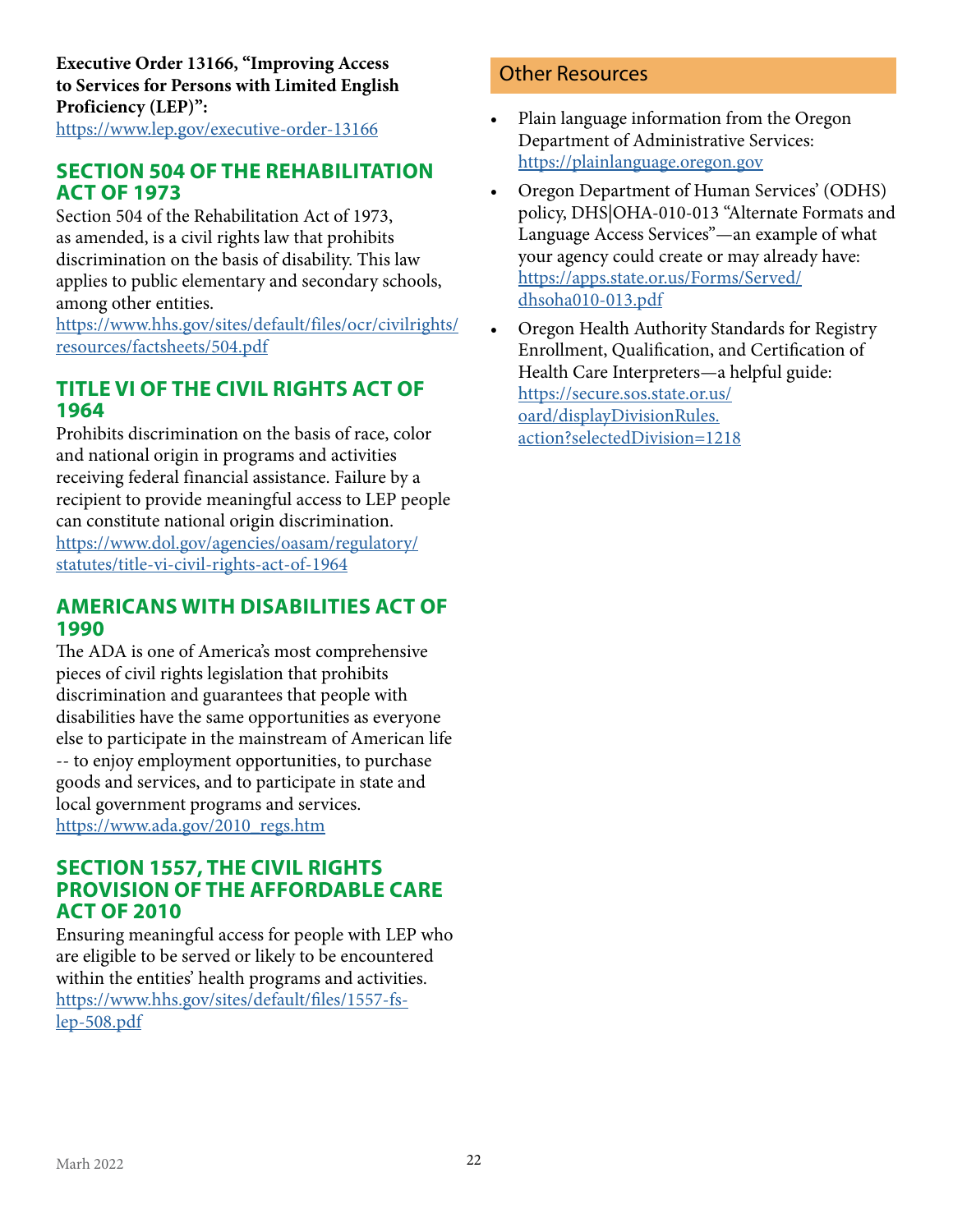**Executive Order 13166, "Improving Access to Services for Persons with Limited English Proficiency (LEP)":**
https://www.lep.gov/executive-order-13166

## SECTION 504 OF THE REHABILITATION ACT OF 1973

Section 504 of the Rehabilitation Act of 1973, as amended, is a civil rights law that prohibits discrimination on the basis of disability. This law applies to public elementary and secondary schools, among other entities.
https://www.hhs.gov/sites/default/files/ocr/civilrights/resources/factsheets/504.pdf

## TITLE VI OF THE CIVIL RIGHTS ACT OF 1964

Prohibits discrimination on the basis of race, color and national origin in programs and activities receiving federal financial assistance. Failure by a recipient to provide meaningful access to LEP people can constitute national origin discrimination.
https://www.dol.gov/agencies/oasam/regulatory/statutes/title-vi-civil-rights-act-of-1964

## AMERICANS WITH DISABILITIES ACT OF 1990

The ADA is one of America's most comprehensive pieces of civil rights legislation that prohibits discrimination and guarantees that people with disabilities have the same opportunities as everyone else to participate in the mainstream of American life -- to enjoy employment opportunities, to purchase goods and services, and to participate in state and local government programs and services.
https://www.ada.gov/2010_regs.htm

## SECTION 1557, THE CIVIL RIGHTS PROVISION OF THE AFFORDABLE CARE ACT OF 2010

Ensuring meaningful access for people with LEP who are eligible to be served or likely to be encountered within the entities' health programs and activities.
https://www.hhs.gov/sites/default/files/1557-fs-lep-508.pdf

## Other Resources

- Plain language information from the Oregon Department of Administrative Services: https://plainlanguage.oregon.gov
- Oregon Department of Human Services' (ODHS) policy, DHS|OHA-010-013 "Alternate Formats and Language Access Services"—an example of what your agency could create or may already have: https://apps.state.or.us/Forms/Served/dhsoha010-013.pdf
- Oregon Health Authority Standards for Registry Enrollment, Qualification, and Certification of Health Care Interpreters—a helpful guide: https://secure.sos.state.or.us/oard/displayDivisionRules.action?selectedDivision=1218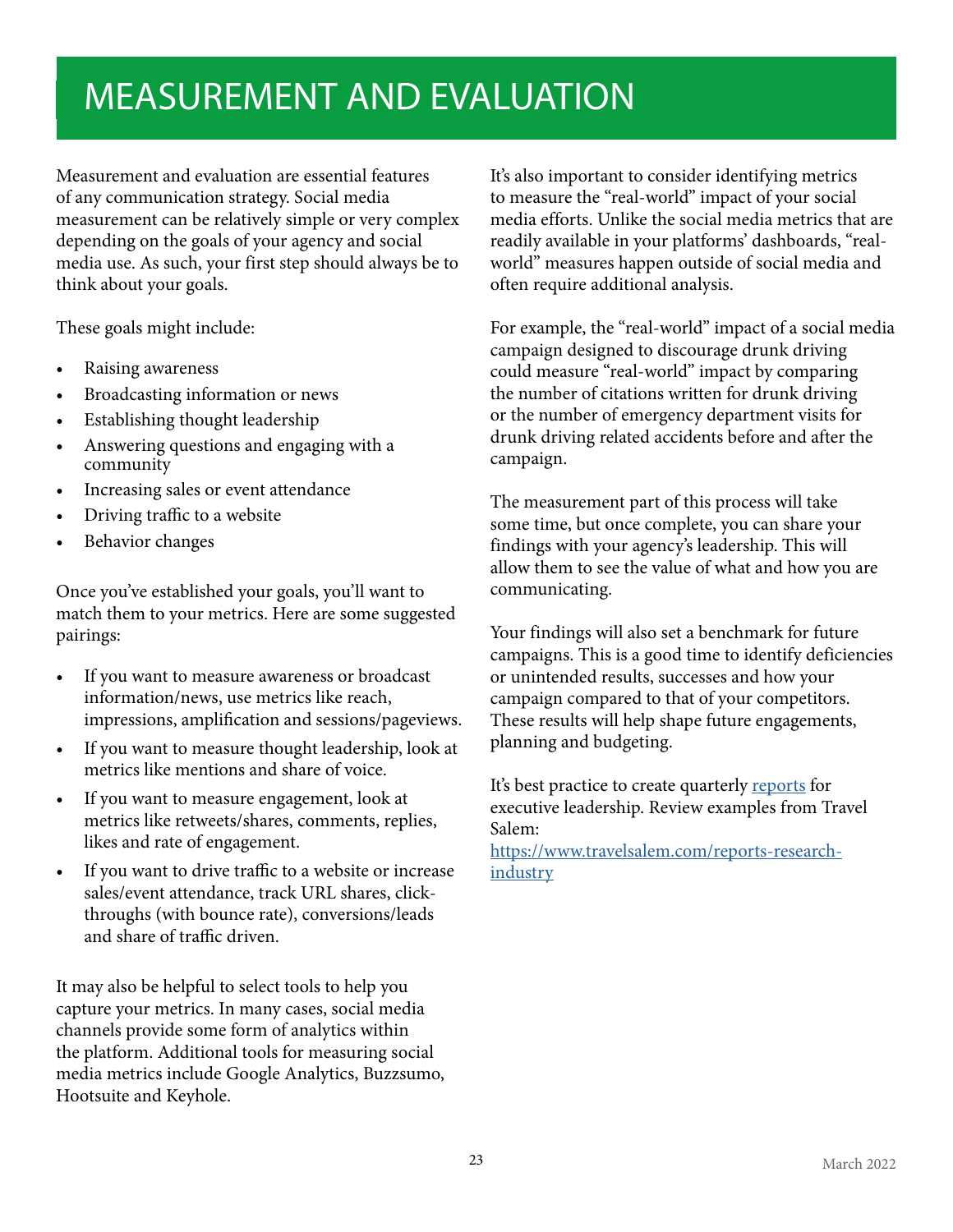# MEASUREMENT AND EVALUATION

Measurement and evaluation are essential features of any communication strategy. Social media measurement can be relatively simple or very complex depending on the goals of your agency and social media use. As such, your first step should always be to think about your goals.

These goals might include:

- Raising awareness
- Broadcasting information or news
- Establishing thought leadership
- Answering questions and engaging with a community
- Increasing sales or event attendance
- Driving traffic to a website
- Behavior changes

Once you've established your goals, you'll want to match them to your metrics. Here are some suggested pairings:

- If you want to measure awareness or broadcast information/news, use metrics like reach, impressions, amplification and sessions/pageviews.
- If you want to measure thought leadership, look at metrics like mentions and share of voice.
- If you want to measure engagement, look at metrics like retweets/shares, comments, replies, likes and rate of engagement.
- If you want to drive traffic to a website or increase sales/event attendance, track URL shares, click-throughs (with bounce rate), conversions/leads and share of traffic driven.

It may also be helpful to select tools to help you capture your metrics. In many cases, social media channels provide some form of analytics within the platform. Additional tools for measuring social media metrics include Google Analytics, Buzzsumo, Hootsuite and Keyhole.

It's also important to consider identifying metrics to measure the "real-world" impact of your social media efforts. Unlike the social media metrics that are readily available in your platforms' dashboards, "real-world" measures happen outside of social media and often require additional analysis.

For example, the "real-world" impact of a social media campaign designed to discourage drunk driving could measure "real-world" impact by comparing the number of citations written for drunk driving or the number of emergency department visits for drunk driving related accidents before and after the campaign.

The measurement part of this process will take some time, but once complete, you can share your findings with your agency's leadership. This will allow them to see the value of what and how you are communicating.

Your findings will also set a benchmark for future campaigns. This is a good time to identify deficiencies or unintended results, successes and how your campaign compared to that of your competitors. These results will help shape future engagements, planning and budgeting.

It's best practice to create quarterly reports for executive leadership. Review examples from Travel Salem:
https://www.travelsalem.com/reports-research-industry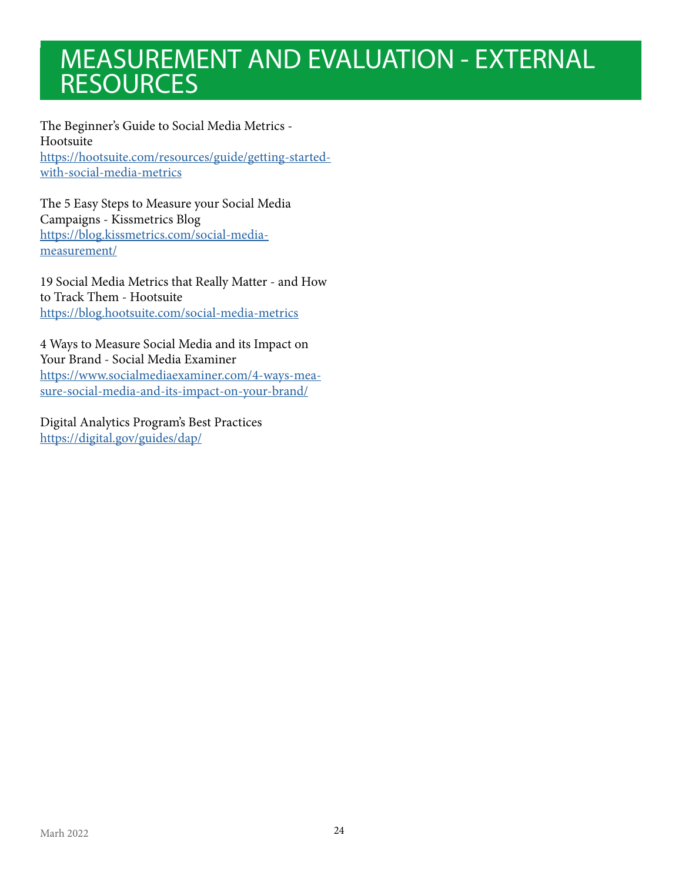# MEASUREMENT AND EVALUATION - EXTERNAL RESOURCES

The Beginner's Guide to Social Media Metrics - Hootsuite
https://hootsuite.com/resources/guide/getting-started-with-social-media-metrics

The 5 Easy Steps to Measure your Social Media Campaigns - Kissmetrics Blog
https://blog.kissmetrics.com/social-media-measurement/

19 Social Media Metrics that Really Matter - and How to Track Them - Hootsuite
https://blog.hootsuite.com/social-media-metrics

4 Ways to Measure Social Media and its Impact on Your Brand - Social Media Examiner
https://www.socialmediaexaminer.com/4-ways-measure-social-media-and-its-impact-on-your-brand/

Digital Analytics Program's Best Practices
https://digital.gov/guides/dap/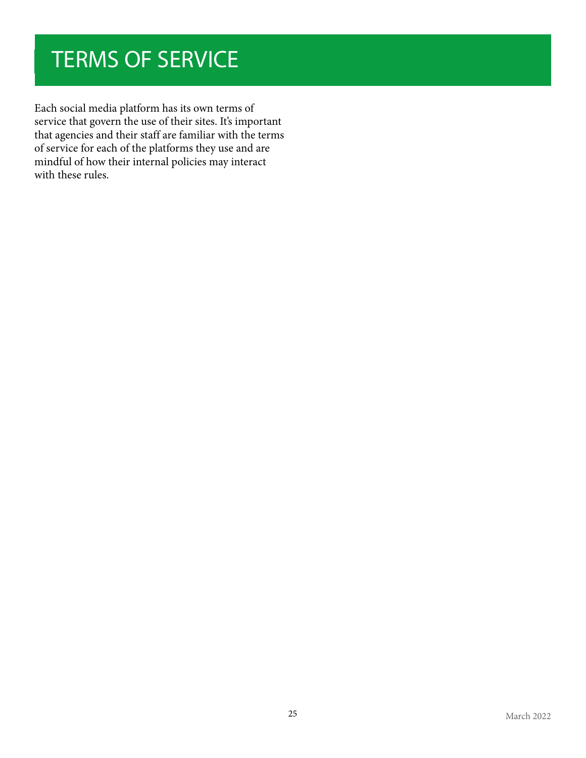# TERMS OF SERVICE

Each social media platform has its own terms of service that govern the use of their sites. It's important that agencies and their staff are familiar with the terms of service for each of the platforms they use and are mindful of how their internal policies may interact with these rules.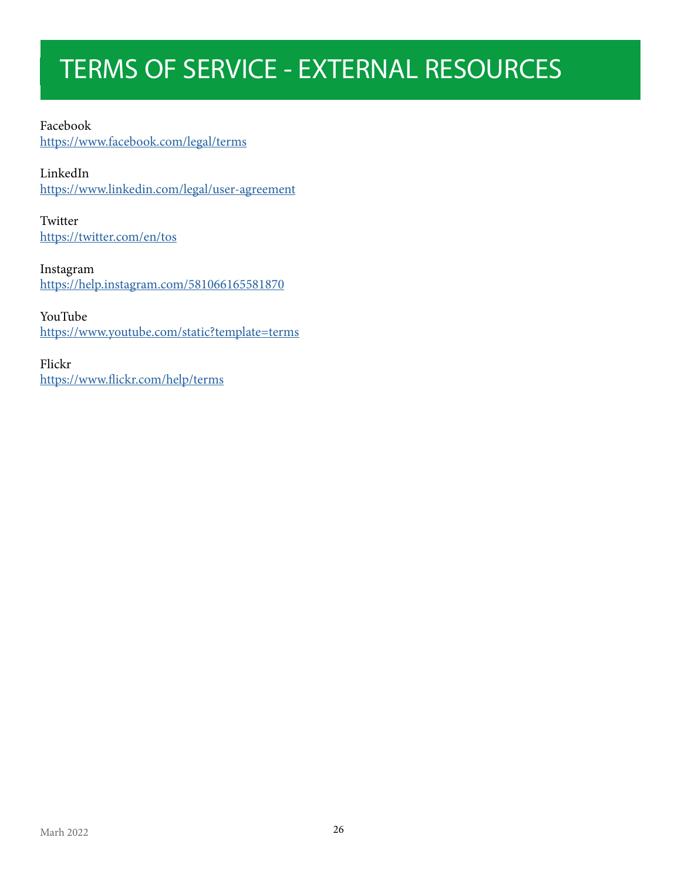# TERMS OF SERVICE - EXTERNAL RESOURCES

Facebook
https://www.facebook.com/legal/terms

LinkedIn
https://www.linkedin.com/legal/user-agreement

Twitter
https://twitter.com/en/tos

Instagram
https://help.instagram.com/581066165581870

YouTube
https://www.youtube.com/static?template=terms

Flickr
https://www.flickr.com/help/terms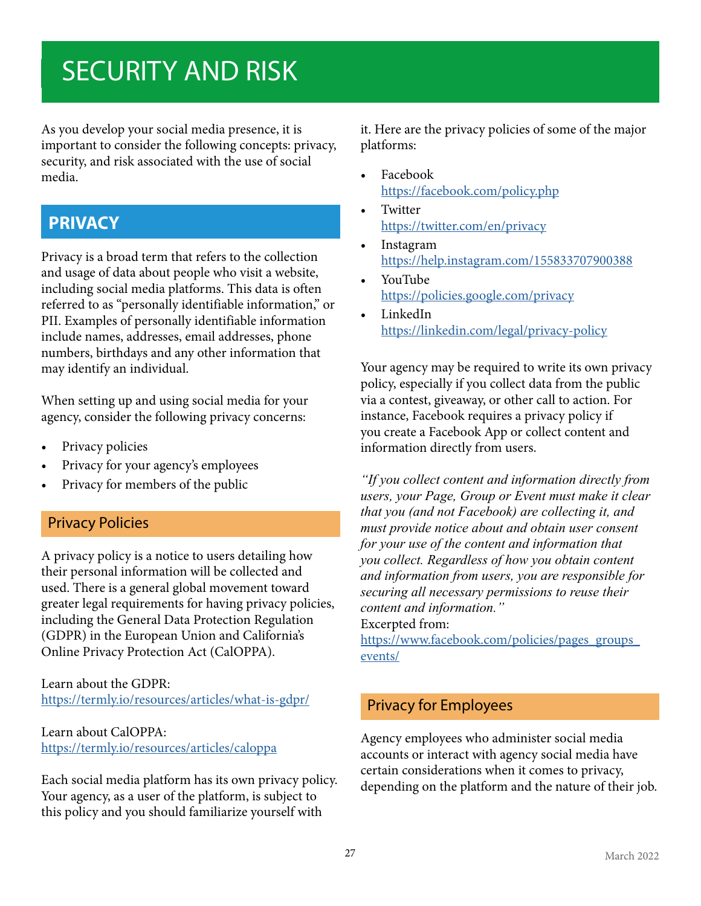# SECURITY AND RISK

As you develop your social media presence, it is important to consider the following concepts: privacy, security, and risk associated with the use of social media.

## PRIVACY

Privacy is a broad term that refers to the collection and usage of data about people who visit a website, including social media platforms. This data is often referred to as "personally identifiable information," or PII. Examples of personally identifiable information include names, addresses, email addresses, phone numbers, birthdays and any other information that may identify an individual.

When setting up and using social media for your agency, consider the following privacy concerns:

- Privacy policies
- Privacy for your agency's employees
- Privacy for members of the public

### Privacy Policies

A privacy policy is a notice to users detailing how their personal information will be collected and used. There is a general global movement toward greater legal requirements for having privacy policies, including the General Data Protection Regulation (GDPR) in the European Union and California's Online Privacy Protection Act (CalOPPA).

Learn about the GDPR:
https://termly.io/resources/articles/what-is-gdpr/

Learn about CalOPPA:
https://termly.io/resources/articles/caloppa

Each social media platform has its own privacy policy. Your agency, as a user of the platform, is subject to this policy and you should familiarize yourself with it. Here are the privacy policies of some of the major platforms:

- Facebook
  https://facebook.com/policy.php
- Twitter
  https://twitter.com/en/privacy
- Instagram
  https://help.instagram.com/155833707900388
- YouTube
  https://policies.google.com/privacy
- LinkedIn
  https://linkedin.com/legal/privacy-policy

Your agency may be required to write its own privacy policy, especially if you collect data from the public via a contest, giveaway, or other call to action. For instance, Facebook requires a privacy policy if you create a Facebook App or collect content and information directly from users.

*"If you collect content and information directly from users, your Page, Group or Event must make it clear that you (and not Facebook) are collecting it, and must provide notice about and obtain user consent for your use of the content and information that you collect. Regardless of how you obtain content and information from users, you are responsible for securing all necessary permissions to reuse their content and information."*
Excerpted from:
https://www.facebook.com/policies/pages_groups_events/

### Privacy for Employees

Agency employees who administer social media accounts or interact with agency social media have certain considerations when it comes to privacy, depending on the platform and the nature of their job.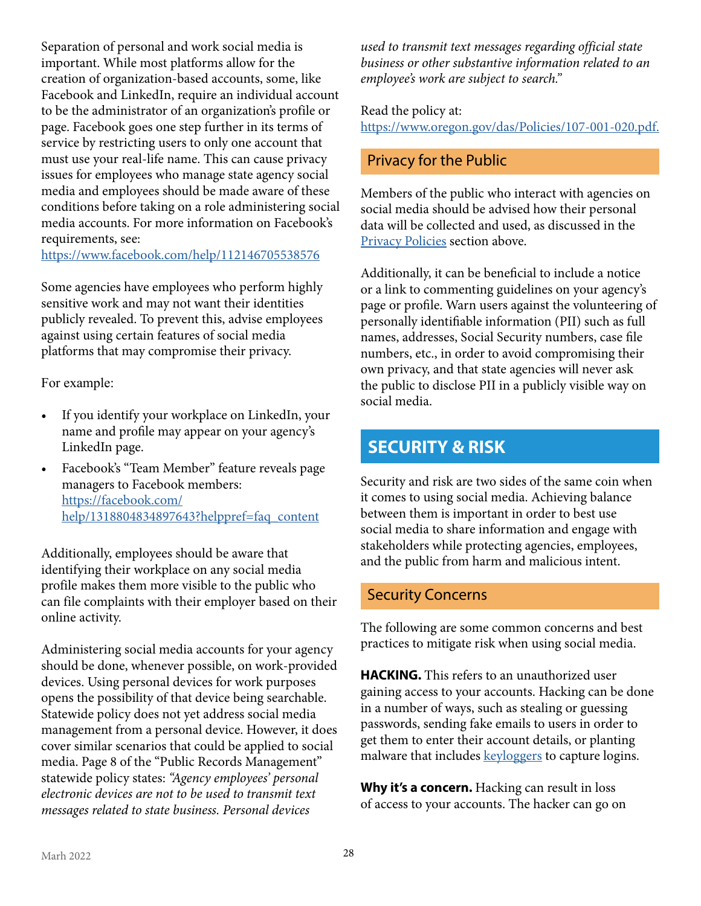Separation of personal and work social media is important. While most platforms allow for the creation of organization-based accounts, some, like Facebook and LinkedIn, require an individual account to be the administrator of an organization's profile or page. Facebook goes one step further in its terms of service by restricting users to only one account that must use your real-life name. This can cause privacy issues for employees who manage state agency social media and employees should be made aware of these conditions before taking on a role administering social media accounts. For more information on Facebook's requirements, see: [https://www.facebook.com/help/112146705538576](https://www.facebook.com/help/112146705538576)

Some agencies have employees who perform highly sensitive work and may not want their identities publicly revealed. To prevent this, advise employees against using certain features of social media platforms that may compromise their privacy.

For example:

- If you identify your workplace on LinkedIn, your name and profile may appear on your agency's LinkedIn page.
- Facebook's "Team Member" feature reveals page managers to Facebook members: [https://facebook.com/help/1318804834897643?helppref=faq_content](https://facebook.com/help/1318804834897643?helppref=faq_content)

Additionally, employees should be aware that identifying their workplace on any social media profile makes them more visible to the public who can file complaints with their employer based on their online activity.

Administering social media accounts for your agency should be done, whenever possible, on work-provided devices. Using personal devices for work purposes opens the possibility of that device being searchable. Statewide policy does not yet address social media management from a personal device. However, it does cover similar scenarios that could be applied to social media. Page 8 of the "Public Records Management" statewide policy states: *"Agency employees' personal electronic devices are not to be used to transmit text messages related to state business. Personal devices used to transmit text messages regarding official state business or other substantive information related to an employee's work are subject to search."*

Read the policy at: [https://www.oregon.gov/das/Policies/107-001-020.pdf.](https://www.oregon.gov/das/Policies/107-001-020.pdf)

### Privacy for the Public

Members of the public who interact with agencies on social media should be advised how their personal data will be collected and used, as discussed in the [Privacy Policies]() section above.

Additionally, it can be beneficial to include a notice or a link to commenting guidelines on your agency's page or profile. Warn users against the volunteering of personally identifiable information (PII) such as full names, addresses, Social Security numbers, case file numbers, etc., in order to avoid compromising their own privacy, and that state agencies will never ask the public to disclose PII in a publicly visible way on social media.

## SECURITY & RISK

Security and risk are two sides of the same coin when it comes to using social media. Achieving balance between them is important in order to best use social media to share information and engage with stakeholders while protecting agencies, employees, and the public from harm and malicious intent.

### Security Concerns

The following are some common concerns and best practices to mitigate risk when using social media.

**HACKING.** This refers to an unauthorized user gaining access to your accounts. Hacking can be done in a number of ways, such as stealing or guessing passwords, sending fake emails to users in order to get them to enter their account details, or planting malware that includes [keyloggers]() to capture logins.

**Why it's a concern.** Hacking can result in loss of access to your accounts. The hacker can go on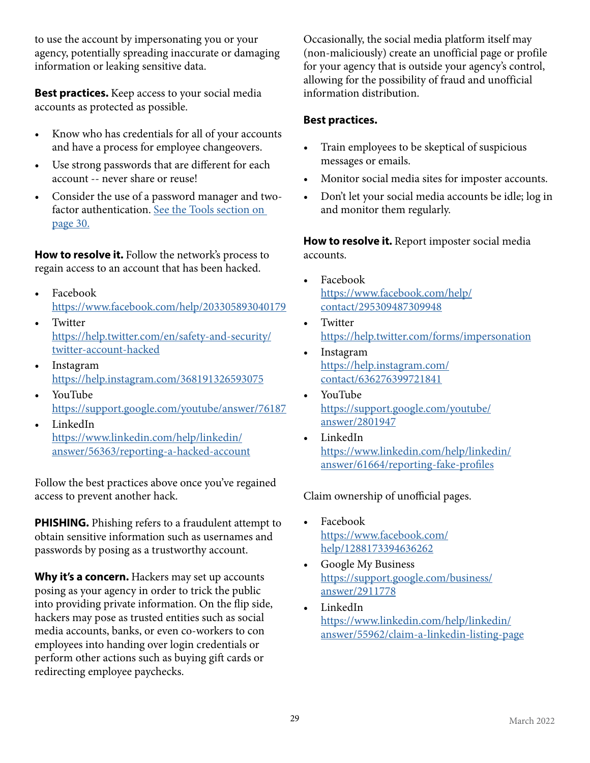to use the account by impersonating you or your agency, potentially spreading inaccurate or damaging information or leaking sensitive data.

**Best practices.** Keep access to your social media accounts as protected as possible.

- Know who has credentials for all of your accounts and have a process for employee changeovers.
- Use strong passwords that are different for each account -- never share or reuse!
- Consider the use of a password manager and two-factor authentication. [See the Tools section on page 30.](#)

**How to resolve it.** Follow the network's process to regain access to an account that has been hacked.

- Facebook
  https://www.facebook.com/help/203305893040179
- Twitter
  https://help.twitter.com/en/safety-and-security/twitter-account-hacked
- Instagram
  https://help.instagram.com/368191326593075
- YouTube
  https://support.google.com/youtube/answer/76187
- LinkedIn
  https://www.linkedin.com/help/linkedin/answer/56363/reporting-a-hacked-account

Follow the best practices above once you've regained access to prevent another hack.

**PHISHING.** Phishing refers to a fraudulent attempt to obtain sensitive information such as usernames and passwords by posing as a trustworthy account.

**Why it's a concern.** Hackers may set up accounts posing as your agency in order to trick the public into providing private information. On the flip side, hackers may pose as trusted entities such as social media accounts, banks, or even co-workers to con employees into handing over login credentials or perform other actions such as buying gift cards or redirecting employee paychecks.

Occasionally, the social media platform itself may (non-maliciously) create an unofficial page or profile for your agency that is outside your agency's control, allowing for the possibility of fraud and unofficial information distribution.

**Best practices.**

- Train employees to be skeptical of suspicious messages or emails.
- Monitor social media sites for imposter accounts.
- Don't let your social media accounts be idle; log in and monitor them regularly.

**How to resolve it.** Report imposter social media accounts.

- Facebook
  https://www.facebook.com/help/contact/295309487309948
- Twitter
  https://help.twitter.com/forms/impersonation
- Instagram
  https://help.instagram.com/contact/636276399721841
- YouTube
  https://support.google.com/youtube/answer/2801947
- LinkedIn
  https://www.linkedin.com/help/linkedin/answer/61664/reporting-fake-profiles

Claim ownership of unofficial pages.

- Facebook
  https://www.facebook.com/help/1288173394636262
- Google My Business
  https://support.google.com/business/answer/2911778
- LinkedIn
  https://www.linkedin.com/help/linkedin/answer/55962/claim-a-linkedin-listing-page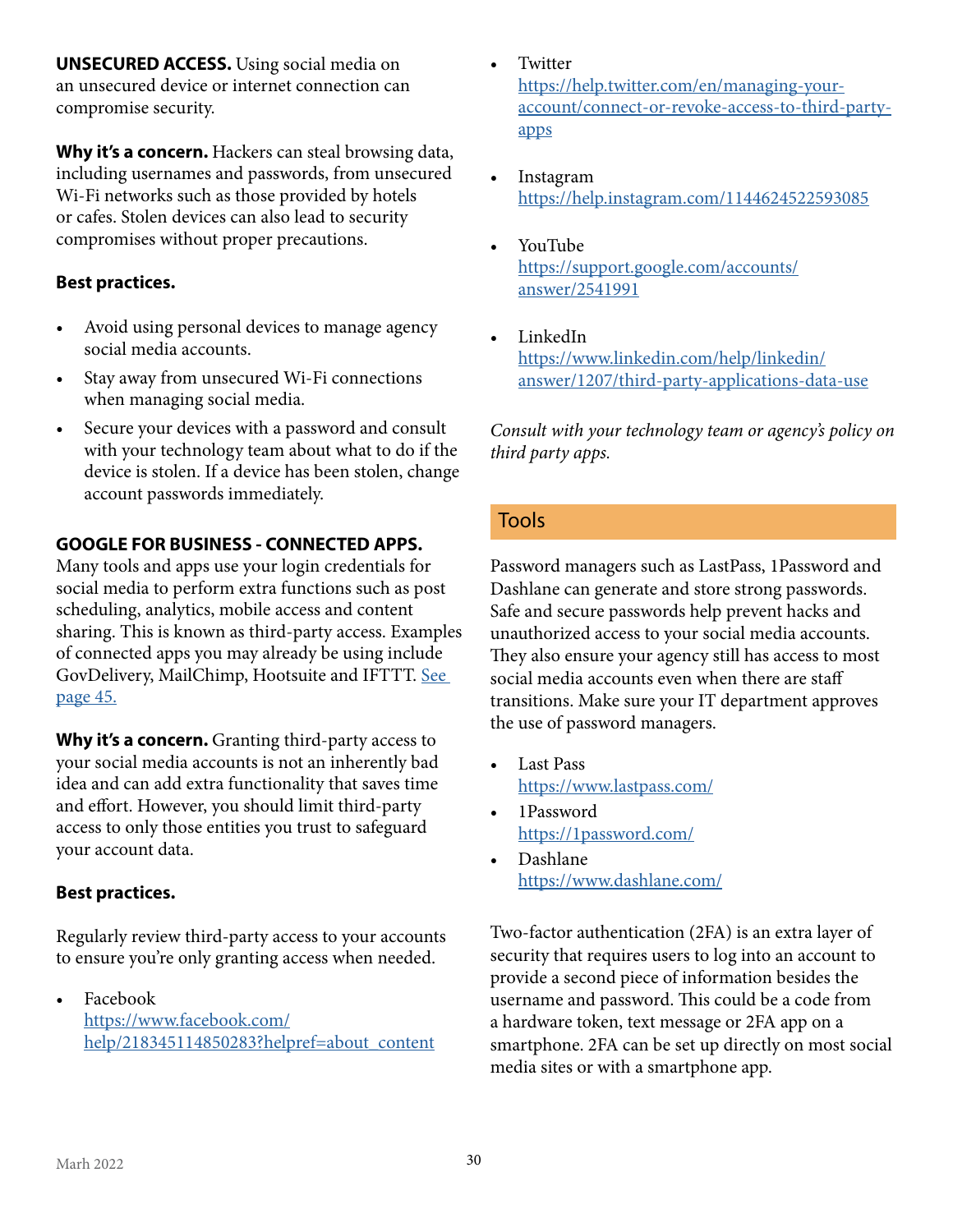**UNSECURED ACCESS.** Using social media on an unsecured device or internet connection can compromise security.

**Why it's a concern.** Hackers can steal browsing data, including usernames and passwords, from unsecured Wi-Fi networks such as those provided by hotels or cafes. Stolen devices can also lead to security compromises without proper precautions.

**Best practices.**

- Avoid using personal devices to manage agency social media accounts.
- Stay away from unsecured Wi-Fi connections when managing social media.
- Secure your devices with a password and consult with your technology team about what to do if the device is stolen. If a device has been stolen, change account passwords immediately.

**GOOGLE FOR BUSINESS - CONNECTED APPS.** Many tools and apps use your login credentials for social media to perform extra functions such as post scheduling, analytics, mobile access and content sharing. This is known as third-party access. Examples of connected apps you may already be using include GovDelivery, MailChimp, Hootsuite and IFTTT. See page 45.

**Why it's a concern.** Granting third-party access to your social media accounts is not an inherently bad idea and can add extra functionality that saves time and effort. However, you should limit third-party access to only those entities you trust to safeguard your account data.

**Best practices.**

Regularly review third-party access to your accounts to ensure you're only granting access when needed.

- Facebook
  https://www.facebook.com/help/218345114850283?helpref=about_content
- Twitter
  https://help.twitter.com/en/managing-your-account/connect-or-revoke-access-to-third-party-apps
- Instagram
  https://help.instagram.com/1144624522593085
- YouTube
  https://support.google.com/accounts/answer/2541991
- LinkedIn
  https://www.linkedin.com/help/linkedin/answer/1207/third-party-applications-data-use

*Consult with your technology team or agency's policy on third party apps.*

## Tools

Password managers such as LastPass, 1Password and Dashlane can generate and store strong passwords. Safe and secure passwords help prevent hacks and unauthorized access to your social media accounts. They also ensure your agency still has access to most social media accounts even when there are staff transitions. Make sure your IT department approves the use of password managers.

- Last Pass
  https://www.lastpass.com/
- 1Password
  https://1password.com/
- Dashlane
  https://www.dashlane.com/

Two-factor authentication (2FA) is an extra layer of security that requires users to log into an account to provide a second piece of information besides the username and password. This could be a code from a hardware token, text message or 2FA app on a smartphone. 2FA can be set up directly on most social media sites or with a smartphone app.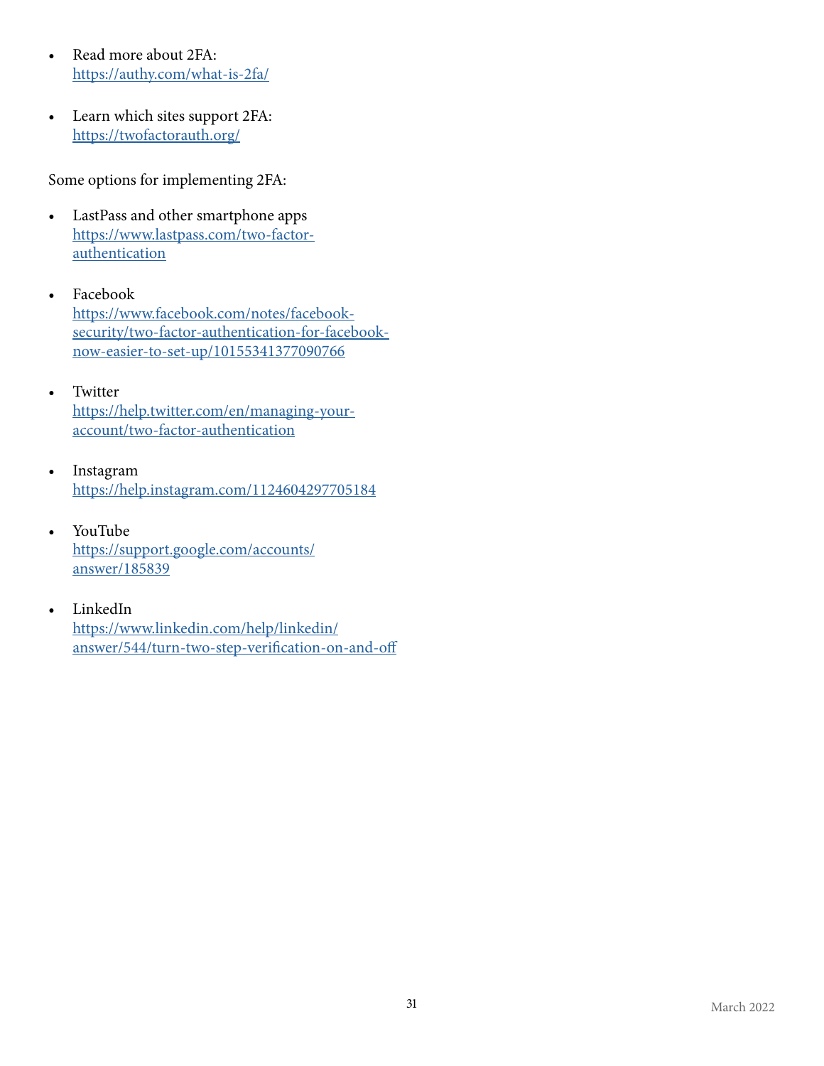- Read more about 2FA:
  https://authy.com/what-is-2fa/

- Learn which sites support 2FA:
  https://twofactorauth.org/

Some options for implementing 2FA:

- LastPass and other smartphone apps
  https://www.lastpass.com/two-factor-authentication

- Facebook
  https://www.facebook.com/notes/facebook-security/two-factor-authentication-for-facebook-now-easier-to-set-up/10155341377090766

- Twitter
  https://help.twitter.com/en/managing-your-account/two-factor-authentication

- Instagram
  https://help.instagram.com/1124604297705184

- YouTube
  https://support.google.com/accounts/answer/185839

- LinkedIn
  https://www.linkedin.com/help/linkedin/answer/544/turn-two-step-verification-on-and-off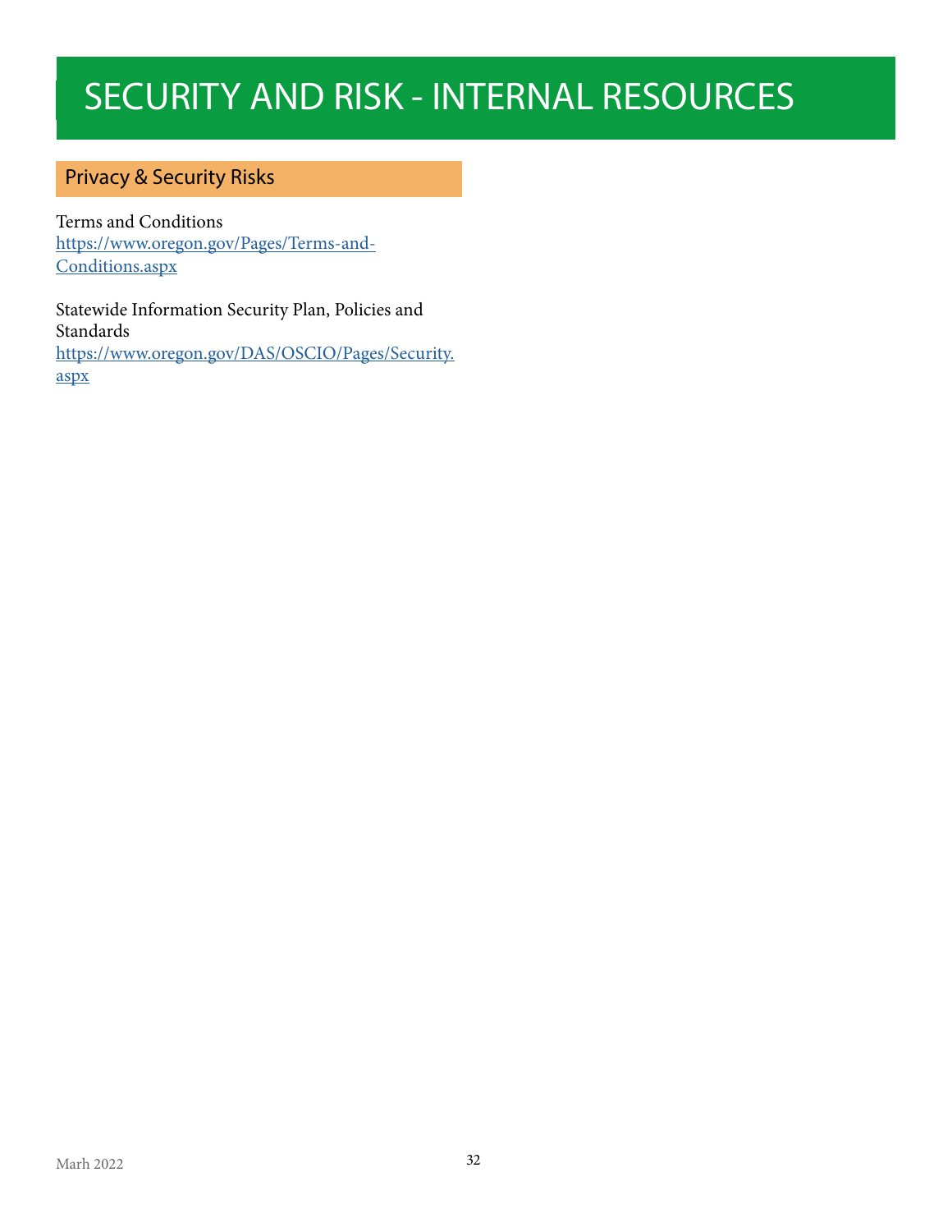# SECURITY AND RISK - INTERNAL RESOURCES

## Privacy & Security Risks

Terms and Conditions
https://www.oregon.gov/Pages/Terms-and-Conditions.aspx

Statewide Information Security Plan, Policies and Standards
https://www.oregon.gov/DAS/OSCIO/Pages/Security.aspx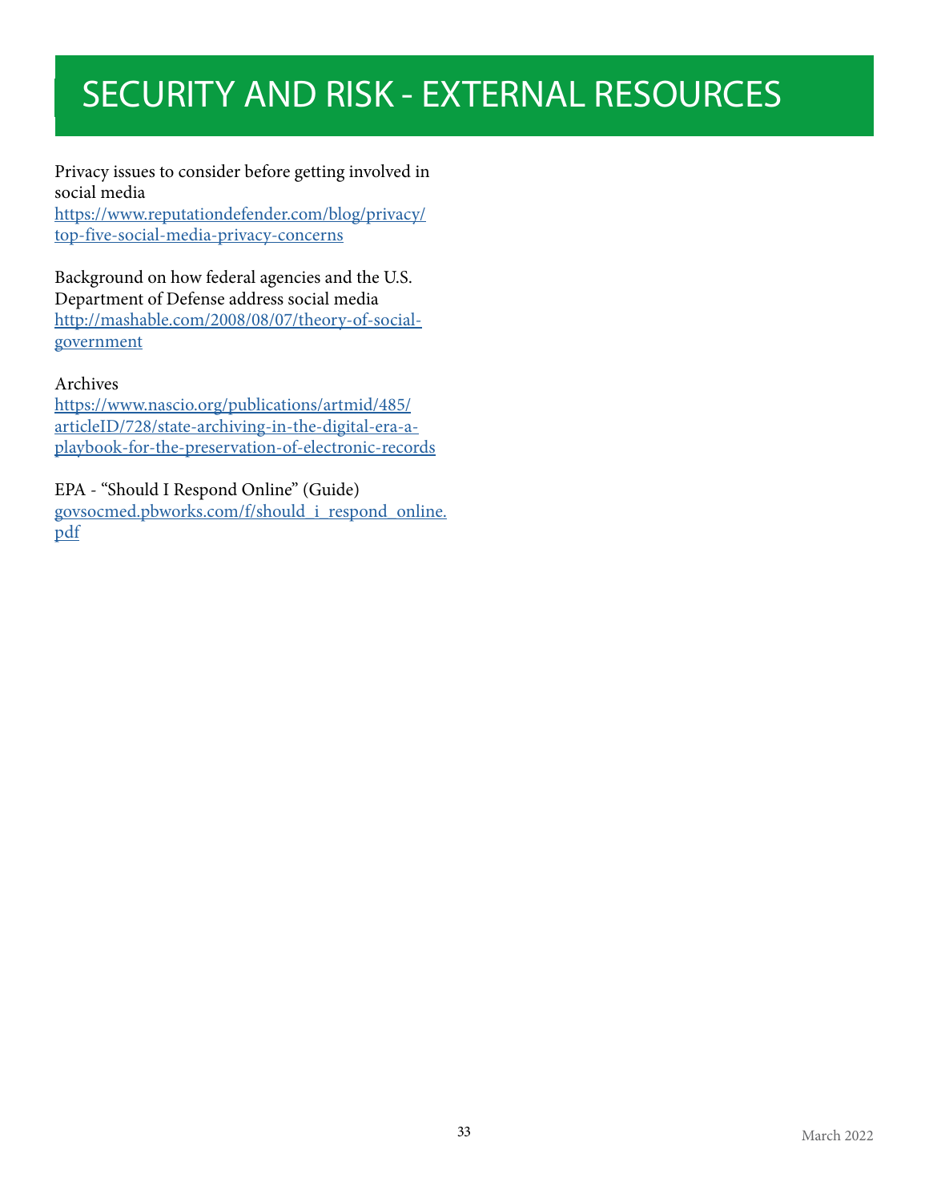# SECURITY AND RISK - EXTERNAL RESOURCES

Privacy issues to consider before getting involved in social media
https://www.reputationdefender.com/blog/privacy/top-five-social-media-privacy-concerns

Background on how federal agencies and the U.S. Department of Defense address social media
http://mashable.com/2008/08/07/theory-of-social-government

Archives
https://www.nascio.org/publications/artmid/485/articleID/728/state-archiving-in-the-digital-era-a-playbook-for-the-preservation-of-electronic-records

EPA - "Should I Respond Online" (Guide)
govsocmed.pbworks.com/f/should_i_respond_online.pdf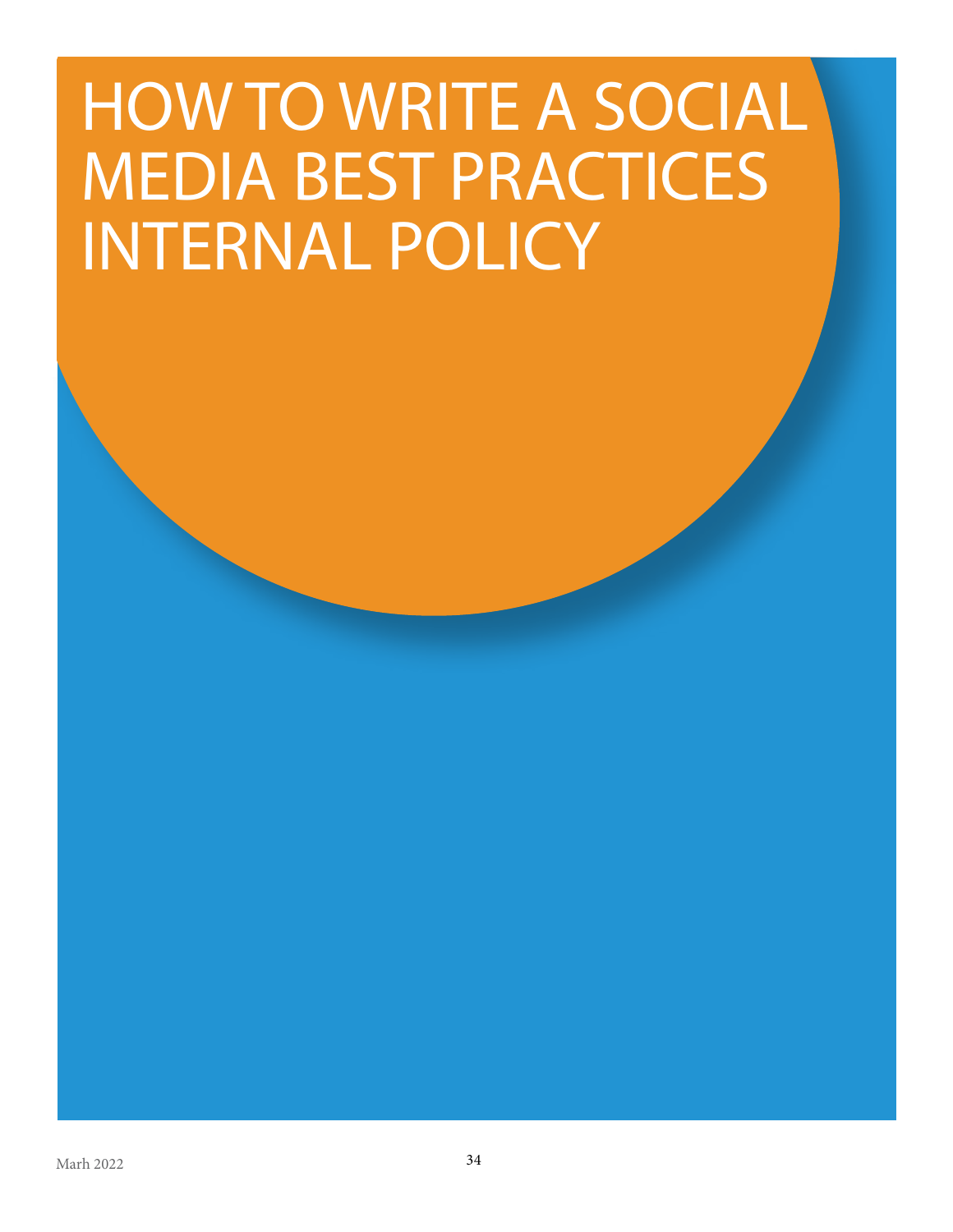# HOW TO WRITE A SOCIAL MEDIA BEST PRACTICES INTERNAL POLICY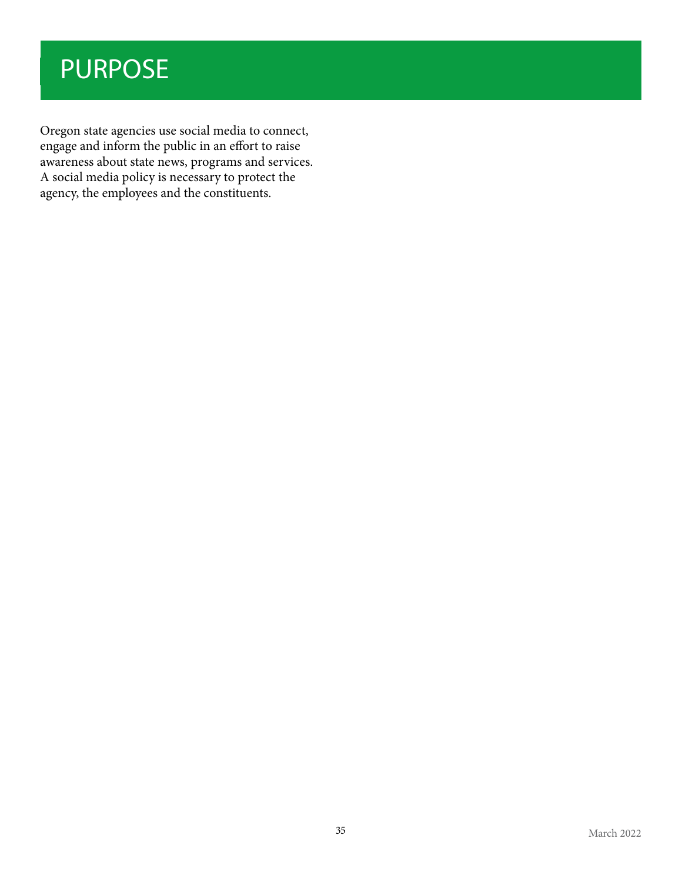# PURPOSE

Oregon state agencies use social media to connect, engage and inform the public in an effort to raise awareness about state news, programs and services. A social media policy is necessary to protect the agency, the employees and the constituents.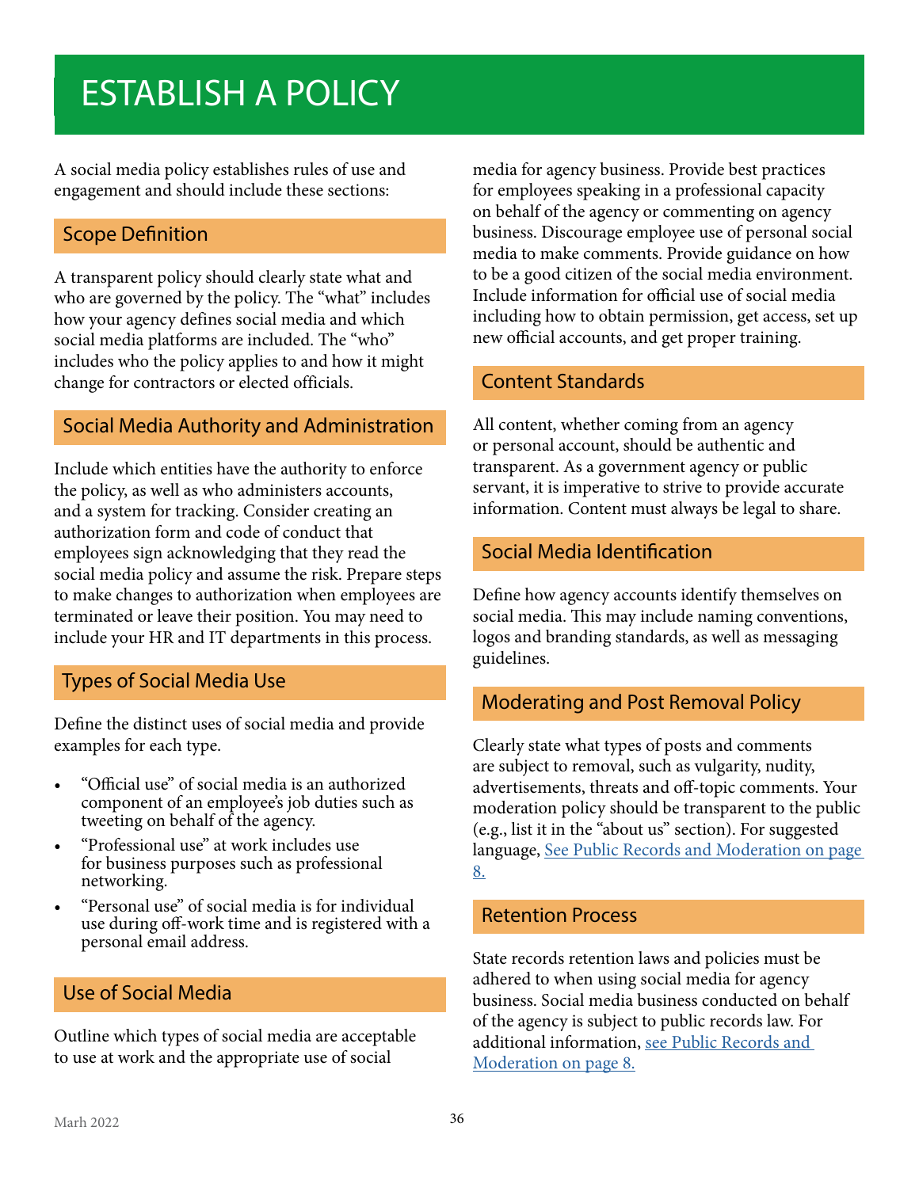# ESTABLISH A POLICY

A social media policy establishes rules of use and engagement and should include these sections:

## Scope Definition

A transparent policy should clearly state what and who are governed by the policy. The "what" includes how your agency defines social media and which social media platforms are included. The "who" includes who the policy applies to and how it might change for contractors or elected officials.

## Social Media Authority and Administration

Include which entities have the authority to enforce the policy, as well as who administers accounts, and a system for tracking. Consider creating an authorization form and code of conduct that employees sign acknowledging that they read the social media policy and assume the risk. Prepare steps to make changes to authorization when employees are terminated or leave their position. You may need to include your HR and IT departments in this process.

## Types of Social Media Use

Define the distinct uses of social media and provide examples for each type.

- "Official use" of social media is an authorized component of an employee's job duties such as tweeting on behalf of the agency.
- "Professional use" at work includes use for business purposes such as professional networking.
- "Personal use" of social media is for individual use during off-work time and is registered with a personal email address.

## Use of Social Media

Outline which types of social media are acceptable to use at work and the appropriate use of social media for agency business. Provide best practices for employees speaking in a professional capacity on behalf of the agency or commenting on agency business. Discourage employee use of personal social media to make comments. Provide guidance on how to be a good citizen of the social media environment. Include information for official use of social media including how to obtain permission, get access, set up new official accounts, and get proper training.

## Content Standards

All content, whether coming from an agency or personal account, should be authentic and transparent. As a government agency or public servant, it is imperative to strive to provide accurate information. Content must always be legal to share.

## Social Media Identification

Define how agency accounts identify themselves on social media. This may include naming conventions, logos and branding standards, as well as messaging guidelines.

## Moderating and Post Removal Policy

Clearly state what types of posts and comments are subject to removal, such as vulgarity, nudity, advertisements, threats and off-topic comments. Your moderation policy should be transparent to the public (e.g., list it in the "about us" section). For suggested language, See Public Records and Moderation on page 8.

## Retention Process

State records retention laws and policies must be adhered to when using social media for agency business. Social media business conducted on behalf of the agency is subject to public records law. For additional information, see Public Records and Moderation on page 8.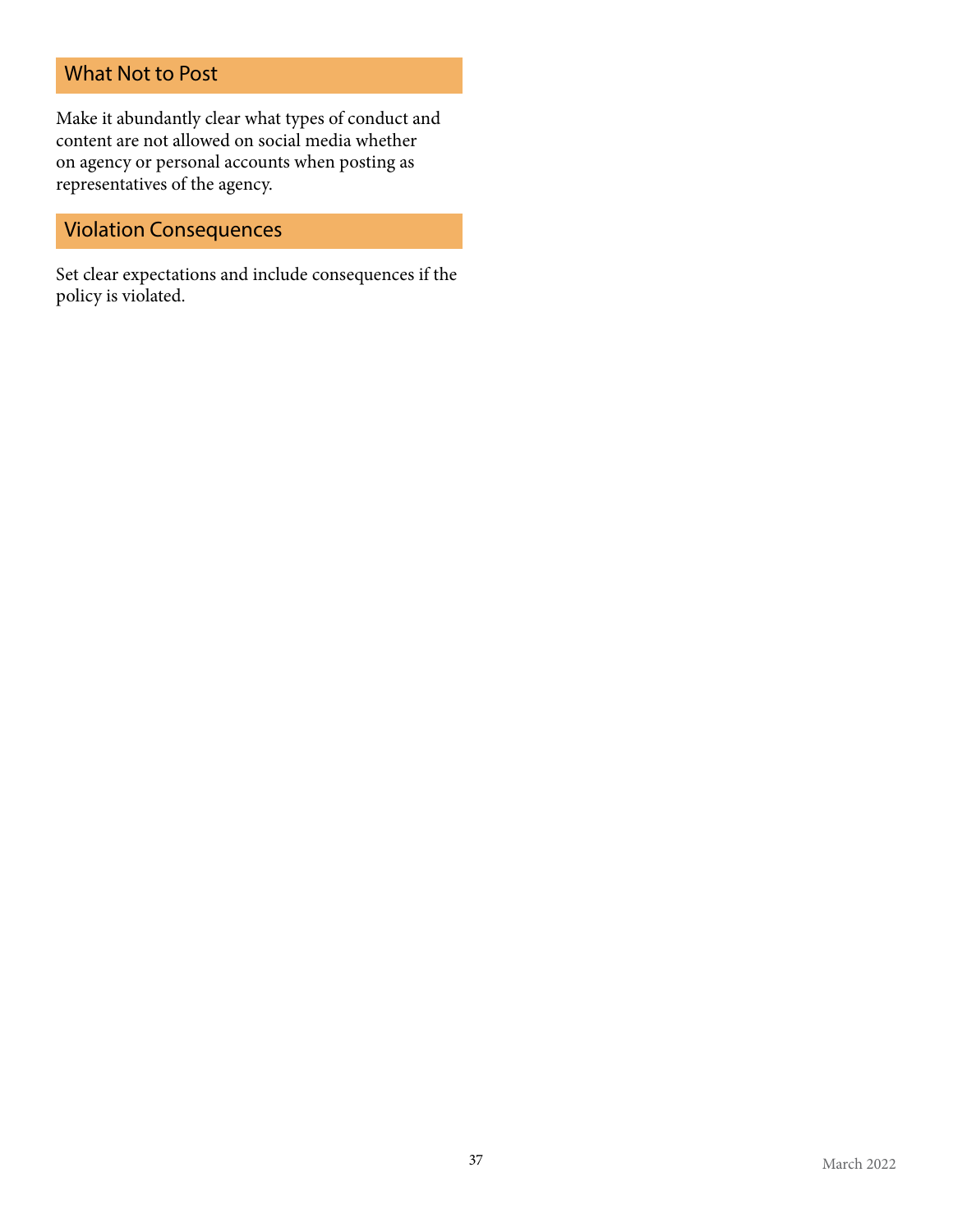## What Not to Post

Make it abundantly clear what types of conduct and content are not allowed on social media whether on agency or personal accounts when posting as representatives of the agency.

## Violation Consequences

Set clear expectations and include consequences if the policy is violated.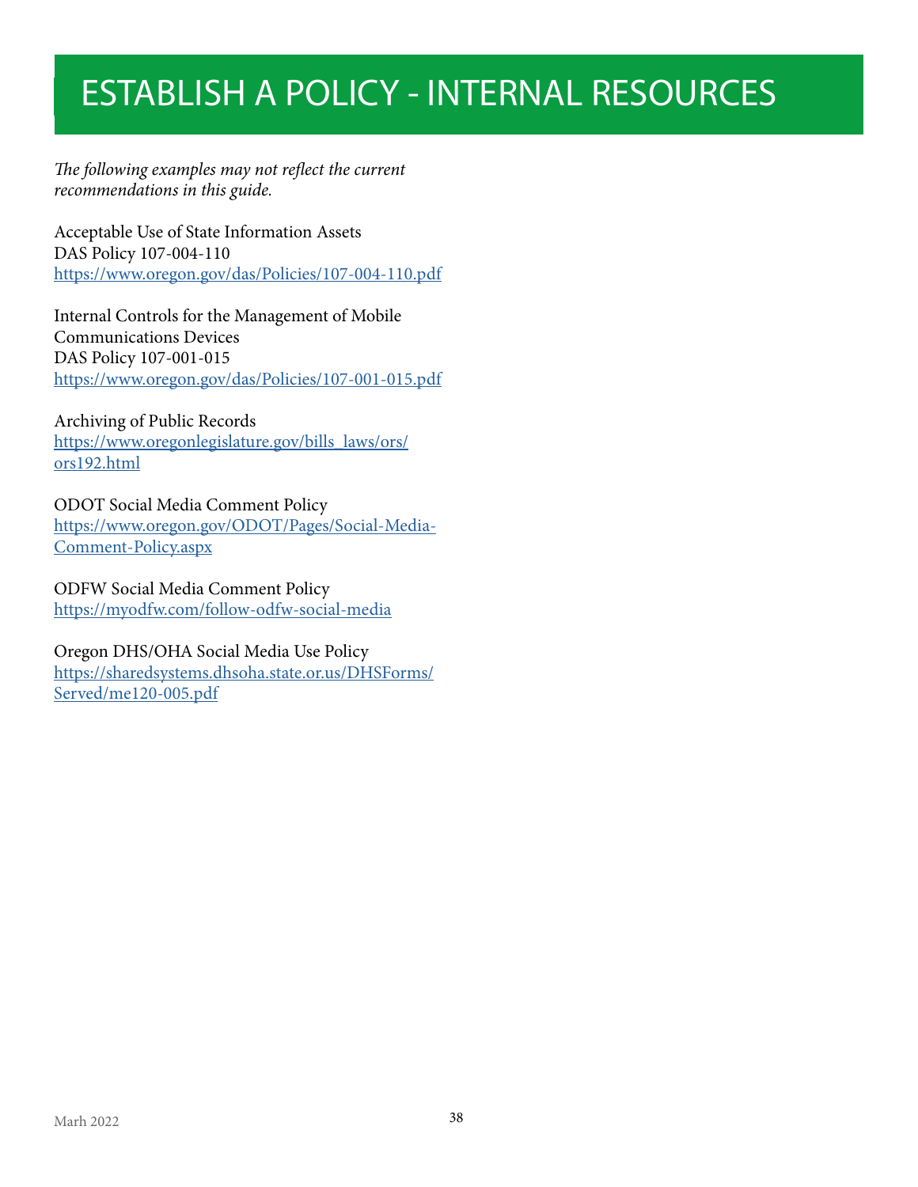# ESTABLISH A POLICY - INTERNAL RESOURCES

*The following examples may not reflect the current recommendations in this guide.*

Acceptable Use of State Information Assets
DAS Policy 107-004-110
https://www.oregon.gov/das/Policies/107-004-110.pdf

Internal Controls for the Management of Mobile Communications Devices
DAS Policy 107-001-015
https://www.oregon.gov/das/Policies/107-001-015.pdf

Archiving of Public Records
https://www.oregonlegislature.gov/bills_laws/ors/ors192.html

ODOT Social Media Comment Policy
https://www.oregon.gov/ODOT/Pages/Social-Media-Comment-Policy.aspx

ODFW Social Media Comment Policy
https://myodfw.com/follow-odfw-social-media

Oregon DHS/OHA Social Media Use Policy
https://sharedsystems.dhsoha.state.or.us/DHSForms/Served/me120-005.pdf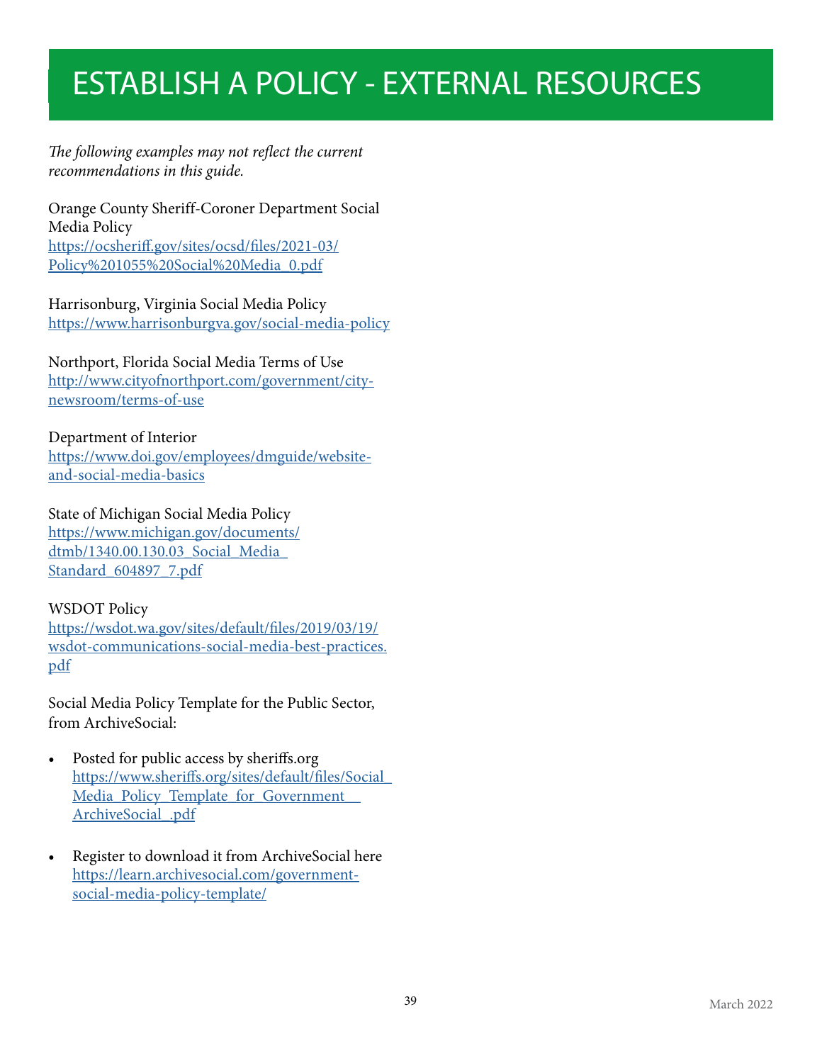# ESTABLISH A POLICY - EXTERNAL RESOURCES

*The following examples may not reflect the current recommendations in this guide.*

Orange County Sheriff-Coroner Department Social Media Policy
https://ocsheriff.gov/sites/ocsd/files/2021-03/Policy%201055%20Social%20Media_0.pdf

Harrisonburg, Virginia Social Media Policy
https://www.harrisonburgva.gov/social-media-policy

Northport, Florida Social Media Terms of Use
http://www.cityofnorthport.com/government/city-newsroom/terms-of-use

Department of Interior
https://www.doi.gov/employees/dmguide/website-and-social-media-basics

State of Michigan Social Media Policy
https://www.michigan.gov/documents/dtmb/1340.00.130.03_Social_Media_Standard_604897_7.pdf

WSDOT Policy
https://wsdot.wa.gov/sites/default/files/2019/03/19/wsdot-communications-social-media-best-practices.pdf

Social Media Policy Template for the Public Sector, from ArchiveSocial:

- Posted for public access by sheriffs.org
  https://www.sheriffs.org/sites/default/files/Social_Media_Policy_Template_for_Government__ArchiveSocial_.pdf
- Register to download it from ArchiveSocial here
  https://learn.archivesocial.com/government-social-media-policy-template/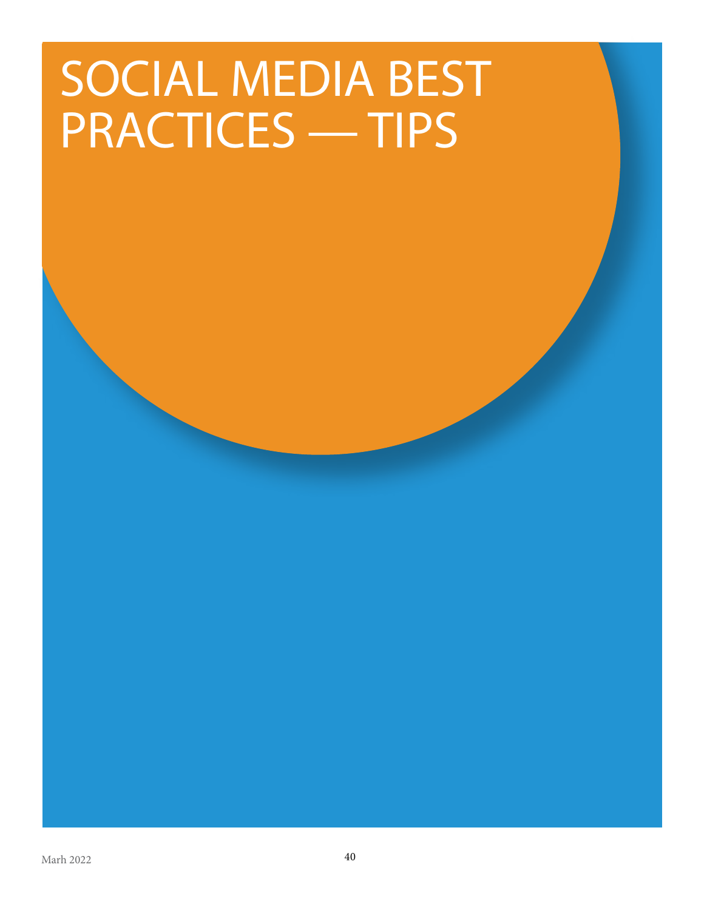# SOCIAL MEDIA BEST PRACTICES — TIPS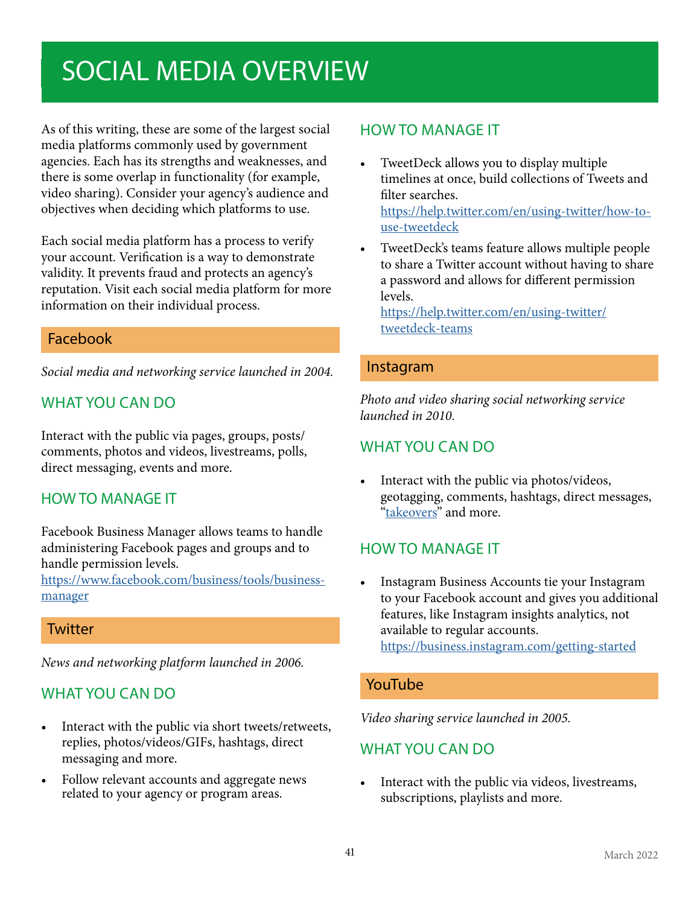# SOCIAL MEDIA OVERVIEW

As of this writing, these are some of the largest social media platforms commonly used by government agencies. Each has its strengths and weaknesses, and there is some overlap in functionality (for example, video sharing). Consider your agency's audience and objectives when deciding which platforms to use.

Each social media platform has a process to verify your account. Verification is a way to demonstrate validity. It prevents fraud and protects an agency's reputation. Visit each social media platform for more information on their individual process.

## Facebook

*Social media and networking service launched in 2004.*

### WHAT YOU CAN DO

Interact with the public via pages, groups, posts/comments, photos and videos, livestreams, polls, direct messaging, events and more.

### HOW TO MANAGE IT

Facebook Business Manager allows teams to handle administering Facebook pages and groups and to handle permission levels.
https://www.facebook.com/business/tools/business-manager

## Twitter

*News and networking platform launched in 2006.*

### WHAT YOU CAN DO

- Interact with the public via short tweets/retweets, replies, photos/videos/GIFs, hashtags, direct messaging and more.
- Follow relevant accounts and aggregate news related to your agency or program areas.

### HOW TO MANAGE IT

- TweetDeck allows you to display multiple timelines at once, build collections of Tweets and filter searches.
  https://help.twitter.com/en/using-twitter/how-to-use-tweetdeck
- TweetDeck's teams feature allows multiple people to share a Twitter account without having to share a password and allows for different permission levels.
  https://help.twitter.com/en/using-twitter/tweetdeck-teams

## Instagram

*Photo and video sharing social networking service launched in 2010.*

### WHAT YOU CAN DO

- Interact with the public via photos/videos, geotagging, comments, hashtags, direct messages, "takeovers" and more.

### HOW TO MANAGE IT

- Instagram Business Accounts tie your Instagram to your Facebook account and gives you additional features, like Instagram insights analytics, not available to regular accounts.
  https://business.instagram.com/getting-started

## YouTube

*Video sharing service launched in 2005.*

### WHAT YOU CAN DO

- Interact with the public via videos, livestreams, subscriptions, playlists and more.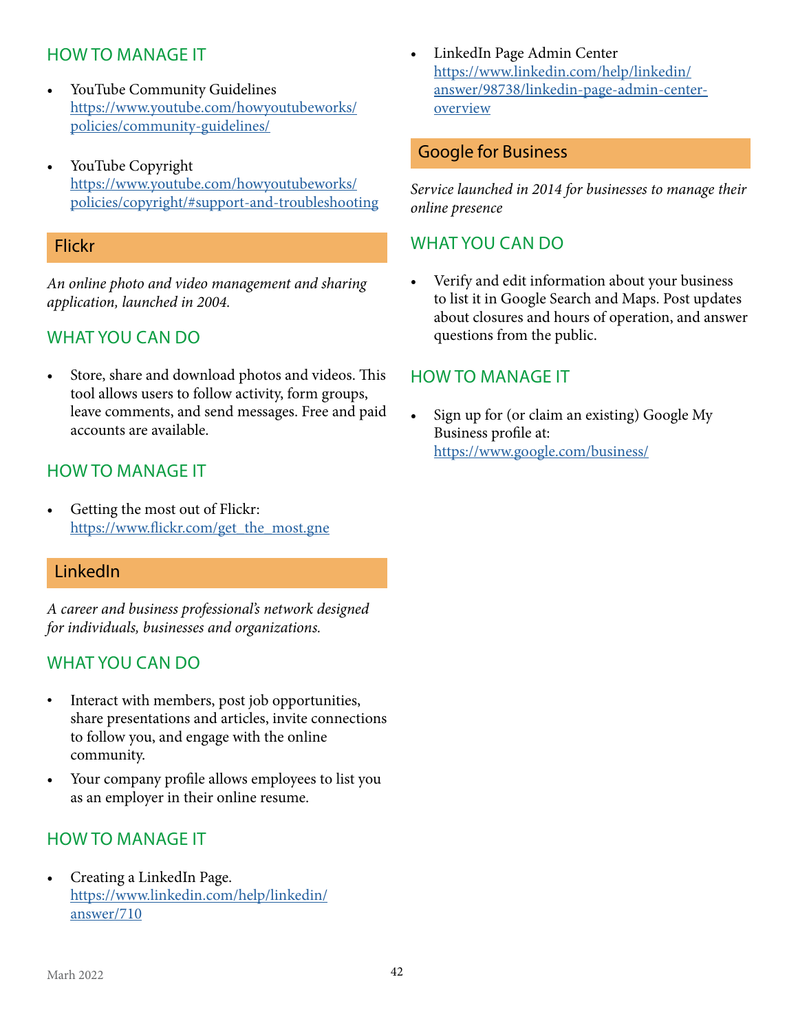### HOW TO MANAGE IT

- YouTube Community Guidelines
  https://www.youtube.com/howyoutubeworks/policies/community-guidelines/

- YouTube Copyright
  https://www.youtube.com/howyoutubeworks/policies/copyright/#support-and-troubleshooting

## Flickr

*An online photo and video management and sharing application, launched in 2004.*

### WHAT YOU CAN DO

- Store, share and download photos and videos. This tool allows users to follow activity, form groups, leave comments, and send messages. Free and paid accounts are available.

### HOW TO MANAGE IT

- Getting the most out of Flickr:
  https://www.flickr.com/get_the_most.gne

## LinkedIn

*A career and business professional's network designed for individuals, businesses and organizations.*

### WHAT YOU CAN DO

- Interact with members, post job opportunities, share presentations and articles, invite connections to follow you, and engage with the online community.
- Your company profile allows employees to list you as an employer in their online resume.

### HOW TO MANAGE IT

- Creating a LinkedIn Page.
  https://www.linkedin.com/help/linkedin/answer/710

- LinkedIn Page Admin Center
  https://www.linkedin.com/help/linkedin/answer/98738/linkedin-page-admin-center-overview

## Google for Business

*Service launched in 2014 for businesses to manage their online presence*

### WHAT YOU CAN DO

- Verify and edit information about your business to list it in Google Search and Maps. Post updates about closures and hours of operation, and answer questions from the public.

### HOW TO MANAGE IT

- Sign up for (or claim an existing) Google My Business profile at:
  https://www.google.com/business/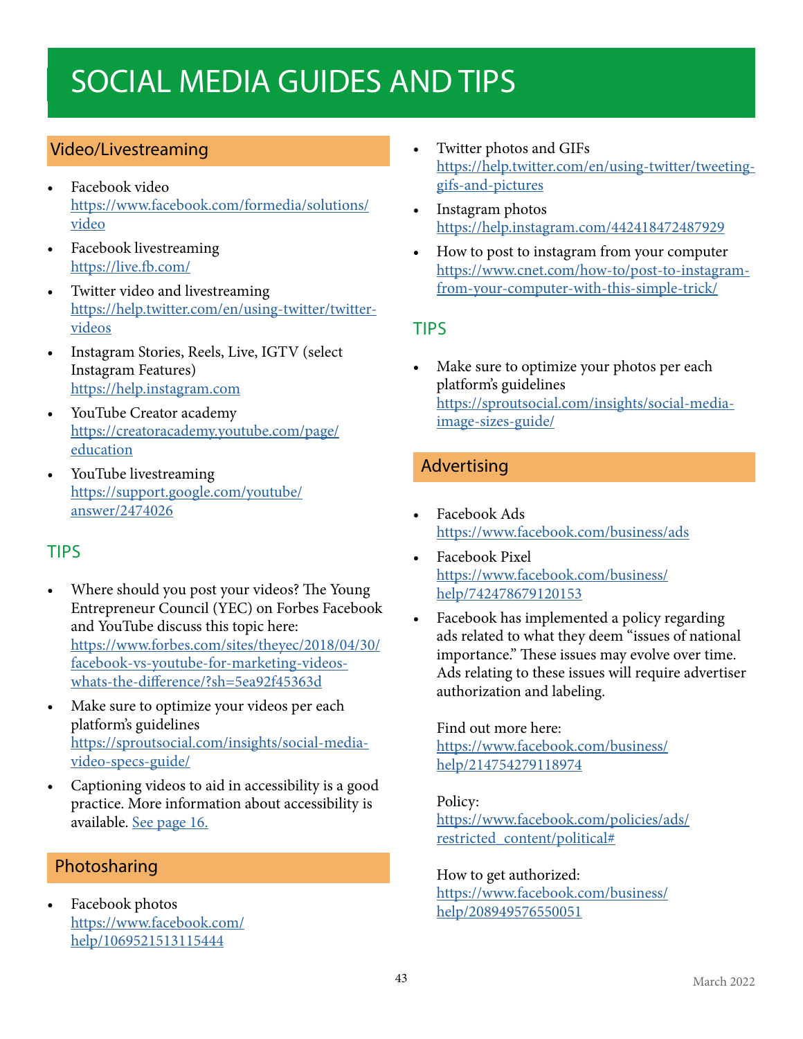# SOCIAL MEDIA GUIDES AND TIPS

## Video/Livestreaming

- Facebook video
  https://www.facebook.com/formedia/solutions/video
- Facebook livestreaming
  https://live.fb.com/
- Twitter video and livestreaming
  https://help.twitter.com/en/using-twitter/twitter-videos
- Instagram Stories, Reels, Live, IGTV (select Instagram Features)
  https://help.instagram.com
- YouTube Creator academy
  https://creatoracademy.youtube.com/page/education
- YouTube livestreaming
  https://support.google.com/youtube/answer/2474026

### TIPS

- Where should you post your videos? The Young Entrepreneur Council (YEC) on Forbes Facebook and YouTube discuss this topic here:
  https://www.forbes.com/sites/theyec/2018/04/30/facebook-vs-youtube-for-marketing-videos-whats-the-difference/?sh=5ea92f45363d
- Make sure to optimize your videos per each platform's guidelines
  https://sproutsocial.com/insights/social-media-video-specs-guide/
- Captioning videos to aid in accessibility is a good practice. More information about accessibility is available. See page 16.

## Photosharing

- Facebook photos
  https://www.facebook.com/help/1069521513115444
- Twitter photos and GIFs
  https://help.twitter.com/en/using-twitter/tweeting-gifs-and-pictures
- Instagram photos
  https://help.instagram.com/442418472487929
- How to post to instagram from your computer
  https://www.cnet.com/how-to/post-to-instagram-from-your-computer-with-this-simple-trick/

### TIPS

- Make sure to optimize your photos per each platform's guidelines
  https://sproutsocial.com/insights/social-media-image-sizes-guide/

## Advertising

- Facebook Ads
  https://www.facebook.com/business/ads
- Facebook Pixel
  https://www.facebook.com/business/help/742478679120153
- Facebook has implemented a policy regarding ads related to what they deem "issues of national importance." These issues may evolve over time. Ads relating to these issues will require advertiser authorization and labeling.

  Find out more here:
  https://www.facebook.com/business/help/214754279118974

  Policy:
  https://www.facebook.com/policies/ads/restricted_content/political#

  How to get authorized:
  https://www.facebook.com/business/help/208949576550051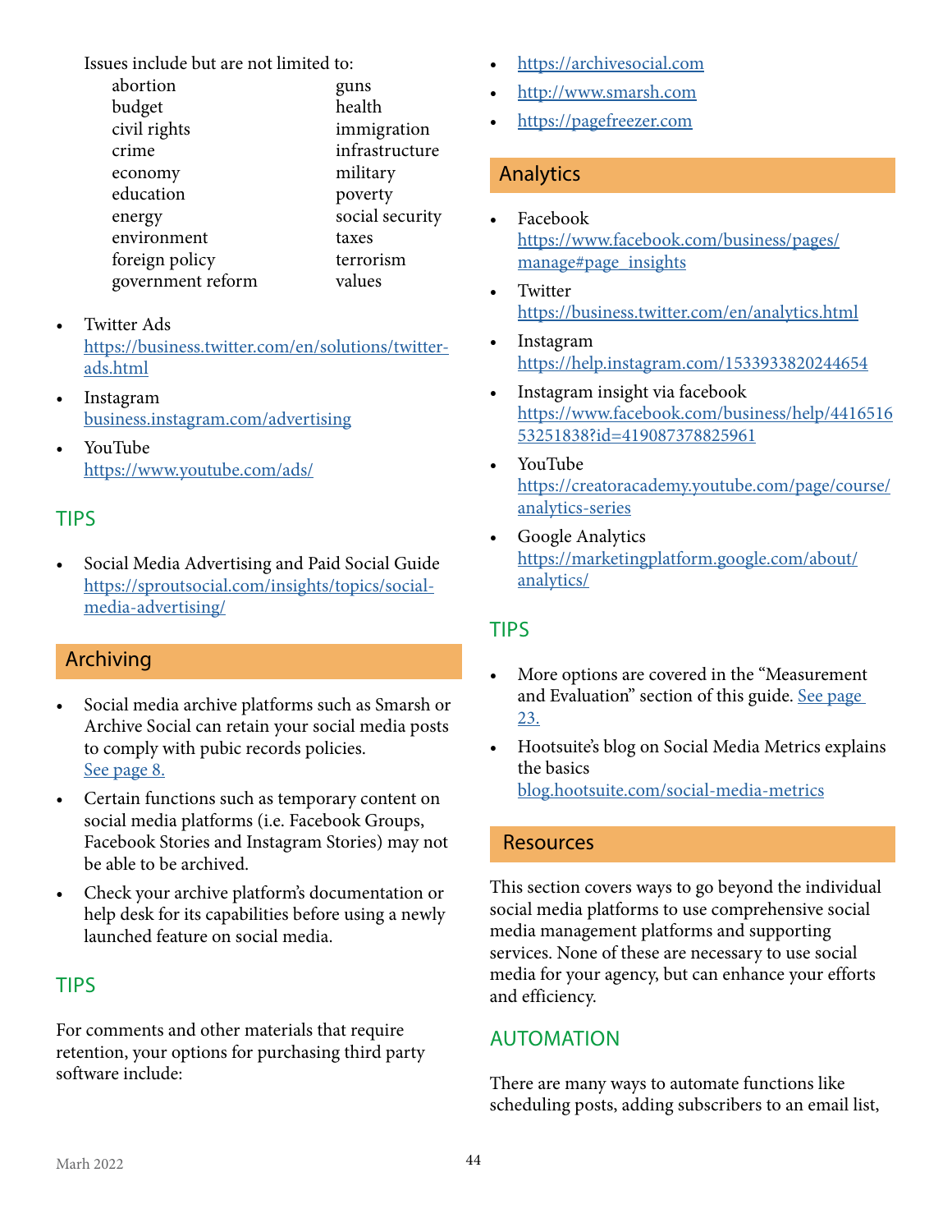Issues include but are not limited to:

| | |
|---|---|
| abortion | guns |
| budget | health |
| civil rights | immigration |
| crime | infrastructure |
| economy | military |
| education | poverty |
| energy | social security |
| environment | taxes |
| foreign policy | terrorism |
| government reform | values |

- Twitter Ads
  https://business.twitter.com/en/solutions/twitter-ads.html
- Instagram
  business.instagram.com/advertising
- YouTube
  https://www.youtube.com/ads/

### TIPS

- Social Media Advertising and Paid Social Guide
  https://sproutsocial.com/insights/topics/social-media-advertising/

## Archiving

- Social media archive platforms such as Smarsh or Archive Social can retain your social media posts to comply with pubic records policies. See page 8.
- Certain functions such as temporary content on social media platforms (i.e. Facebook Groups, Facebook Stories and Instagram Stories) may not be able to be archived.
- Check your archive platform's documentation or help desk for its capabilities before using a newly launched feature on social media.

### TIPS

For comments and other materials that require retention, your options for purchasing third party software include:

- https://archivesocial.com
- http://www.smarsh.com
- https://pagefreezer.com

## Analytics

- Facebook
  https://www.facebook.com/business/pages/manage#page_insights
- Twitter
  https://business.twitter.com/en/analytics.html
- Instagram
  https://help.instagram.com/1533933820244654
- Instagram insight via facebook
  https://www.facebook.com/business/help/441651653251838?id=419087378825961
- YouTube
  https://creatoracademy.youtube.com/page/course/analytics-series
- Google Analytics
  https://marketingplatform.google.com/about/analytics/

### TIPS

- More options are covered in the "Measurement and Evaluation" section of this guide. See page 23.
- Hootsuite's blog on Social Media Metrics explains the basics
  blog.hootsuite.com/social-media-metrics

## Resources

This section covers ways to go beyond the individual social media platforms to use comprehensive social media management platforms and supporting services. None of these are necessary to use social media for your agency, but can enhance your efforts and efficiency.

### AUTOMATION

There are many ways to automate functions like scheduling posts, adding subscribers to an email list,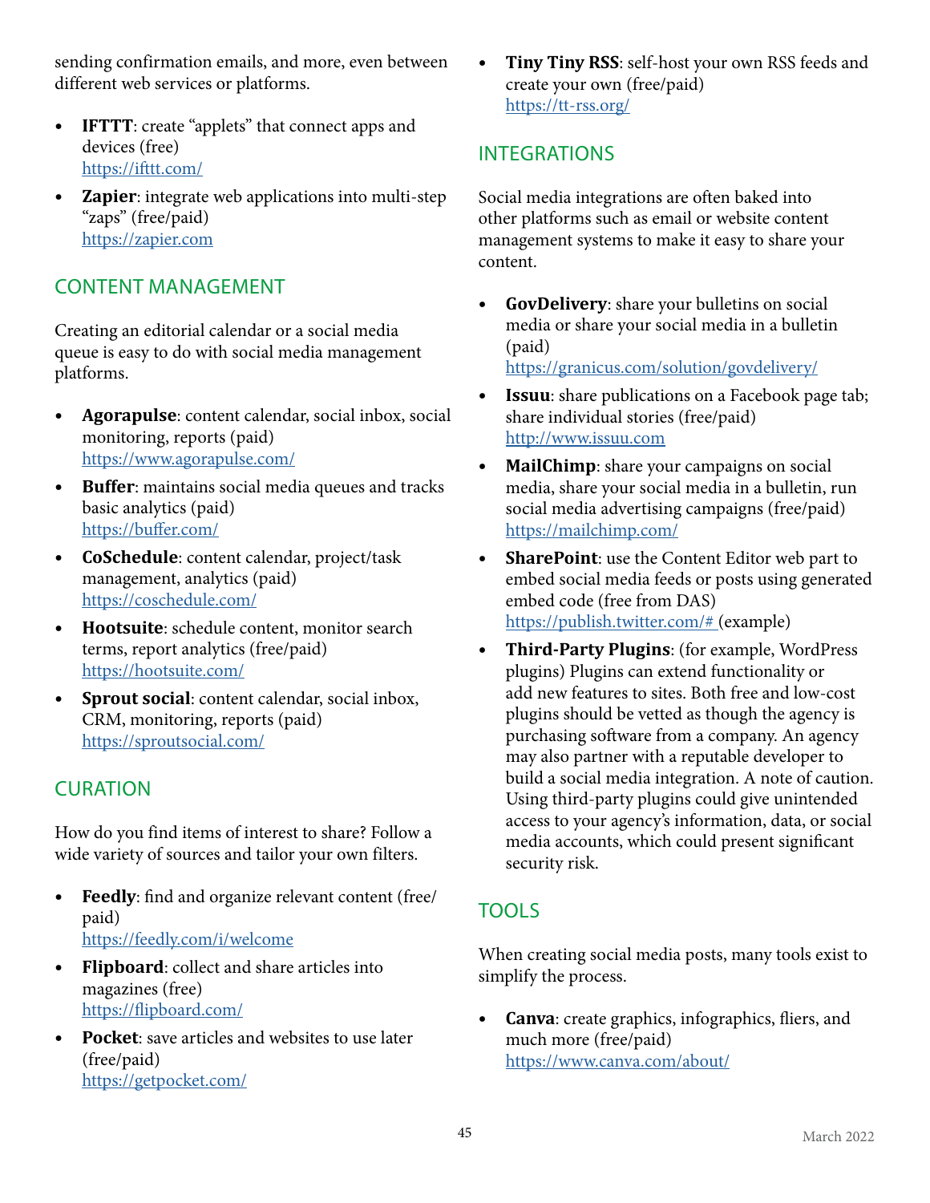sending confirmation emails, and more, even between different web services or platforms.

- **IFTTT**: create "applets" that connect apps and devices (free)
  https://ifttt.com/
- **Zapier**: integrate web applications into multi-step "zaps" (free/paid)
  https://zapier.com

## CONTENT MANAGEMENT

Creating an editorial calendar or a social media queue is easy to do with social media management platforms.

- **Agorapulse**: content calendar, social inbox, social monitoring, reports (paid)
  https://www.agorapulse.com/
- **Buffer**: maintains social media queues and tracks basic analytics (paid)
  https://buffer.com/
- **CoSchedule**: content calendar, project/task management, analytics (paid)
  https://coschedule.com/
- **Hootsuite**: schedule content, monitor search terms, report analytics (free/paid)
  https://hootsuite.com/
- **Sprout social**: content calendar, social inbox, CRM, monitoring, reports (paid)
  https://sproutsocial.com/

## CURATION

How do you find items of interest to share? Follow a wide variety of sources and tailor your own filters.

- **Feedly**: find and organize relevant content (free/paid)
  https://feedly.com/i/welcome
- **Flipboard**: collect and share articles into magazines (free)
  https://flipboard.com/
- **Pocket**: save articles and websites to use later (free/paid)
  https://getpocket.com/
- **Tiny Tiny RSS**: self-host your own RSS feeds and create your own (free/paid)
  https://tt-rss.org/

## INTEGRATIONS

Social media integrations are often baked into other platforms such as email or website content management systems to make it easy to share your content.

- **GovDelivery**: share your bulletins on social media or share your social media in a bulletin (paid)
  https://granicus.com/solution/govdelivery/
- **Issuu**: share publications on a Facebook page tab; share individual stories (free/paid)
  http://www.issuu.com
- **MailChimp**: share your campaigns on social media, share your social media in a bulletin, run social media advertising campaigns (free/paid)
  https://mailchimp.com/
- **SharePoint**: use the Content Editor web part to embed social media feeds or posts using generated embed code (free from DAS)
  https://publish.twitter.com/# (example)
- **Third-Party Plugins**: (for example, WordPress plugins) Plugins can extend functionality or add new features to sites. Both free and low-cost plugins should be vetted as though the agency is purchasing software from a company. An agency may also partner with a reputable developer to build a social media integration. A note of caution. Using third-party plugins could give unintended access to your agency's information, data, or social media accounts, which could present significant security risk.

## TOOLS

When creating social media posts, many tools exist to simplify the process.

- **Canva**: create graphics, infographics, fliers, and much more (free/paid)
  https://www.canva.com/about/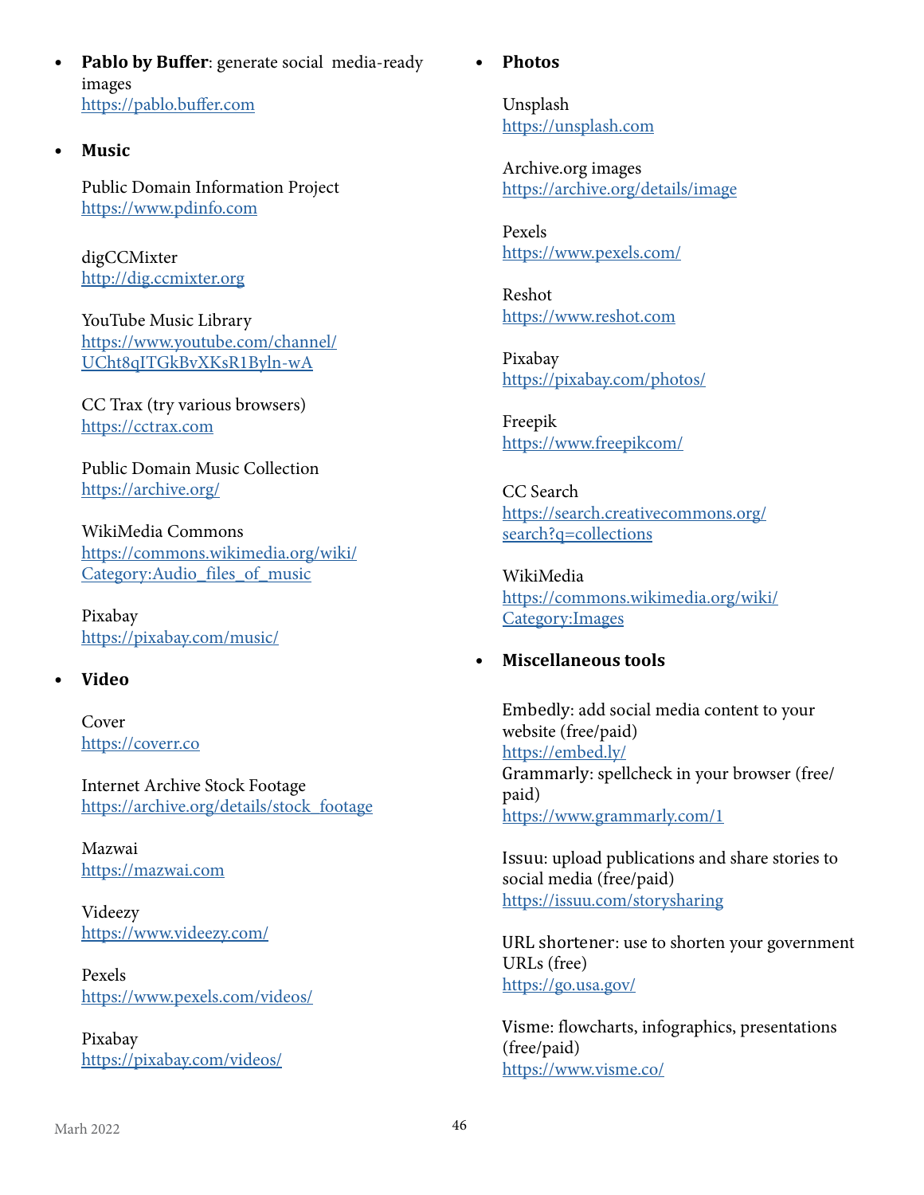- **Pablo by Buffer**: generate social media-ready images
  https://pablo.buffer.com

- **Music**

  Public Domain Information Project
  https://www.pdinfo.com

  digCCMixter
  http://dig.ccmixter.org

  YouTube Music Library
  https://www.youtube.com/channel/UCht8qITGkBvXKsR1Byln-wA

  CC Trax (try various browsers)
  https://cctrax.com

  Public Domain Music Collection
  https://archive.org/

  WikiMedia Commons
  https://commons.wikimedia.org/wiki/Category:Audio_files_of_music

  Pixabay
  https://pixabay.com/music/

- **Video**

  Cover
  https://coverr.co

  Internet Archive Stock Footage
  https://archive.org/details/stock_footage

  Mazwai
  https://mazwai.com

  Videezy
  https://www.videezy.com/

  Pexels
  https://www.pexels.com/videos/

  Pixabay
  https://pixabay.com/videos/

- **Photos**

  Unsplash
  https://unsplash.com

  Archive.org images
  https://archive.org/details/image

  Pexels
  https://www.pexels.com/

  Reshot
  https://www.reshot.com

  Pixabay
  https://pixabay.com/photos/

  Freepik
  https://www.freepikcom/

  CC Search
  https://search.creativecommons.org/search?q=collections

  WikiMedia
  https://commons.wikimedia.org/wiki/Category:Images

- **Miscellaneous tools**

  Embedly: add social media content to your website (free/paid)
  https://embed.ly/
  Grammarly: spellcheck in your browser (free/paid)
  https://www.grammarly.com/1

  Issuu: upload publications and share stories to social media (free/paid)
  https://issuu.com/storysharing

  URL shortener: use to shorten your government URLs (free)
  https://go.usa.gov/

  Visme: flowcharts, infographics, presentations (free/paid)
  https://www.visme.co/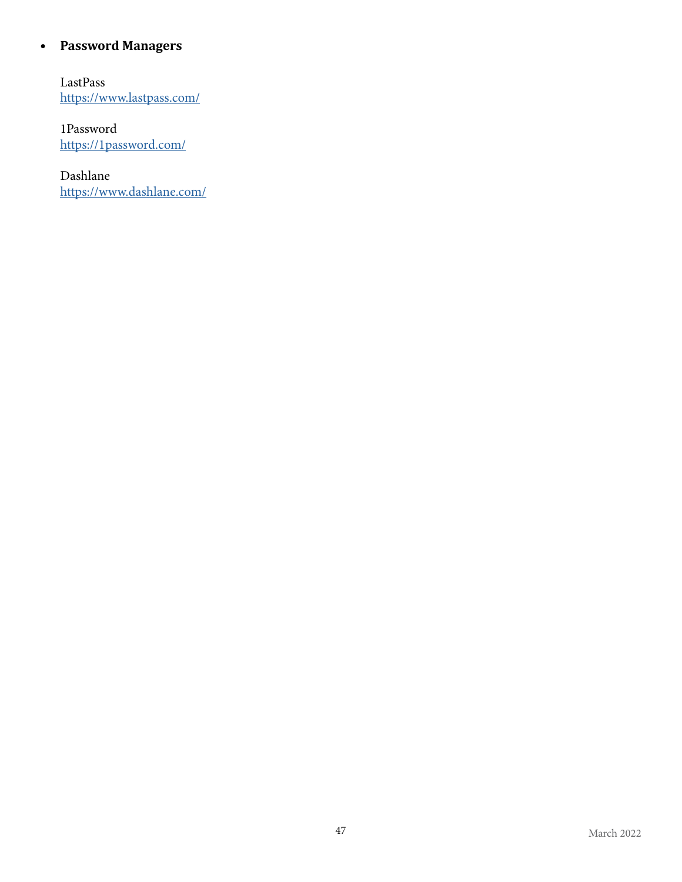- **Password Managers**

  LastPass
  https://www.lastpass.com/

  1Password
  https://1password.com/

  Dashlane
  https://www.dashlane.com/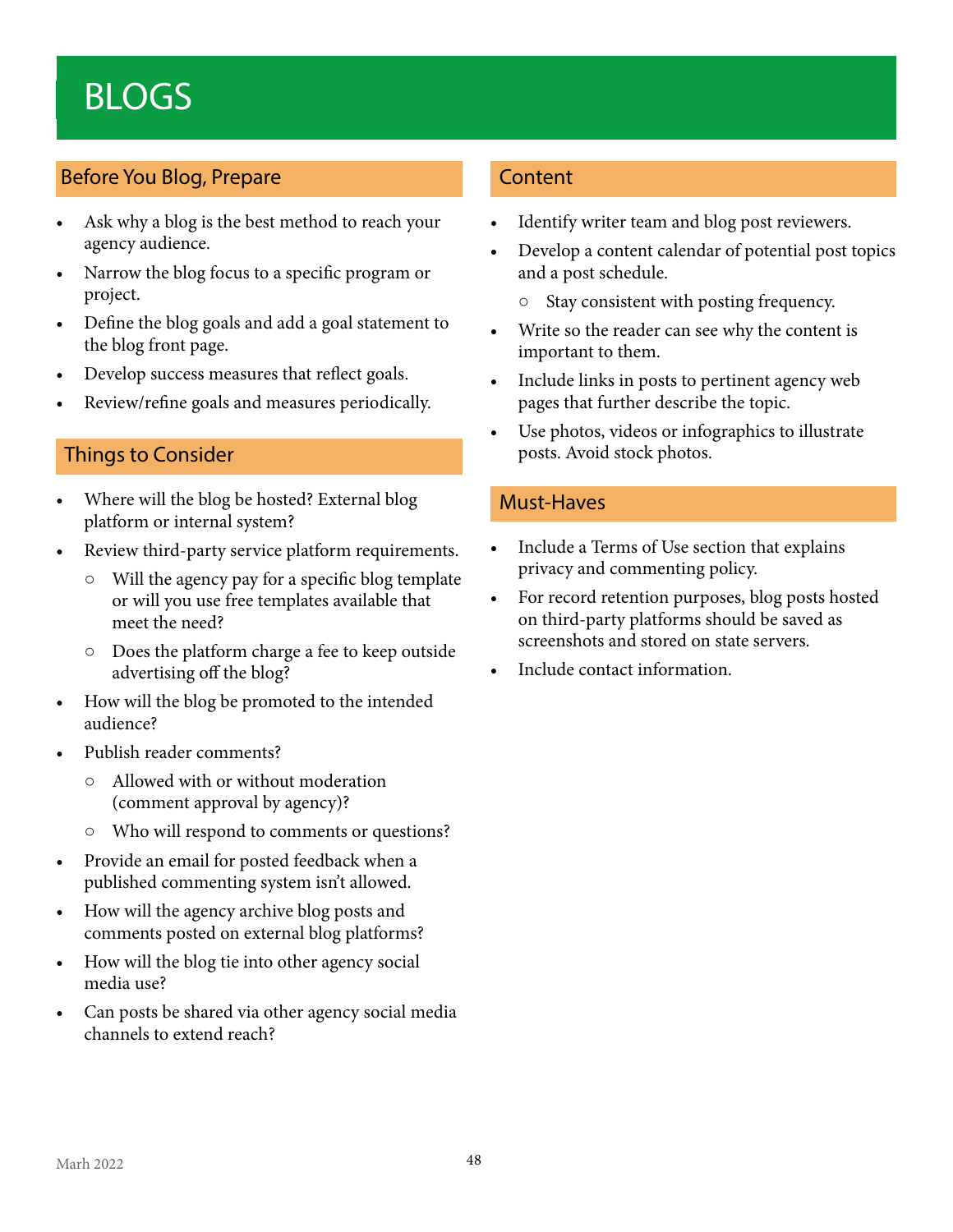# BLOGS

## Before You Blog, Prepare

- Ask why a blog is the best method to reach your agency audience.
- Narrow the blog focus to a specific program or project.
- Define the blog goals and add a goal statement to the blog front page.
- Develop success measures that reflect goals.
- Review/refine goals and measures periodically.

## Things to Consider

- Where will the blog be hosted? External blog platform or internal system?
- Review third-party service platform requirements.
  - Will the agency pay for a specific blog template or will you use free templates available that meet the need?
  - Does the platform charge a fee to keep outside advertising off the blog?
- How will the blog be promoted to the intended audience?
- Publish reader comments?
  - Allowed with or without moderation (comment approval by agency)?
  - Who will respond to comments or questions?
- Provide an email for posted feedback when a published commenting system isn't allowed.
- How will the agency archive blog posts and comments posted on external blog platforms?
- How will the blog tie into other agency social media use?
- Can posts be shared via other agency social media channels to extend reach?

## Content

- Identify writer team and blog post reviewers.
- Develop a content calendar of potential post topics and a post schedule.
  - Stay consistent with posting frequency.
- Write so the reader can see why the content is important to them.
- Include links in posts to pertinent agency web pages that further describe the topic.
- Use photos, videos or infographics to illustrate posts. Avoid stock photos.

## Must-Haves

- Include a Terms of Use section that explains privacy and commenting policy.
- For record retention purposes, blog posts hosted on third-party platforms should be saved as screenshots and stored on state servers.
- Include contact information.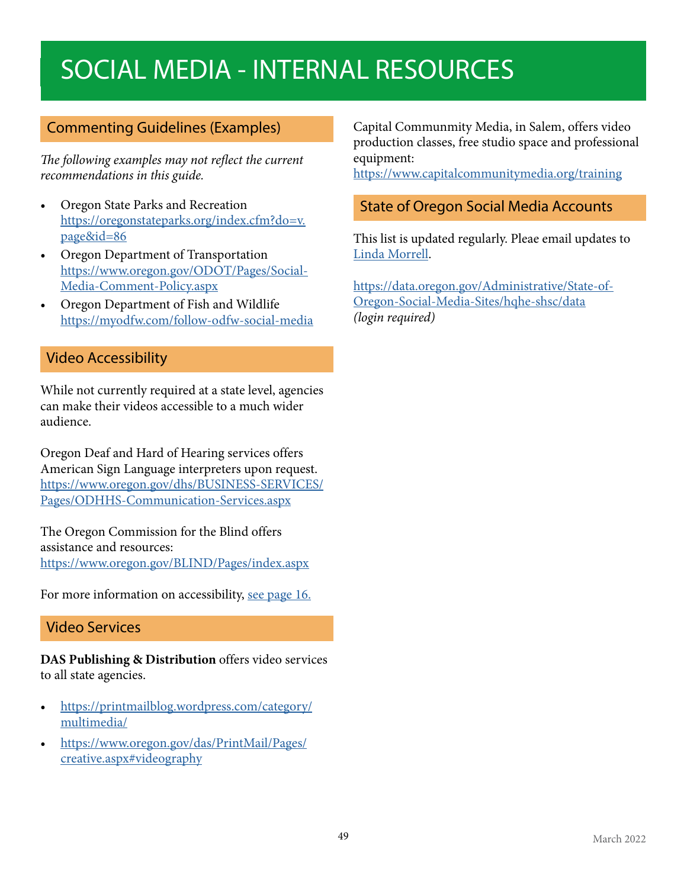# SOCIAL MEDIA - INTERNAL RESOURCES

## Commenting Guidelines (Examples)

*The following examples may not reflect the current recommendations in this guide.*

- Oregon State Parks and Recreation [https://oregonstateparks.org/index.cfm?do=v.page&id=86](https://oregonstateparks.org/index.cfm?do=v.page&id=86)
- Oregon Department of Transportation [https://www.oregon.gov/ODOT/Pages/Social-Media-Comment-Policy.aspx](https://www.oregon.gov/ODOT/Pages/Social-Media-Comment-Policy.aspx)
- Oregon Department of Fish and Wildlife [https://myodfw.com/follow-odfw-social-media](https://myodfw.com/follow-odfw-social-media)

## Video Accessibility

While not currently required at a state level, agencies can make their videos accessible to a much wider audience.

Oregon Deaf and Hard of Hearing services offers American Sign Language interpreters upon request. [https://www.oregon.gov/dhs/BUSINESS-SERVICES/Pages/ODHHS-Communication-Services.aspx](https://www.oregon.gov/dhs/BUSINESS-SERVICES/Pages/ODHHS-Communication-Services.aspx)

The Oregon Commission for the Blind offers assistance and resources: [https://www.oregon.gov/BLIND/Pages/index.aspx](https://www.oregon.gov/BLIND/Pages/index.aspx)

For more information on accessibility, see page 16.

## Video Services

**DAS Publishing & Distribution** offers video services to all state agencies.

- [https://printmailblog.wordpress.com/category/multimedia/](https://printmailblog.wordpress.com/category/multimedia/)
- [https://www.oregon.gov/das/PrintMail/Pages/creative.aspx#videography](https://www.oregon.gov/das/PrintMail/Pages/creative.aspx#videography)

Capital Communmity Media, in Salem, offers video production classes, free studio space and professional equipment: [https://www.capitalcommunitymedia.org/training](https://www.capitalcommunitymedia.org/training)

## State of Oregon Social Media Accounts

This list is updated regularly. Pleae email updates to Linda Morrell.

[https://data.oregon.gov/Administrative/State-of-Oregon-Social-Media-Sites/hqhe-shsc/data](https://data.oregon.gov/Administrative/State-of-Oregon-Social-Media-Sites/hqhe-shsc/data)
*(login required)*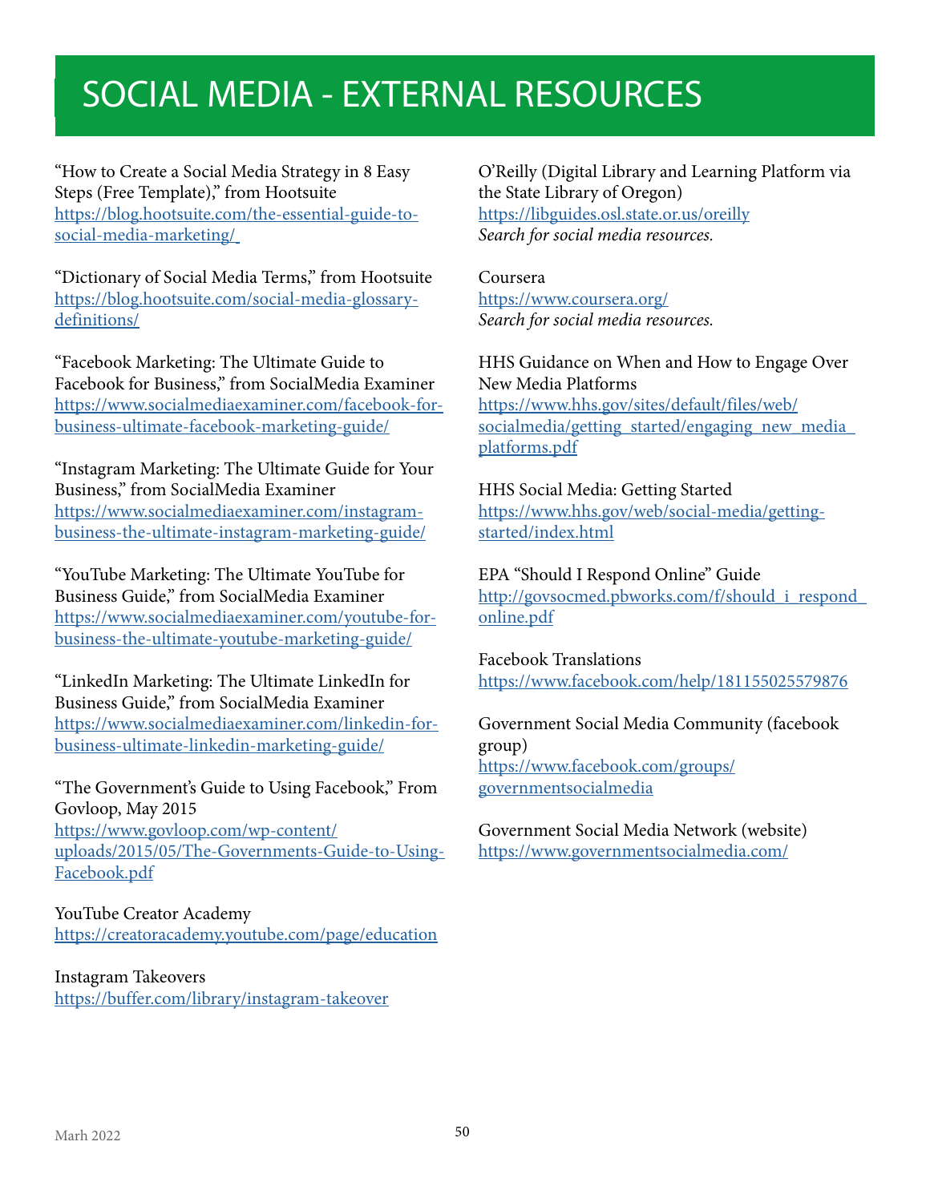# SOCIAL MEDIA - EXTERNAL RESOURCES

"How to Create a Social Media Strategy in 8 Easy Steps (Free Template)," from Hootsuite
https://blog.hootsuite.com/the-essential-guide-to-social-media-marketing/

"Dictionary of Social Media Terms," from Hootsuite
https://blog.hootsuite.com/social-media-glossary-definitions/

"Facebook Marketing: The Ultimate Guide to Facebook for Business," from SocialMedia Examiner
https://www.socialmediaexaminer.com/facebook-for-business-ultimate-facebook-marketing-guide/

"Instagram Marketing: The Ultimate Guide for Your Business," from SocialMedia Examiner
https://www.socialmediaexaminer.com/instagram-business-the-ultimate-instagram-marketing-guide/

"YouTube Marketing: The Ultimate YouTube for Business Guide," from SocialMedia Examiner
https://www.socialmediaexaminer.com/youtube-for-business-the-ultimate-youtube-marketing-guide/

"LinkedIn Marketing: The Ultimate LinkedIn for Business Guide," from SocialMedia Examiner
https://www.socialmediaexaminer.com/linkedin-for-business-ultimate-linkedin-marketing-guide/

"The Government's Guide to Using Facebook," From Govloop, May 2015
https://www.govloop.com/wp-content/uploads/2015/05/The-Governments-Guide-to-Using-Facebook.pdf

YouTube Creator Academy
https://creatoracademy.youtube.com/page/education

Instagram Takeovers
https://buffer.com/library/instagram-takeover

O'Reilly (Digital Library and Learning Platform via the State Library of Oregon)
https://libguides.osl.state.or.us/oreilly
*Search for social media resources.*

Coursera
https://www.coursera.org/
*Search for social media resources.*

HHS Guidance on When and How to Engage Over New Media Platforms
https://www.hhs.gov/sites/default/files/web/socialmedia/getting_started/engaging_new_media_platforms.pdf

HHS Social Media: Getting Started
https://www.hhs.gov/web/social-media/getting-started/index.html

EPA "Should I Respond Online" Guide
http://govsocmed.pbworks.com/f/should_i_respond_online.pdf

Facebook Translations
https://www.facebook.com/help/181155025579876

Government Social Media Community (facebook group)
https://www.facebook.com/groups/governmentsocialmedia

Government Social Media Network (website)
https://www.governmentsocialmedia.com/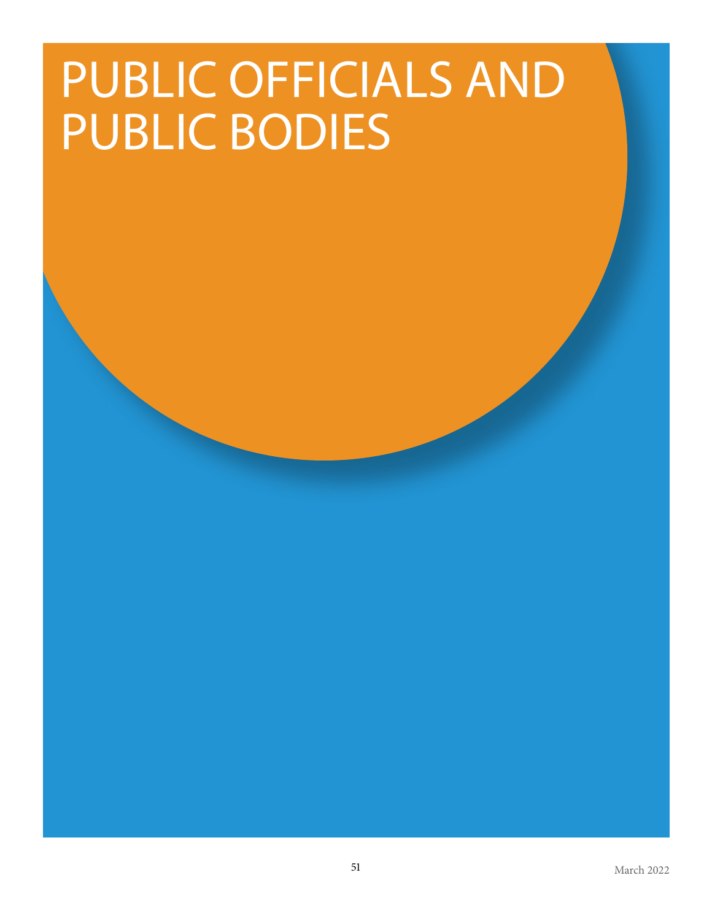# PUBLIC OFFICIALS AND PUBLIC BODIES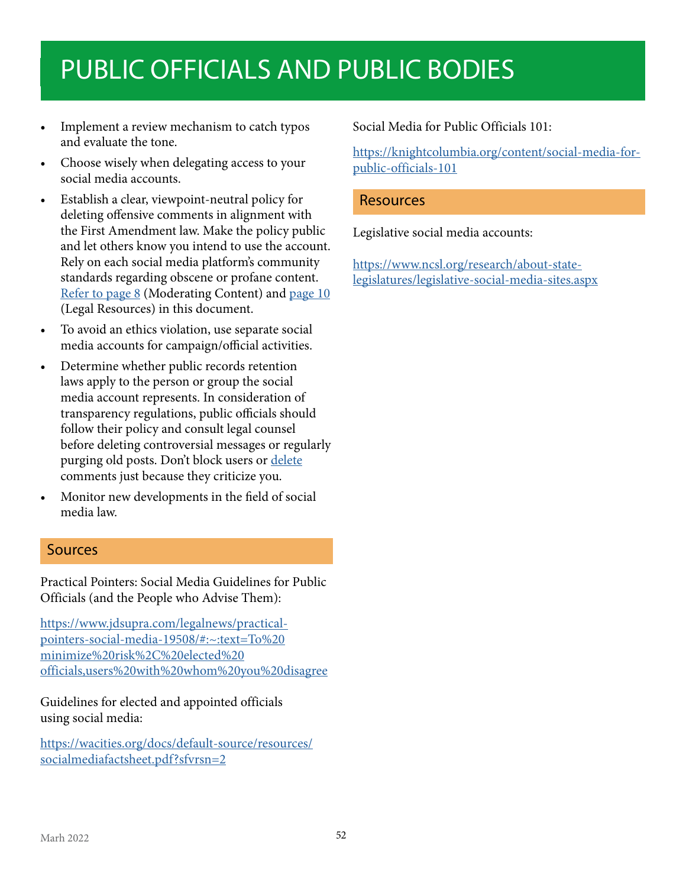# PUBLIC OFFICIALS AND PUBLIC BODIES

- Implement a review mechanism to catch typos and evaluate the tone.
- Choose wisely when delegating access to your social media accounts.
- Establish a clear, viewpoint-neutral policy for deleting offensive comments in alignment with the First Amendment law. Make the policy public and let others know you intend to use the account. Rely on each social media platform's community standards regarding obscene or profane content. Refer to page 8 (Moderating Content) and page 10 (Legal Resources) in this document.
- To avoid an ethics violation, use separate social media accounts for campaign/official activities.
- Determine whether public records retention laws apply to the person or group the social media account represents. In consideration of transparency regulations, public officials should follow their policy and consult legal counsel before deleting controversial messages or regularly purging old posts. Don't block users or delete comments just because they criticize you.
- Monitor new developments in the field of social media law.

## Sources

Practical Pointers: Social Media Guidelines for Public Officials (and the People who Advise Them):

https://www.jdsupra.com/legalnews/practical-pointers-social-media-19508/#:~:text=To%20minimize%20risk%2C%20elected%20officials,users%20with%20whom%20you%20disagree

Guidelines for elected and appointed officials using social media:

https://wacities.org/docs/default-source/resources/socialmediafactsheet.pdf?sfvrsn=2

Social Media for Public Officials 101:

https://knightcolumbia.org/content/social-media-for-public-officials-101

## Resources

Legislative social media accounts:

https://www.ncsl.org/research/about-state-legislatures/legislative-social-media-sites.aspx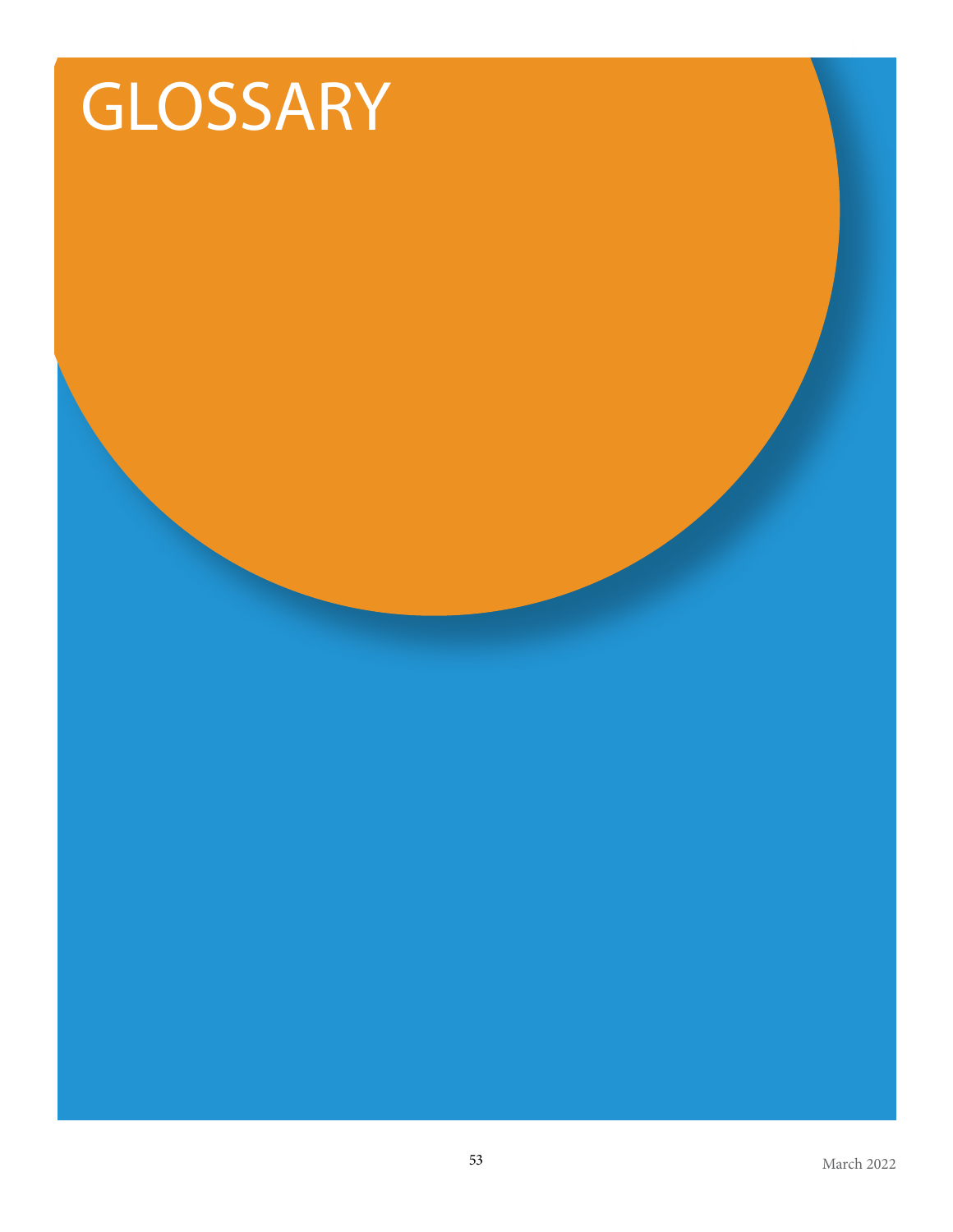# GLOSSARY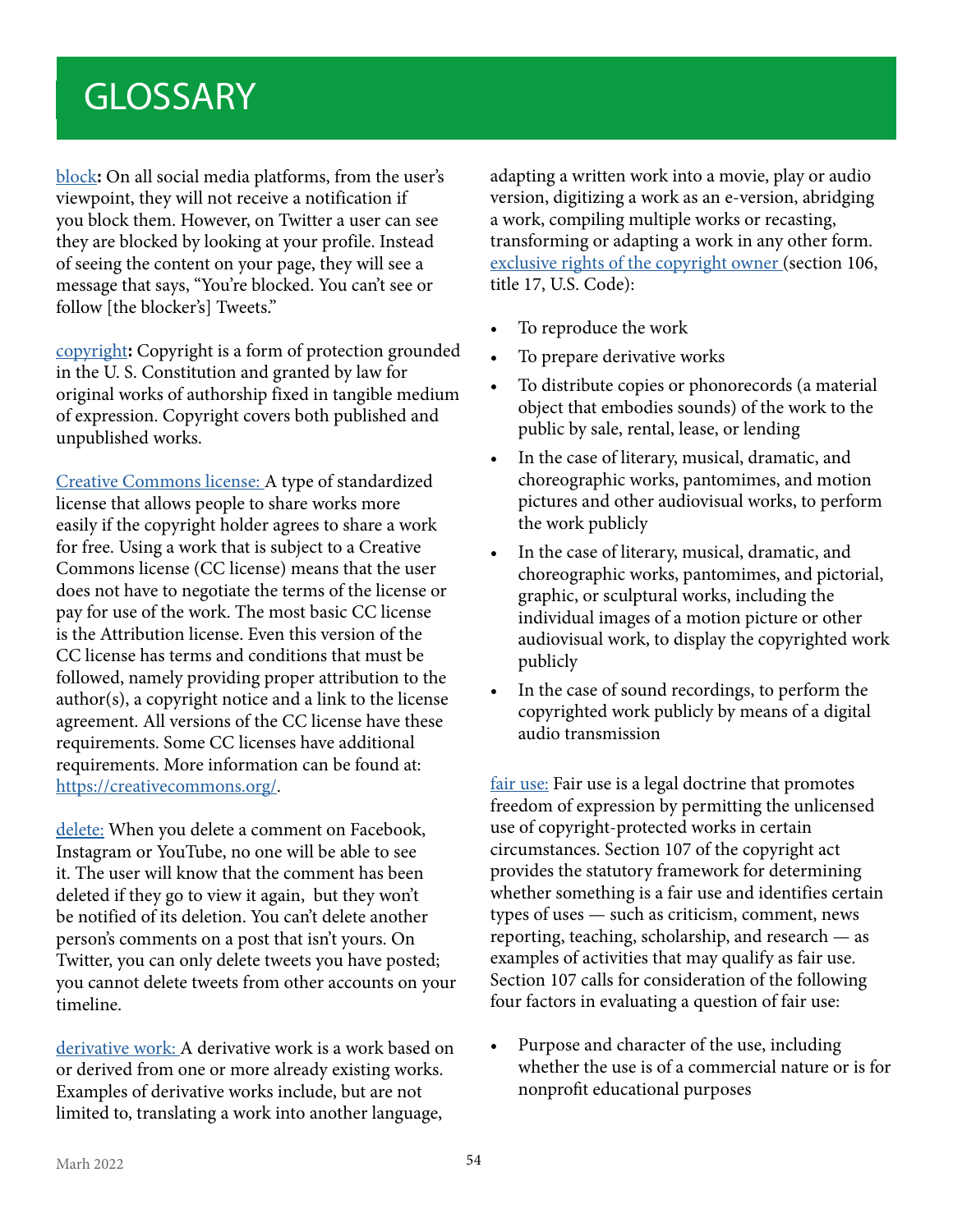# GLOSSARY

**block:** On all social media platforms, from the user's viewpoint, they will not receive a notification if you block them. However, on Twitter a user can see they are blocked by looking at your profile. Instead of seeing the content on your page, they will see a message that says, "You're blocked. You can't see or follow [the blocker's] Tweets."

**copyright:** Copyright is a form of protection grounded in the U. S. Constitution and granted by law for original works of authorship fixed in tangible medium of expression. Copyright covers both published and unpublished works.

Creative Commons license: A type of standardized license that allows people to share works more easily if the copyright holder agrees to share a work for free. Using a work that is subject to a Creative Commons license (CC license) means that the user does not have to negotiate the terms of the license or pay for use of the work. The most basic CC license is the Attribution license. Even this version of the CC license has terms and conditions that must be followed, namely providing proper attribution to the author(s), a copyright notice and a link to the license agreement. All versions of the CC license have these requirements. Some CC licenses have additional requirements. More information can be found at: https://creativecommons.org/.

delete: When you delete a comment on Facebook, Instagram or YouTube, no one will be able to see it. The user will know that the comment has been deleted if they go to view it again, but they won't be notified of its deletion. You can't delete another person's comments on a post that isn't yours. On Twitter, you can only delete tweets you have posted; you cannot delete tweets from other accounts on your timeline.

derivative work: A derivative work is a work based on or derived from one or more already existing works. Examples of derivative works include, but are not limited to, translating a work into another language, adapting a written work into a movie, play or audio version, digitizing a work as an e-version, abridging a work, compiling multiple works or recasting, transforming or adapting a work in any other form.

exclusive rights of the copyright owner (section 106, title 17, U.S. Code):

- To reproduce the work
- To prepare derivative works
- To distribute copies or phonorecords (a material object that embodies sounds) of the work to the public by sale, rental, lease, or lending
- In the case of literary, musical, dramatic, and choreographic works, pantomimes, and motion pictures and other audiovisual works, to perform the work publicly
- In the case of literary, musical, dramatic, and choreographic works, pantomimes, and pictorial, graphic, or sculptural works, including the individual images of a motion picture or other audiovisual work, to display the copyrighted work publicly
- In the case of sound recordings, to perform the copyrighted work publicly by means of a digital audio transmission

fair use: Fair use is a legal doctrine that promotes freedom of expression by permitting the unlicensed use of copyright-protected works in certain circumstances. Section 107 of the copyright act provides the statutory framework for determining whether something is a fair use and identifies certain types of uses — such as criticism, comment, news reporting, teaching, scholarship, and research — as examples of activities that may qualify as fair use. Section 107 calls for consideration of the following four factors in evaluating a question of fair use:

- Purpose and character of the use, including whether the use is of a commercial nature or is for nonprofit educational purposes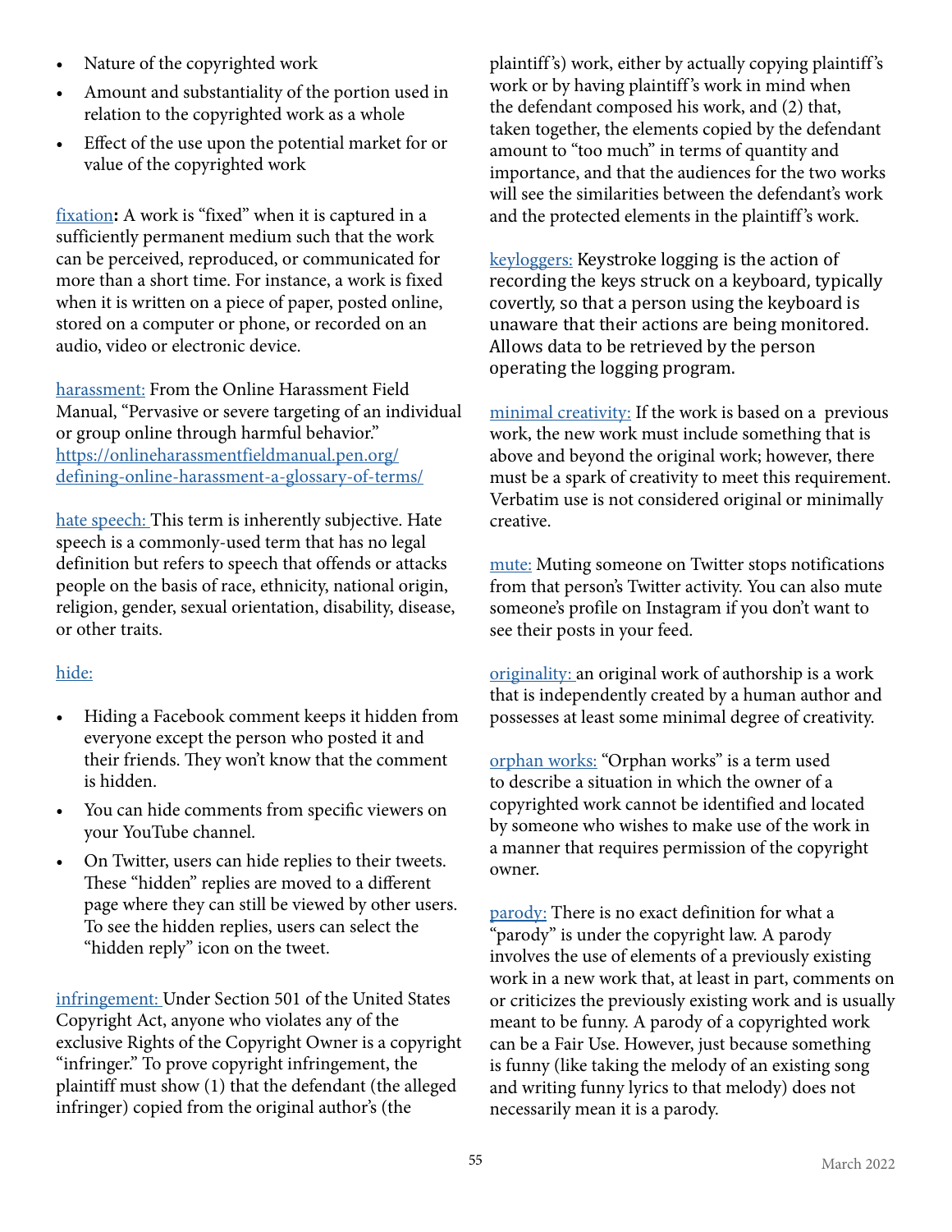- Nature of the copyrighted work
- Amount and substantiality of the portion used in relation to the copyrighted work as a whole
- Effect of the use upon the potential market for or value of the copyrighted work

fixation**:** A work is "fixed" when it is captured in a sufficiently permanent medium such that the work can be perceived, reproduced, or communicated for more than a short time. For instance, a work is fixed when it is written on a piece of paper, posted online, stored on a computer or phone, or recorded on an audio, video or electronic device.

harassment: From the Online Harassment Field Manual, "Pervasive or severe targeting of an individual or group online through harmful behavior." https://onlineharassmentfieldmanual.pen.org/defining-online-harassment-a-glossary-of-terms/

hate speech: This term is inherently subjective. Hate speech is a commonly-used term that has no legal definition but refers to speech that offends or attacks people on the basis of race, ethnicity, national origin, religion, gender, sexual orientation, disability, disease, or other traits.

hide:

- Hiding a Facebook comment keeps it hidden from everyone except the person who posted it and their friends. They won't know that the comment is hidden.
- You can hide comments from specific viewers on your YouTube channel.
- On Twitter, users can hide replies to their tweets. These "hidden" replies are moved to a different page where they can still be viewed by other users. To see the hidden replies, users can select the "hidden reply" icon on the tweet.

infringement: Under Section 501 of the United States Copyright Act, anyone who violates any of the exclusive Rights of the Copyright Owner is a copyright "infringer." To prove copyright infringement, the plaintiff must show (1) that the defendant (the alleged infringer) copied from the original author's (the plaintiff's) work, either by actually copying plaintiff's work or by having plaintiff's work in mind when the defendant composed his work, and (2) that, taken together, the elements copied by the defendant amount to "too much" in terms of quantity and importance, and that the audiences for the two works will see the similarities between the defendant's work and the protected elements in the plaintiff's work.

keyloggers: Keystroke logging is the action of recording the keys struck on a keyboard, typically covertly, so that a person using the keyboard is unaware that their actions are being monitored. Allows data to be retrieved by the person operating the logging program.

minimal creativity: If the work is based on a previous work, the new work must include something that is above and beyond the original work; however, there must be a spark of creativity to meet this requirement. Verbatim use is not considered original or minimally creative.

mute: Muting someone on Twitter stops notifications from that person's Twitter activity. You can also mute someone's profile on Instagram if you don't want to see their posts in your feed.

originality: an original work of authorship is a work that is independently created by a human author and possesses at least some minimal degree of creativity.

orphan works: "Orphan works" is a term used to describe a situation in which the owner of a copyrighted work cannot be identified and located by someone who wishes to make use of the work in a manner that requires permission of the copyright owner.

parody: There is no exact definition for what a "parody" is under the copyright law. A parody involves the use of elements of a previously existing work in a new work that, at least in part, comments on or criticizes the previously existing work and is usually meant to be funny. A parody of a copyrighted work can be a Fair Use. However, just because something is funny (like taking the melody of an existing song and writing funny lyrics to that melody) does not necessarily mean it is a parody.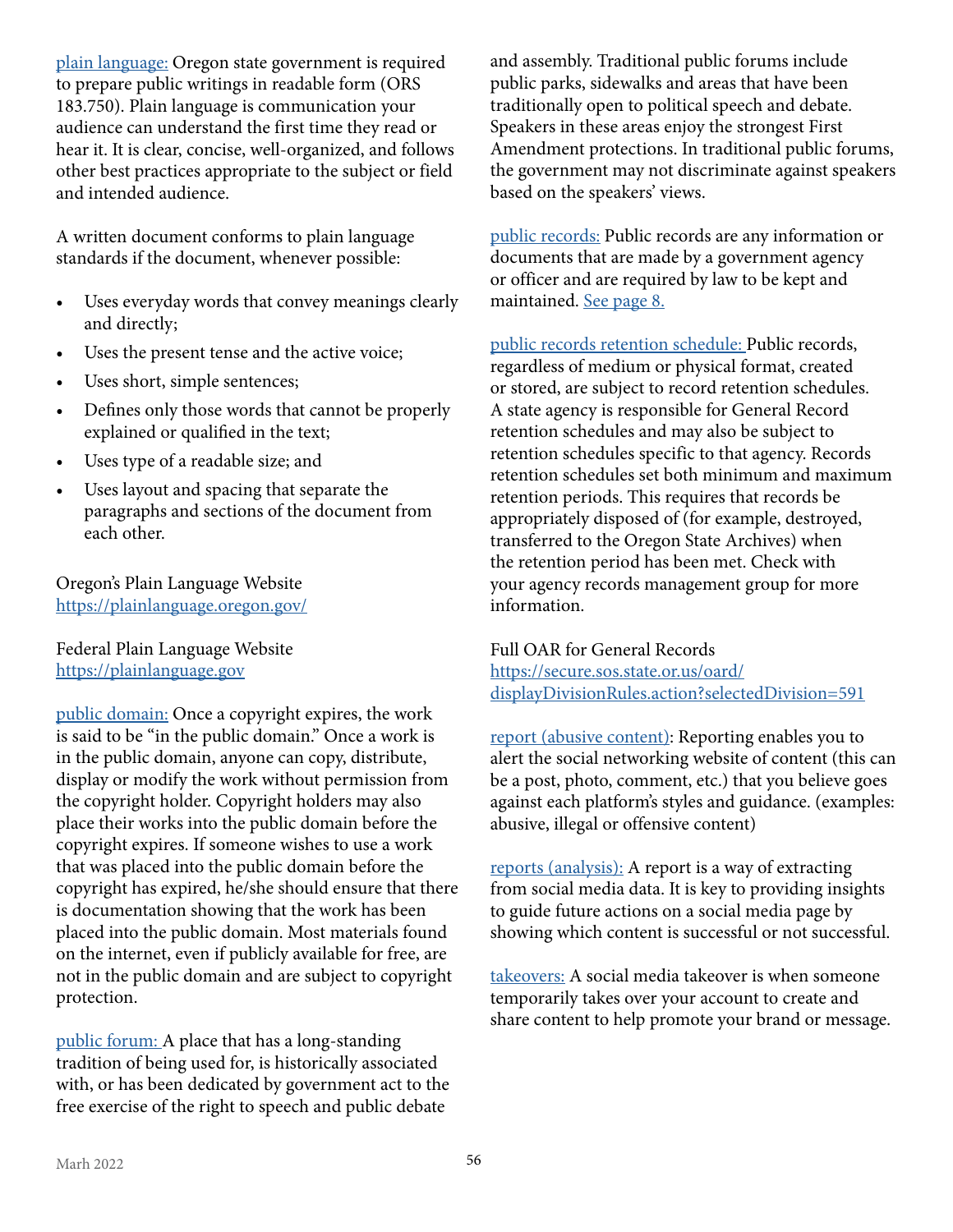plain language: Oregon state government is required to prepare public writings in readable form (ORS 183.750). Plain language is communication your audience can understand the first time they read or hear it. It is clear, concise, well-organized, and follows other best practices appropriate to the subject or field and intended audience.

A written document conforms to plain language standards if the document, whenever possible:

- Uses everyday words that convey meanings clearly and directly;
- Uses the present tense and the active voice;
- Uses short, simple sentences;
- Defines only those words that cannot be properly explained or qualified in the text;
- Uses type of a readable size; and
- Uses layout and spacing that separate the paragraphs and sections of the document from each other.

Oregon's Plain Language Website
https://plainlanguage.oregon.gov/

Federal Plain Language Website
https://plainlanguage.gov

public domain: Once a copyright expires, the work is said to be "in the public domain." Once a work is in the public domain, anyone can copy, distribute, display or modify the work without permission from the copyright holder. Copyright holders may also place their works into the public domain before the copyright expires. If someone wishes to use a work that was placed into the public domain before the copyright has expired, he/she should ensure that there is documentation showing that the work has been placed into the public domain. Most materials found on the internet, even if publicly available for free, are not in the public domain and are subject to copyright protection.

public forum: A place that has a long-standing tradition of being used for, is historically associated with, or has been dedicated by government act to the free exercise of the right to speech and public debate and assembly. Traditional public forums include public parks, sidewalks and areas that have been traditionally open to political speech and debate. Speakers in these areas enjoy the strongest First Amendment protections. In traditional public forums, the government may not discriminate against speakers based on the speakers' views.

public records: Public records are any information or documents that are made by a government agency or officer and are required by law to be kept and maintained. See page 8.

public records retention schedule: Public records, regardless of medium or physical format, created or stored, are subject to record retention schedules. A state agency is responsible for General Record retention schedules and may also be subject to retention schedules specific to that agency. Records retention schedules set both minimum and maximum retention periods. This requires that records be appropriately disposed of (for example, destroyed, transferred to the Oregon State Archives) when the retention period has been met. Check with your agency records management group for more information.

Full OAR for General Records
https://secure.sos.state.or.us/oard/displayDivisionRules.action?selectedDivision=591

report (abusive content): Reporting enables you to alert the social networking website of content (this can be a post, photo, comment, etc.) that you believe goes against each platform's styles and guidance. (examples: abusive, illegal or offensive content)

reports (analysis): A report is a way of extracting from social media data. It is key to providing insights to guide future actions on a social media page by showing which content is successful or not successful.

takeovers: A social media takeover is when someone temporarily takes over your account to create and share content to help promote your brand or message.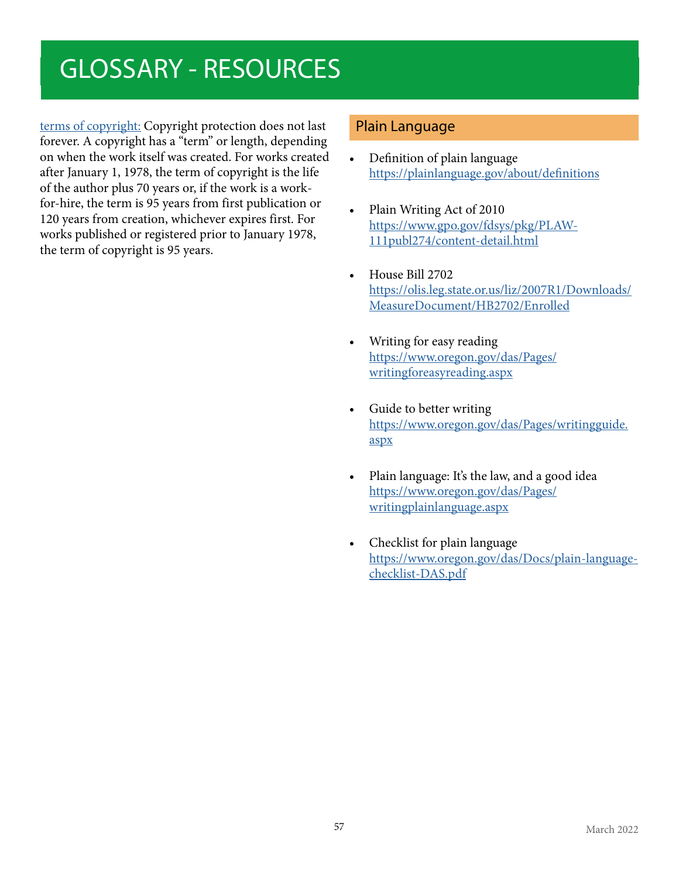# GLOSSARY - RESOURCES

terms of copyright: Copyright protection does not last forever. A copyright has a "term" or length, depending on when the work itself was created. For works created after January 1, 1978, the term of copyright is the life of the author plus 70 years or, if the work is a work-for-hire, the term is 95 years from first publication or 120 years from creation, whichever expires first. For works published or registered prior to January 1978, the term of copyright is 95 years.

## Plain Language

- Definition of plain language
  https://plainlanguage.gov/about/definitions
- Plain Writing Act of 2010
  https://www.gpo.gov/fdsys/pkg/PLAW-111publ274/content-detail.html
- House Bill 2702
  https://olis.leg.state.or.us/liz/2007R1/Downloads/MeasureDocument/HB2702/Enrolled
- Writing for easy reading
  https://www.oregon.gov/das/Pages/writingforeasyreading.aspx
- Guide to better writing
  https://www.oregon.gov/das/Pages/writingguide.aspx
- Plain language: It's the law, and a good idea
  https://www.oregon.gov/das/Pages/writingplainlanguage.aspx
- Checklist for plain language
  https://www.oregon.gov/das/Docs/plain-language-checklist-DAS.pdf